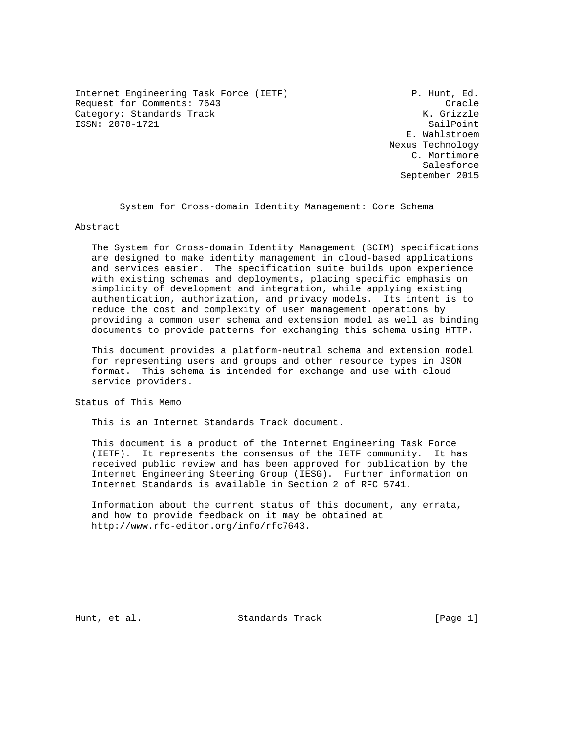Internet Engineering Task Force (IETF)  
Request for Comments: 7643  
Category: Standards Track  
ISSN: 2070-1721

P. Hunt, Ed.  
Oracle  
K. Grizzle  
SailPoint  
E. Wahlstroem  
Nexus Technology  
C. Mortimore  
Salesforce  
September 2015

# System for Cross-domain Identity Management: Core Schema

## Abstract

The System for Cross-domain Identity Management (SCIM) specifications are designed to make identity management in cloud-based applications and services easier. The specification suite builds upon experience with existing schemas and deployments, placing specific emphasis on simplicity of development and integration, while applying existing authentication, authorization, and privacy models. Its intent is to reduce the cost and complexity of user management operations by providing a common user schema and extension model as well as binding documents to provide patterns for exchanging this schema using HTTP.

This document provides a platform-neutral schema and extension model for representing users and groups and other resource types in JSON format. This schema is intended for exchange and use with cloud service providers.

## Status of This Memo

This is an Internet Standards Track document.

This document is a product of the Internet Engineering Task Force (IETF). It represents the consensus of the IETF community. It has received public review and has been approved for publication by the Internet Engineering Steering Group (IESG). Further information on Internet Standards is available in Section 2 of RFC 5741.

Information about the current status of this document, any errata, and how to provide feedback on it may be obtained at http://www.rfc-editor.org/info/rfc7643.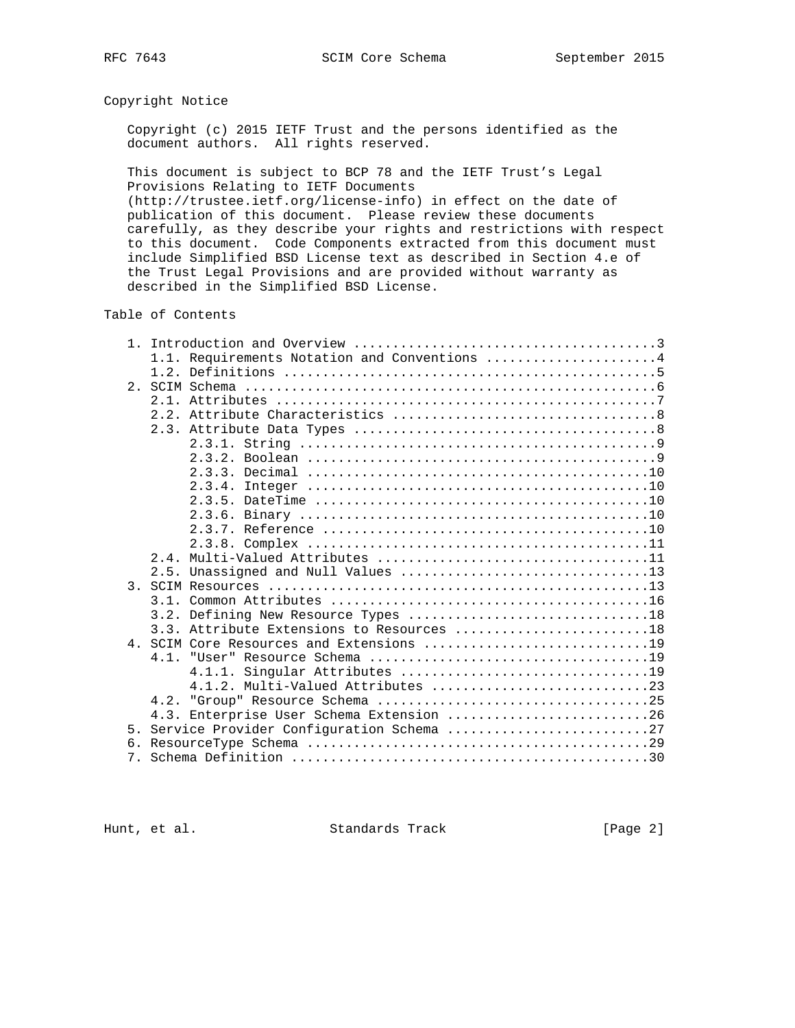## Copyright Notice

Copyright (c) 2015 IETF Trust and the persons identified as the document authors. All rights reserved.

This document is subject to BCP 78 and the IETF Trust's Legal Provisions Relating to IETF Documents (http://trustee.ietf.org/license-info) in effect on the date of publication of this document. Please review these documents carefully, as they describe your rights and restrictions with respect to this document. Code Components extracted from this document must include Simplified BSD License text as described in Section 4.e of the Trust Legal Provisions and are provided without warranty as described in the Simplified BSD License.

## Table of Contents

```
   1. Introduction and Overview .......................................3
      1.1. Requirements Notation and Conventions ......................4
      1.2. Definitions ................................................5
   2. SCIM Schema .....................................................6
      2.1. Attributes .................................................7
      2.2. Attribute Characteristics ..................................8
      2.3. Attribute Data Types .......................................8
           2.3.1. String ..............................................9
           2.3.2. Boolean .............................................9
           2.3.3. Decimal ............................................10
           2.3.4. Integer ............................................10
           2.3.5. DateTime ...........................................10
           2.3.6. Binary .............................................10
           2.3.7. Reference ..........................................10
           2.3.8. Complex ............................................11
      2.4. Multi-Valued Attributes ...................................11
      2.5. Unassigned and Null Values ................................13
   3. SCIM Resources .................................................13
      3.1. Common Attributes .........................................16
      3.2. Defining New Resource Types ...............................18
      3.3. Attribute Extensions to Resources .........................18
   4. SCIM Core Resources and Extensions .............................19
      4.1. "User" Resource Schema ....................................19
           4.1.1. Singular Attributes ................................19
           4.1.2. Multi-Valued Attributes ............................23
      4.2. "Group" Resource Schema ...................................25
      4.3. Enterprise User Schema Extension ..........................26
   5. Service Provider Configuration Schema ..........................27
   6. ResourceType Schema ............................................29
   7. Schema Definition ..............................................30
```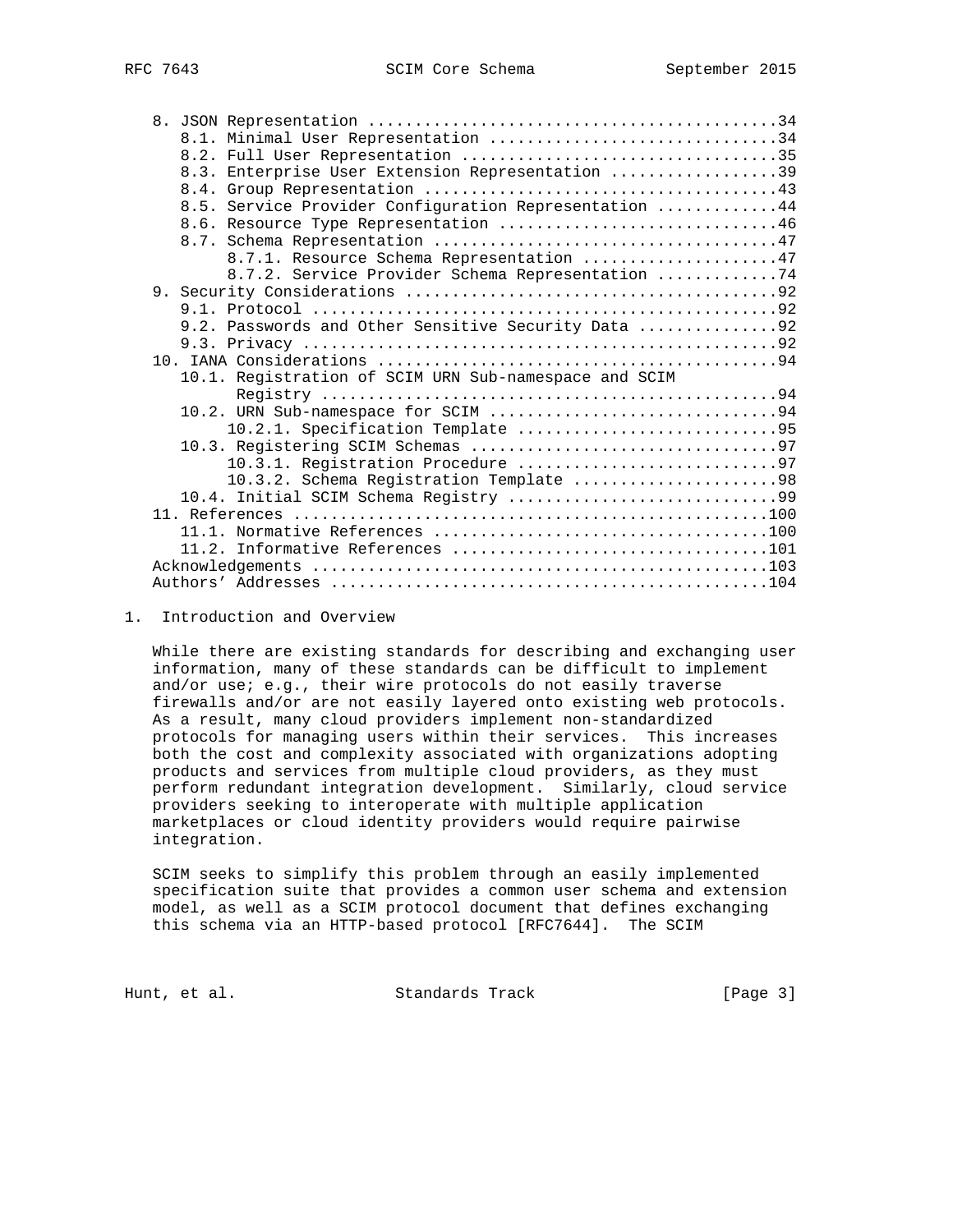8. JSON Representation ...........................................34
   8.1. Minimal User Representation ...............................34
   8.2. Full User Representation ..................................35
   8.3. Enterprise User Extension Representation ..................39
   8.4. Group Representation ......................................43
   8.5. Service Provider Configuration Representation .............44
   8.6. Resource Type Representation ..............................46
   8.7. Schema Representation .....................................47
        8.7.1. Resource Schema Representation .....................47
        8.7.2. Service Provider Schema Representation .............74
9. Security Considerations .......................................92
   9.1. Protocol ..................................................92
   9.2. Passwords and Other Sensitive Security Data ...............92
   9.3. Privacy ...................................................92
10. IANA Considerations ..........................................94
   10.1. Registration of SCIM URN Sub-namespace and SCIM
         Registry .................................................94
   10.2. URN Sub-namespace for SCIM ...............................94
        10.2.1. Specification Template ............................95
   10.3. Registering SCIM Schemas .................................97
        10.3.1. Registration Procedure ............................97
        10.3.2. Schema Registration Template ......................98
   10.4. Initial SCIM Schema Registry .............................99
11. References ..................................................100
   11.1. Normative References ....................................100
   11.2. Informative References ..................................101
Acknowledgements ................................................103
Authors' Addresses ..............................................104

# 1. Introduction and Overview

While there are existing standards for describing and exchanging user information, many of these standards can be difficult to implement and/or use; e.g., their wire protocols do not easily traverse firewalls and/or are not easily layered onto existing web protocols. As a result, many cloud providers implement non-standardized protocols for managing users within their services. This increases both the cost and complexity associated with organizations adopting products and services from multiple cloud providers, as they must perform redundant integration development. Similarly, cloud service providers seeking to interoperate with multiple application marketplaces or cloud identity providers would require pairwise integration.

SCIM seeks to simplify this problem through an easily implemented specification suite that provides a common user schema and extension model, as well as a SCIM protocol document that defines exchanging this schema via an HTTP-based protocol [RFC7644]. The SCIM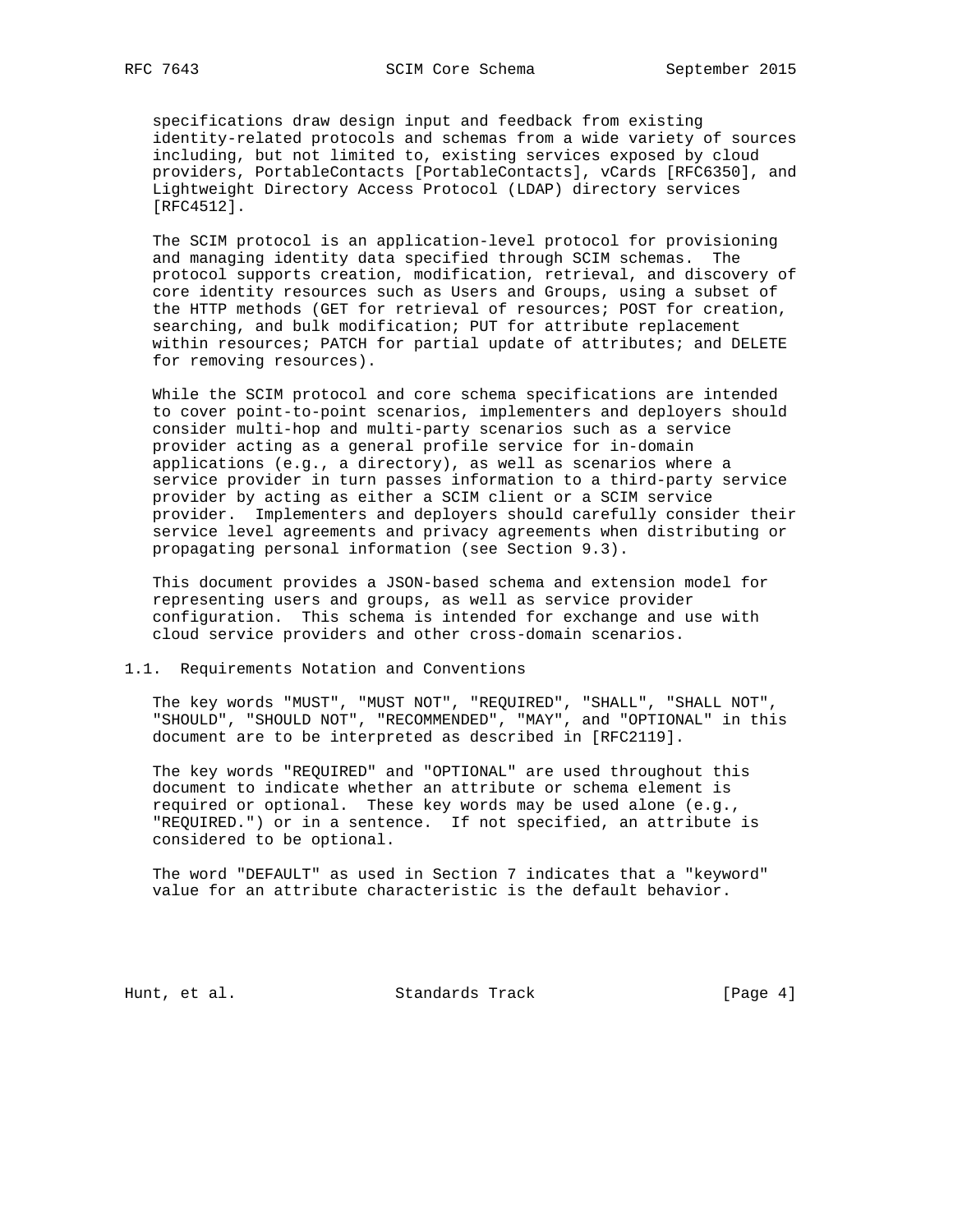specifications draw design input and feedback from existing identity-related protocols and schemas from a wide variety of sources including, but not limited to, existing services exposed by cloud providers, PortableContacts [PortableContacts], vCards [RFC6350], and Lightweight Directory Access Protocol (LDAP) directory services [RFC4512].

The SCIM protocol is an application-level protocol for provisioning and managing identity data specified through SCIM schemas. The protocol supports creation, modification, retrieval, and discovery of core identity resources such as Users and Groups, using a subset of the HTTP methods (GET for retrieval of resources; POST for creation, searching, and bulk modification; PUT for attribute replacement within resources; PATCH for partial update of attributes; and DELETE for removing resources).

While the SCIM protocol and core schema specifications are intended to cover point-to-point scenarios, implementers and deployers should consider multi-hop and multi-party scenarios such as a service provider acting as a general profile service for in-domain applications (e.g., a directory), as well as scenarios where a service provider in turn passes information to a third-party service provider by acting as either a SCIM client or a SCIM service provider. Implementers and deployers should carefully consider their service level agreements and privacy agreements when distributing or propagating personal information (see Section 9.3).

This document provides a JSON-based schema and extension model for representing users and groups, as well as service provider configuration. This schema is intended for exchange and use with cloud service providers and other cross-domain scenarios.

## 1.1. Requirements Notation and Conventions

The key words "MUST", "MUST NOT", "REQUIRED", "SHALL", "SHALL NOT", "SHOULD", "SHOULD NOT", "RECOMMENDED", "MAY", and "OPTIONAL" in this document are to be interpreted as described in [RFC2119].

The key words "REQUIRED" and "OPTIONAL" are used throughout this document to indicate whether an attribute or schema element is required or optional. These key words may be used alone (e.g., "REQUIRED.") or in a sentence. If not specified, an attribute is considered to be optional.

The word "DEFAULT" as used in Section 7 indicates that a "keyword" value for an attribute characteristic is the default behavior.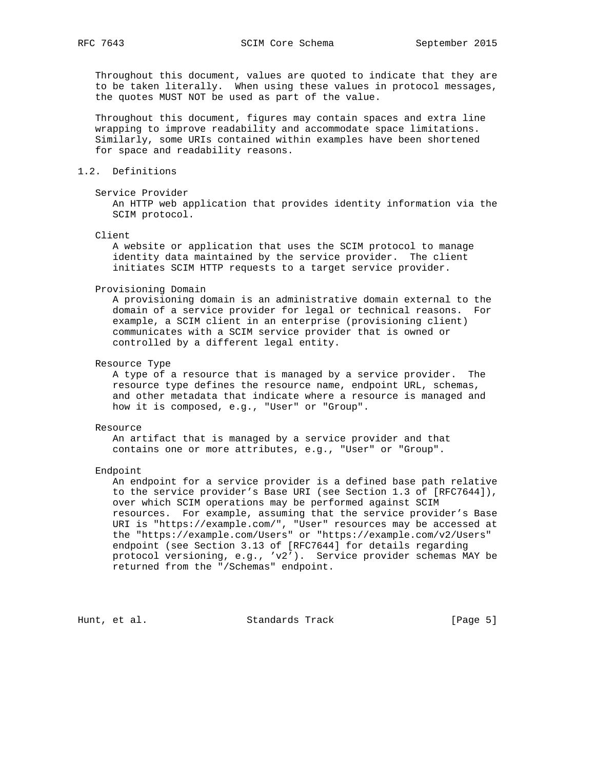Throughout this document, values are quoted to indicate that they are to be taken literally. When using these values in protocol messages, the quotes MUST NOT be used as part of the value.

Throughout this document, figures may contain spaces and extra line wrapping to improve readability and accommodate space limitations. Similarly, some URIs contained within examples have been shortened for space and readability reasons.

## 1.2. Definitions

Service Provider
: An HTTP web application that provides identity information via the SCIM protocol.

Client
: A website or application that uses the SCIM protocol to manage identity data maintained by the service provider. The client initiates SCIM HTTP requests to a target service provider.

Provisioning Domain
: A provisioning domain is an administrative domain external to the domain of a service provider for legal or technical reasons. For example, a SCIM client in an enterprise (provisioning client) communicates with a SCIM service provider that is owned or controlled by a different legal entity.

Resource Type
: A type of a resource that is managed by a service provider. The resource type defines the resource name, endpoint URL, schemas, and other metadata that indicate where a resource is managed and how it is composed, e.g., "User" or "Group".

Resource
: An artifact that is managed by a service provider and that contains one or more attributes, e.g., "User" or "Group".

Endpoint
: An endpoint for a service provider is a defined base path relative to the service provider's Base URI (see Section 1.3 of [RFC7644]), over which SCIM operations may be performed against SCIM resources. For example, assuming that the service provider's Base URI is "https://example.com/", "User" resources may be accessed at the "https://example.com/Users" or "https://example.com/v2/Users" endpoint (see Section 3.13 of [RFC7644] for details regarding protocol versioning, e.g., 'v2'). Service provider schemas MAY be returned from the "/Schemas" endpoint.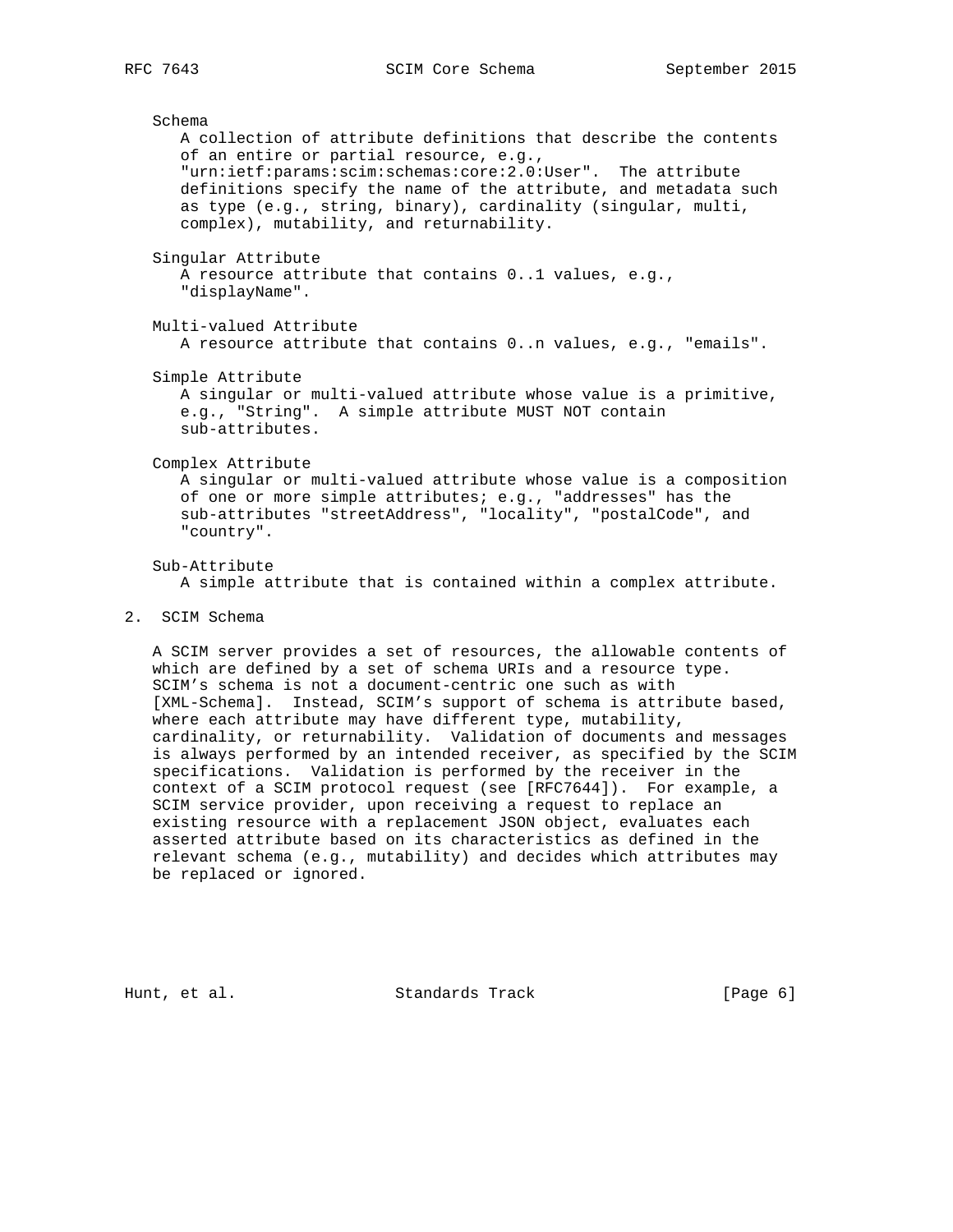Schema
A collection of attribute definitions that describe the contents of an entire or partial resource, e.g., "urn:ietf:params:scim:schemas:core:2.0:User". The attribute definitions specify the name of the attribute, and metadata such as type (e.g., string, binary), cardinality (singular, multi, complex), mutability, and returnability.

Singular Attribute
A resource attribute that contains 0..1 values, e.g., "displayName".

Multi-valued Attribute
A resource attribute that contains 0..n values, e.g., "emails".

Simple Attribute
A singular or multi-valued attribute whose value is a primitive, e.g., "String". A simple attribute MUST NOT contain sub-attributes.

Complex Attribute
A singular or multi-valued attribute whose value is a composition of one or more simple attributes; e.g., "addresses" has the sub-attributes "streetAddress", "locality", "postalCode", and "country".

Sub-Attribute
A simple attribute that is contained within a complex attribute.

## 2. SCIM Schema

A SCIM server provides a set of resources, the allowable contents of which are defined by a set of schema URIs and a resource type. SCIM's schema is not a document-centric one such as with [XML-Schema]. Instead, SCIM's support of schema is attribute based, where each attribute may have different type, mutability, cardinality, or returnability. Validation of documents and messages is always performed by an intended receiver, as specified by the SCIM specifications. Validation is performed by the receiver in the context of a SCIM protocol request (see [RFC7644]). For example, a SCIM service provider, upon receiving a request to replace an existing resource with a replacement JSON object, evaluates each asserted attribute based on its characteristics as defined in the relevant schema (e.g., mutability) and decides which attributes may be replaced or ignored.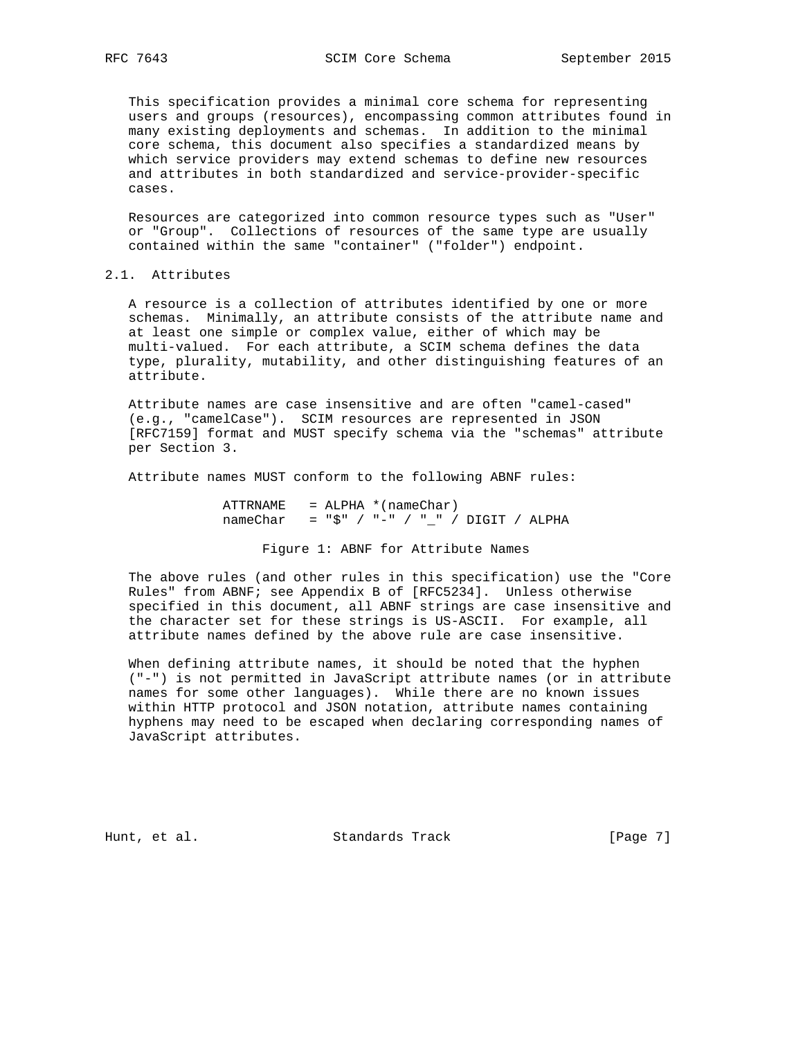This specification provides a minimal core schema for representing users and groups (resources), encompassing common attributes found in many existing deployments and schemas. In addition to the minimal core schema, this document also specifies a standardized means by which service providers may extend schemas to define new resources and attributes in both standardized and service-provider-specific cases.

Resources are categorized into common resource types such as "User" or "Group". Collections of resources of the same type are usually contained within the same "container" ("folder") endpoint.

## 2.1. Attributes

A resource is a collection of attributes identified by one or more schemas. Minimally, an attribute consists of the attribute name and at least one simple or complex value, either of which may be multi-valued. For each attribute, a SCIM schema defines the data type, plurality, mutability, and other distinguishing features of an attribute.

Attribute names are case insensitive and are often "camel-cased" (e.g., "camelCase"). SCIM resources are represented in JSON [RFC7159] format and MUST specify schema via the "schemas" attribute per Section 3.

Attribute names MUST conform to the following ABNF rules:

```
ATTRNAME   = ALPHA *(nameChar)
nameChar   = "$" / "-" / "_" / DIGIT / ALPHA
```

Figure 1: ABNF for Attribute Names

The above rules (and other rules in this specification) use the "Core Rules" from ABNF; see Appendix B of [RFC5234]. Unless otherwise specified in this document, all ABNF strings are case insensitive and the character set for these strings is US-ASCII. For example, all attribute names defined by the above rule are case insensitive.

When defining attribute names, it should be noted that the hyphen ("-") is not permitted in JavaScript attribute names (or in attribute names for some other languages). While there are no known issues within HTTP protocol and JSON notation, attribute names containing hyphens may need to be escaped when declaring corresponding names of JavaScript attributes.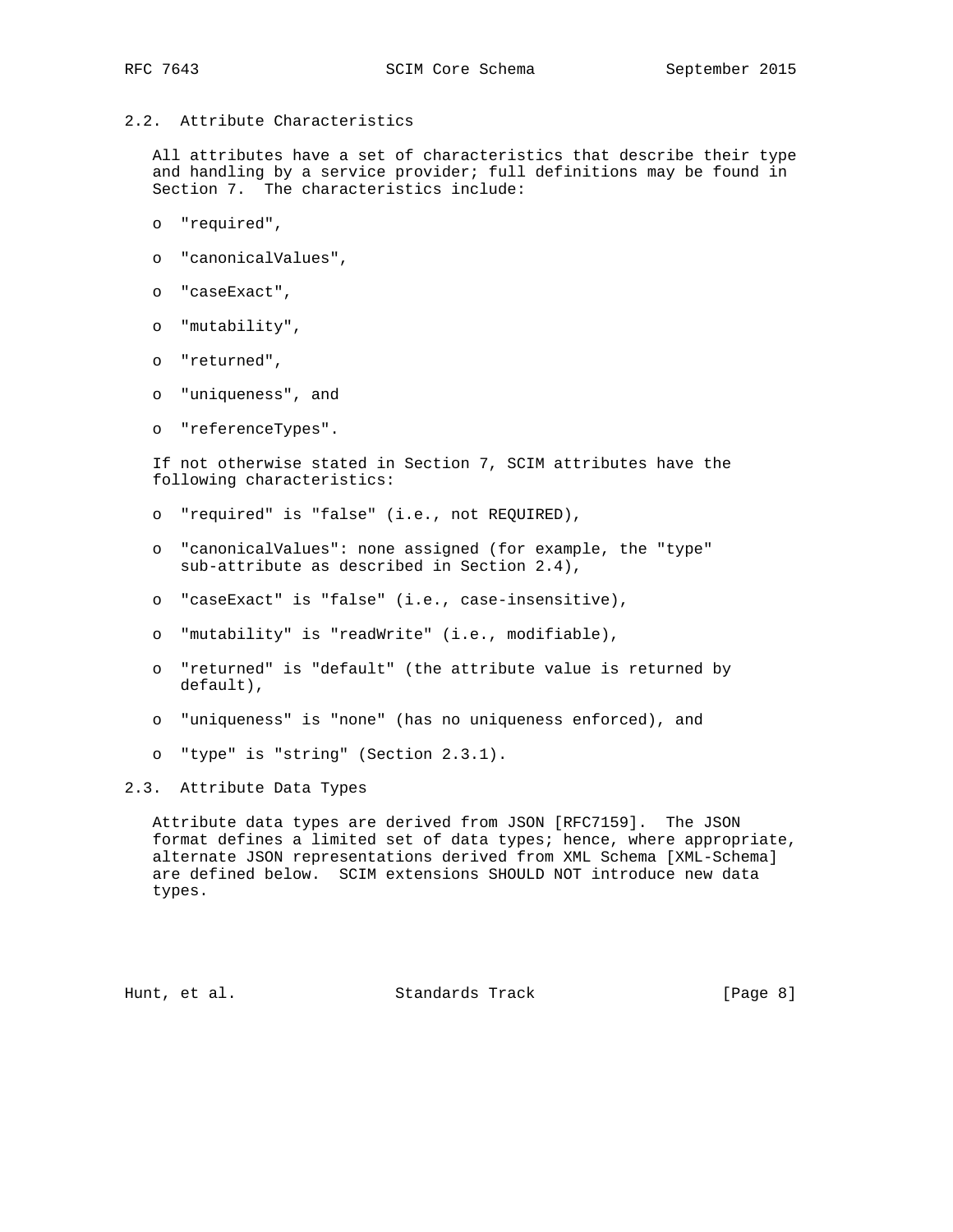## 2.2. Attribute Characteristics

All attributes have a set of characteristics that describe their type and handling by a service provider; full definitions may be found in Section 7. The characteristics include:

- "required",
- "canonicalValues",
- "caseExact",
- "mutability",
- "returned",
- "uniqueness", and
- "referenceTypes".

If not otherwise stated in Section 7, SCIM attributes have the following characteristics:

- "required" is "false" (i.e., not REQUIRED),
- "canonicalValues": none assigned (for example, the "type" sub-attribute as described in Section 2.4),
- "caseExact" is "false" (i.e., case-insensitive),
- "mutability" is "readWrite" (i.e., modifiable),
- "returned" is "default" (the attribute value is returned by default),
- "uniqueness" is "none" (has no uniqueness enforced), and
- "type" is "string" (Section 2.3.1).

## 2.3. Attribute Data Types

Attribute data types are derived from JSON [RFC7159]. The JSON format defines a limited set of data types; hence, where appropriate, alternate JSON representations derived from XML Schema [XML-Schema] are defined below. SCIM extensions SHOULD NOT introduce new data types.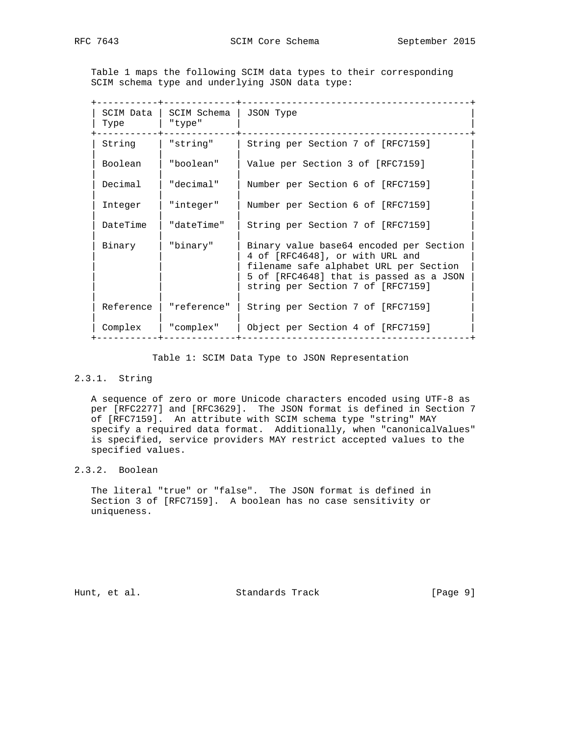Table 1 maps the following SCIM data types to their corresponding SCIM schema type and underlying JSON data type:

| SCIM Data Type | SCIM Schema "type" | JSON Type |
| --- | --- | --- |
| String | "string" | String per Section 7 of [RFC7159] |
| Boolean | "boolean" | Value per Section 3 of [RFC7159] |
| Decimal | "decimal" | Number per Section 6 of [RFC7159] |
| Integer | "integer" | Number per Section 6 of [RFC7159] |
| DateTime | "dateTime" | String per Section 7 of [RFC7159] |
| Binary | "binary" | Binary value base64 encoded per Section 4 of [RFC4648], or with URL and filename safe alphabet URL per Section 5 of [RFC4648] that is passed as a JSON string per Section 7 of [RFC7159] |
| Reference | "reference" | String per Section 7 of [RFC7159] |
| Complex | "complex" | Object per Section 4 of [RFC7159] |

Table 1: SCIM Data Type to JSON Representation

### 2.3.1. String

A sequence of zero or more Unicode characters encoded using UTF-8 as per [RFC2277] and [RFC3629]. The JSON format is defined in Section 7 of [RFC7159]. An attribute with SCIM schema type "string" MAY specify a required data format. Additionally, when "canonicalValues" is specified, service providers MAY restrict accepted values to the specified values.

### 2.3.2. Boolean

The literal "true" or "false". The JSON format is defined in Section 3 of [RFC7159]. A boolean has no case sensitivity or uniqueness.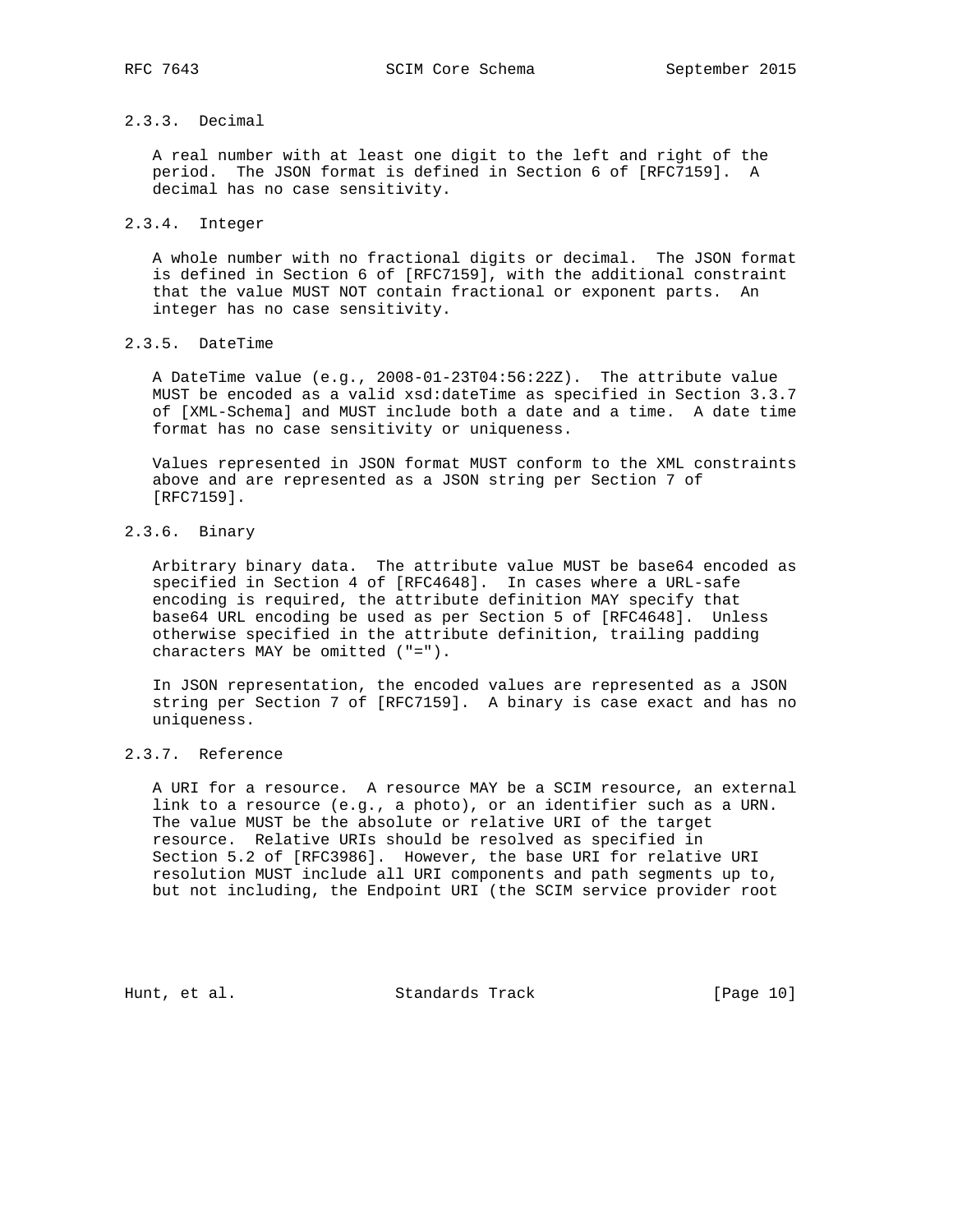#### 2.3.3. Decimal

A real number with at least one digit to the left and right of the period. The JSON format is defined in Section 6 of [RFC7159]. A decimal has no case sensitivity.

#### 2.3.4. Integer

A whole number with no fractional digits or decimal. The JSON format is defined in Section 6 of [RFC7159], with the additional constraint that the value MUST NOT contain fractional or exponent parts. An integer has no case sensitivity.

#### 2.3.5. DateTime

A DateTime value (e.g., 2008-01-23T04:56:22Z). The attribute value MUST be encoded as a valid xsd:dateTime as specified in Section 3.3.7 of [XML-Schema] and MUST include both a date and a time. A date time format has no case sensitivity or uniqueness.

Values represented in JSON format MUST conform to the XML constraints above and are represented as a JSON string per Section 7 of [RFC7159].

#### 2.3.6. Binary

Arbitrary binary data. The attribute value MUST be base64 encoded as specified in Section 4 of [RFC4648]. In cases where a URL-safe encoding is required, the attribute definition MAY specify that base64 URL encoding be used as per Section 5 of [RFC4648]. Unless otherwise specified in the attribute definition, trailing padding characters MAY be omitted ("=").

In JSON representation, the encoded values are represented as a JSON string per Section 7 of [RFC7159]. A binary is case exact and has no uniqueness.

#### 2.3.7. Reference

A URI for a resource. A resource MAY be a SCIM resource, an external link to a resource (e.g., a photo), or an identifier such as a URN. The value MUST be the absolute or relative URI of the target resource. Relative URIs should be resolved as specified in Section 5.2 of [RFC3986]. However, the base URI for relative URI resolution MUST include all URI components and path segments up to, but not including, the Endpoint URI (the SCIM service provider root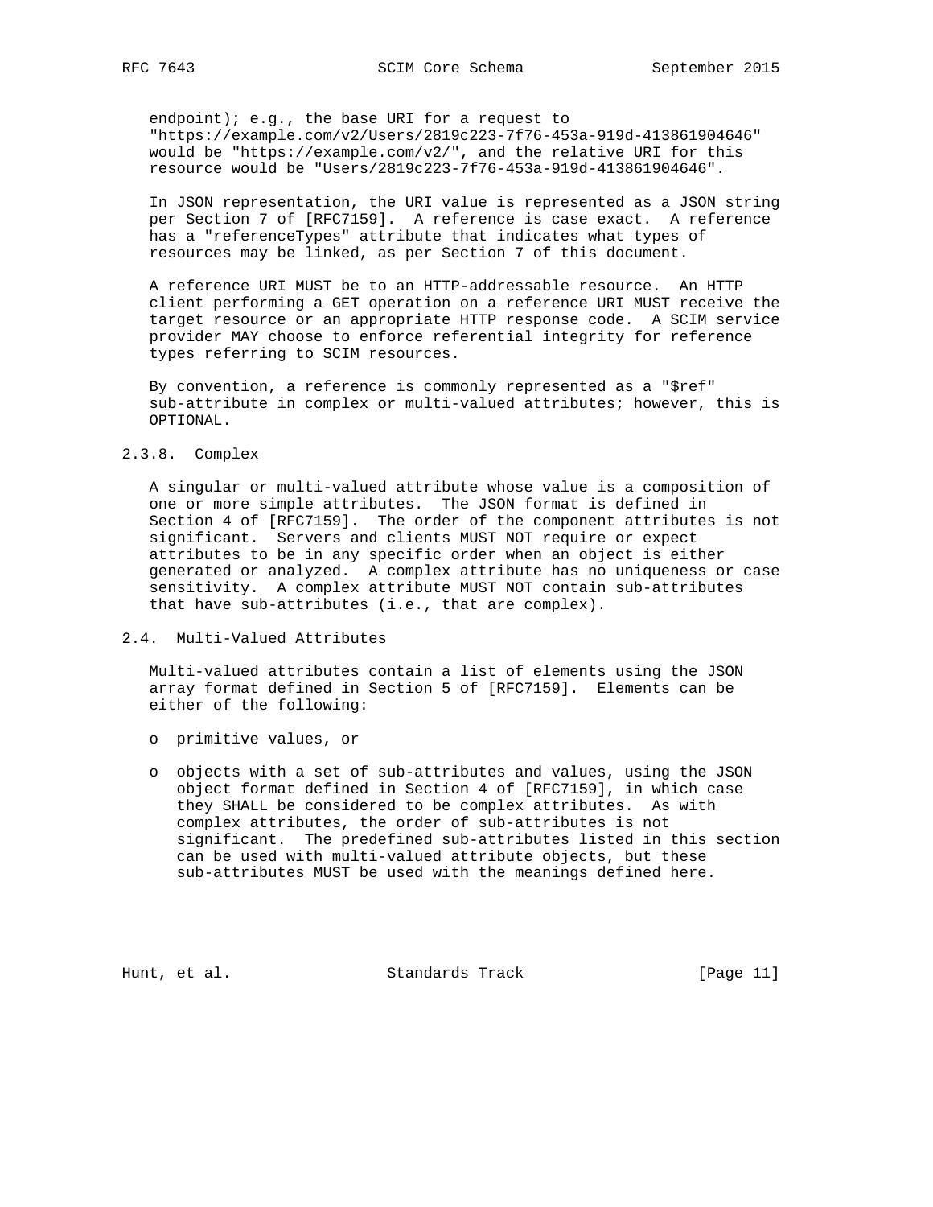endpoint); e.g., the base URI for a request to "https://example.com/v2/Users/2819c223-7f76-453a-919d-413861904646" would be "https://example.com/v2/", and the relative URI for this resource would be "Users/2819c223-7f76-453a-919d-413861904646".

In JSON representation, the URI value is represented as a JSON string per Section 7 of [RFC7159]. A reference is case exact. A reference has a "referenceTypes" attribute that indicates what types of resources may be linked, as per Section 7 of this document.

A reference URI MUST be to an HTTP-addressable resource. An HTTP client performing a GET operation on a reference URI MUST receive the target resource or an appropriate HTTP response code. A SCIM service provider MAY choose to enforce referential integrity for reference types referring to SCIM resources.

By convention, a reference is commonly represented as a "$ref" sub-attribute in complex or multi-valued attributes; however, this is OPTIONAL.

#### 2.3.8. Complex

A singular or multi-valued attribute whose value is a composition of one or more simple attributes. The JSON format is defined in Section 4 of [RFC7159]. The order of the component attributes is not significant. Servers and clients MUST NOT require or expect attributes to be in any specific order when an object is either generated or analyzed. A complex attribute has no uniqueness or case sensitivity. A complex attribute MUST NOT contain sub-attributes that have sub-attributes (i.e., that are complex).

### 2.4. Multi-Valued Attributes

Multi-valued attributes contain a list of elements using the JSON array format defined in Section 5 of [RFC7159]. Elements can be either of the following:

- primitive values, or
- objects with a set of sub-attributes and values, using the JSON object format defined in Section 4 of [RFC7159], in which case they SHALL be considered to be complex attributes. As with complex attributes, the order of sub-attributes is not significant. The predefined sub-attributes listed in this section can be used with multi-valued attribute objects, but these sub-attributes MUST be used with the meanings defined here.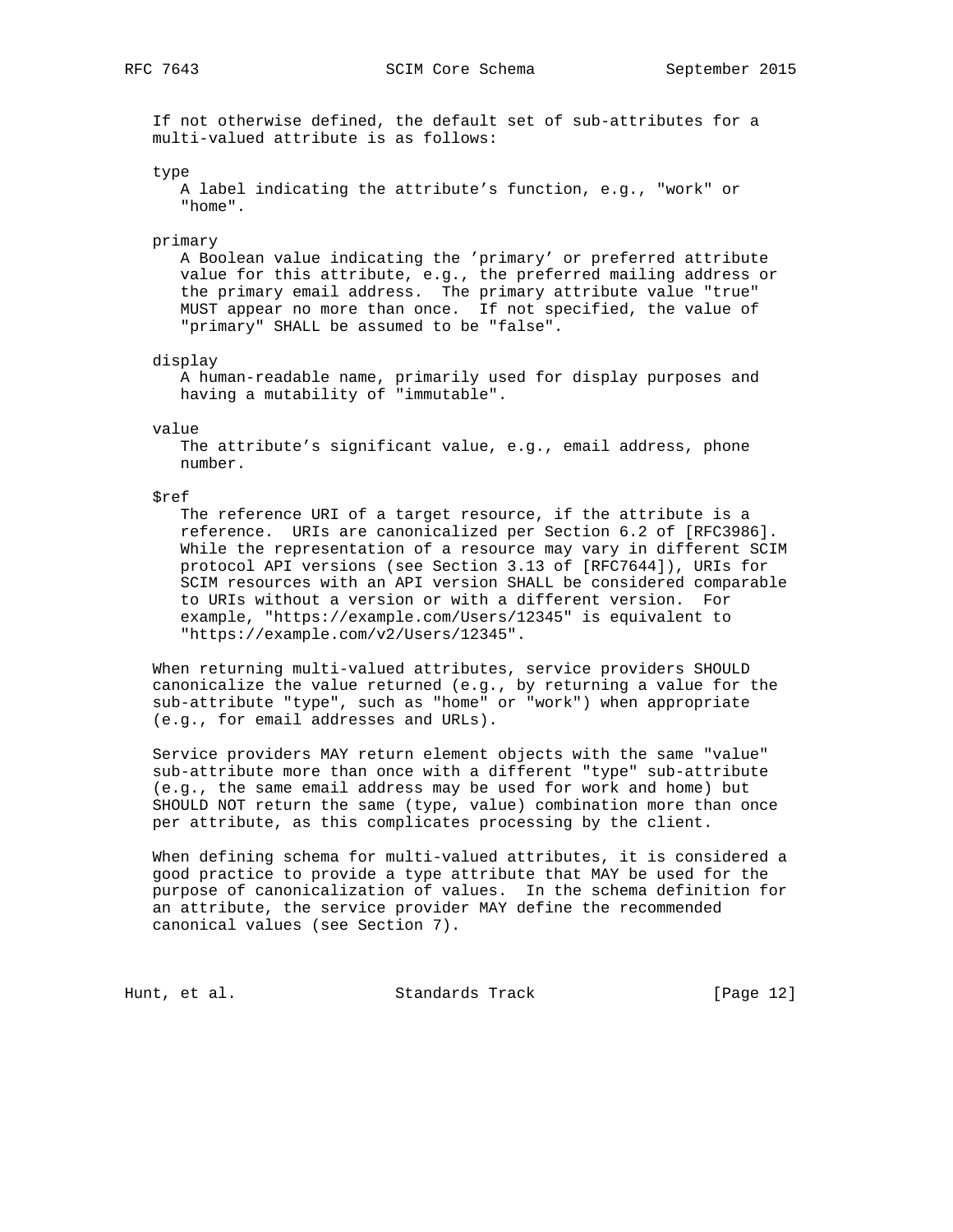If not otherwise defined, the default set of sub-attributes for a multi-valued attribute is as follows:

type
: A label indicating the attribute’s function, e.g., "work" or "home".

primary
: A Boolean value indicating the ’primary’ or preferred attribute value for this attribute, e.g., the preferred mailing address or the primary email address. The primary attribute value "true" MUST appear no more than once. If not specified, the value of "primary" SHALL be assumed to be "false".

display
: A human-readable name, primarily used for display purposes and having a mutability of "immutable".

value
: The attribute’s significant value, e.g., email address, phone number.

$ref
: The reference URI of a target resource, if the attribute is a reference. URIs are canonicalized per Section 6.2 of [RFC3986]. While the representation of a resource may vary in different SCIM protocol API versions (see Section 3.13 of [RFC7644]), URIs for SCIM resources with an API version SHALL be considered comparable to URIs without a version or with a different version. For example, "https://example.com/Users/12345" is equivalent to "https://example.com/v2/Users/12345".

When returning multi-valued attributes, service providers SHOULD canonicalize the value returned (e.g., by returning a value for the sub-attribute "type", such as "home" or "work") when appropriate (e.g., for email addresses and URLs).

Service providers MAY return element objects with the same "value" sub-attribute more than once with a different "type" sub-attribute (e.g., the same email address may be used for work and home) but SHOULD NOT return the same (type, value) combination more than once per attribute, as this complicates processing by the client.

When defining schema for multi-valued attributes, it is considered a good practice to provide a type attribute that MAY be used for the purpose of canonicalization of values. In the schema definition for an attribute, the service provider MAY define the recommended canonical values (see Section 7).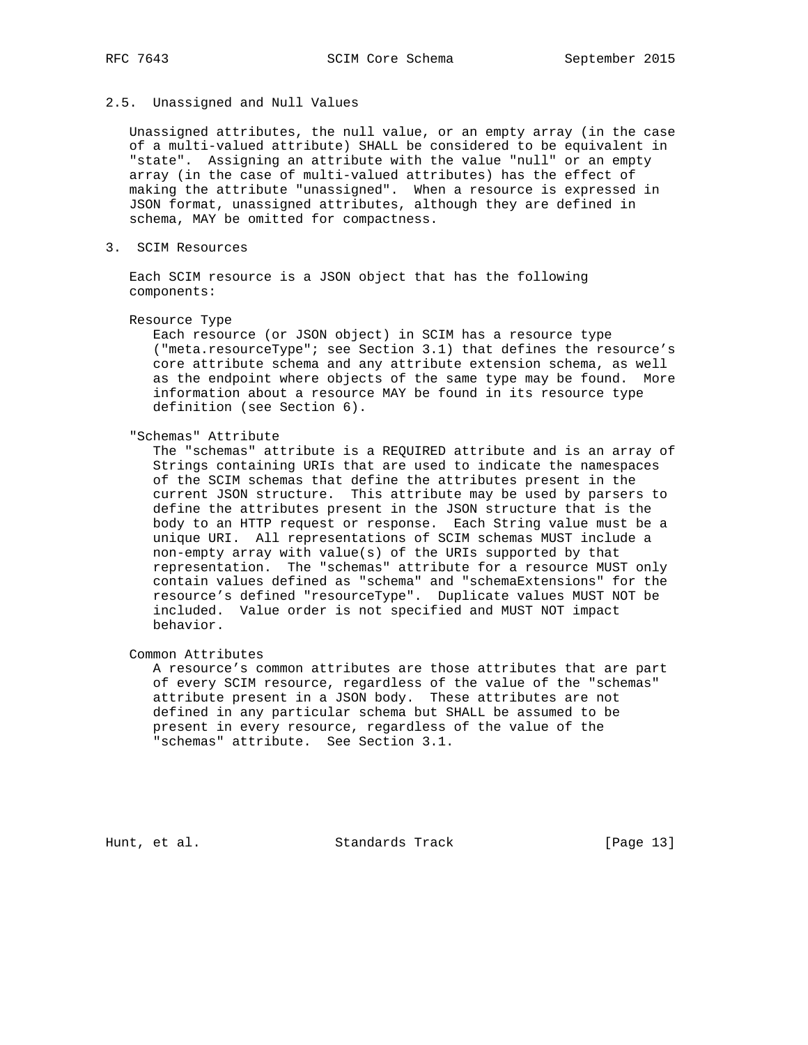### 2.5. Unassigned and Null Values

Unassigned attributes, the null value, or an empty array (in the case of a multi-valued attribute) SHALL be considered to be equivalent in "state". Assigning an attribute with the value "null" or an empty array (in the case of multi-valued attributes) has the effect of making the attribute "unassigned". When a resource is expressed in JSON format, unassigned attributes, although they are defined in schema, MAY be omitted for compactness.

## 3. SCIM Resources

Each SCIM resource is a JSON object that has the following components:

Resource Type
: Each resource (or JSON object) in SCIM has a resource type ("meta.resourceType"; see Section 3.1) that defines the resource's core attribute schema and any attribute extension schema, as well as the endpoint where objects of the same type may be found. More information about a resource MAY be found in its resource type definition (see Section 6).

"Schemas" Attribute
: The "schemas" attribute is a REQUIRED attribute and is an array of Strings containing URIs that are used to indicate the namespaces of the SCIM schemas that define the attributes present in the current JSON structure. This attribute may be used by parsers to define the attributes present in the JSON structure that is the body to an HTTP request or response. Each String value must be a unique URI. All representations of SCIM schemas MUST include a non-empty array with value(s) of the URIs supported by that representation. The "schemas" attribute for a resource MUST only contain values defined as "schema" and "schemaExtensions" for the resource's defined "resourceType". Duplicate values MUST NOT be included. Value order is not specified and MUST NOT impact behavior.

Common Attributes
: A resource's common attributes are those attributes that are part of every SCIM resource, regardless of the value of the "schemas" attribute present in a JSON body. These attributes are not defined in any particular schema but SHALL be assumed to be present in every resource, regardless of the value of the "schemas" attribute. See Section 3.1.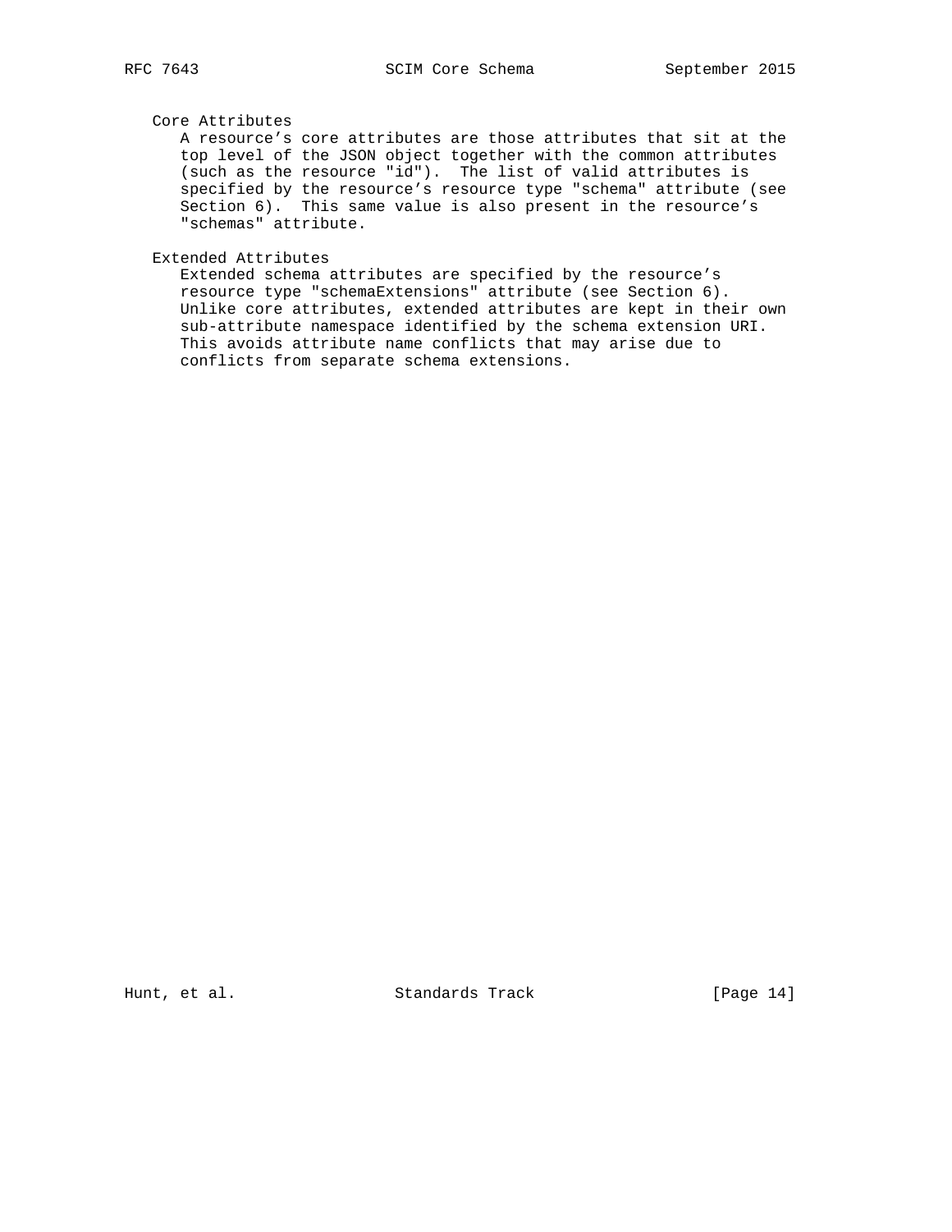Core Attributes

A resource's core attributes are those attributes that sit at the top level of the JSON object together with the common attributes (such as the resource "id"). The list of valid attributes is specified by the resource's resource type "schema" attribute (see Section 6). This same value is also present in the resource's "schemas" attribute.

Extended Attributes

Extended schema attributes are specified by the resource's resource type "schemaExtensions" attribute (see Section 6). Unlike core attributes, extended attributes are kept in their own sub-attribute namespace identified by the schema extension URI. This avoids attribute name conflicts that may arise due to conflicts from separate schema extensions.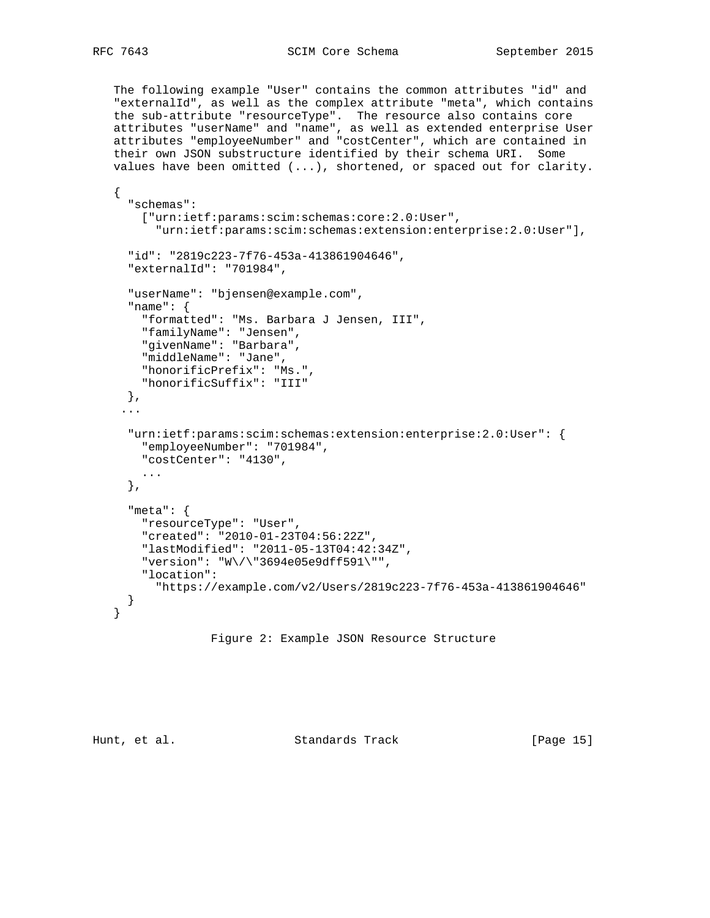The following example "User" contains the common attributes "id" and "externalId", as well as the complex attribute "meta", which contains the sub-attribute "resourceType". The resource also contains core attributes "userName" and "name", as well as extended enterprise User attributes "employeeNumber" and "costCenter", which are contained in their own JSON substructure identified by their schema URI. Some values have been omitted (...), shortened, or spaced out for clarity.

```
{
  "schemas":
    ["urn:ietf:params:scim:schemas:core:2.0:User",
      "urn:ietf:params:scim:schemas:extension:enterprise:2.0:User"],

  "id": "2819c223-7f76-453a-413861904646",
  "externalId": "701984",

  "userName": "bjensen@example.com",
  "name": {
    "formatted": "Ms. Barbara J Jensen, III",
    "familyName": "Jensen",
    "givenName": "Barbara",
    "middleName": "Jane",
    "honorificPrefix": "Ms.",
    "honorificSuffix": "III"
  },
 ...

  "urn:ietf:params:scim:schemas:extension:enterprise:2.0:User": {
    "employeeNumber": "701984",
    "costCenter": "4130",
    ...
  },

  "meta": {
    "resourceType": "User",
    "created": "2010-01-23T04:56:22Z",
    "lastModified": "2011-05-13T04:42:34Z",
    "version": "W\/\"3694e05e9dff591\"",
    "location":
      "https://example.com/v2/Users/2819c223-7f76-453a-413861904646"
  }
}
```

Figure 2: Example JSON Resource Structure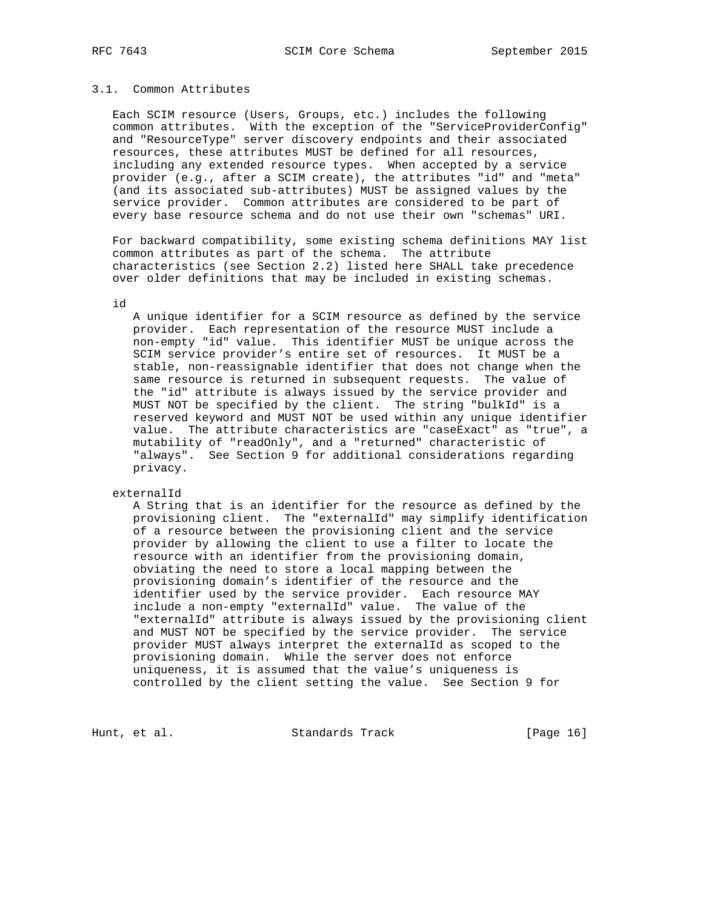### 3.1. Common Attributes

Each SCIM resource (Users, Groups, etc.) includes the following common attributes. With the exception of the "ServiceProviderConfig" and "ResourceType" server discovery endpoints and their associated resources, these attributes MUST be defined for all resources, including any extended resource types. When accepted by a service provider (e.g., after a SCIM create), the attributes "id" and "meta" (and its associated sub-attributes) MUST be assigned values by the service provider. Common attributes are considered to be part of every base resource schema and do not use their own "schemas" URI.

For backward compatibility, some existing schema definitions MAY list common attributes as part of the schema. The attribute characteristics (see Section 2.2) listed here SHALL take precedence over older definitions that may be included in existing schemas.

id

A unique identifier for a SCIM resource as defined by the service provider. Each representation of the resource MUST include a non-empty "id" value. This identifier MUST be unique across the SCIM service provider's entire set of resources. It MUST be a stable, non-reassignable identifier that does not change when the same resource is returned in subsequent requests. The value of the "id" attribute is always issued by the service provider and MUST NOT be specified by the client. The string "bulkId" is a reserved keyword and MUST NOT be used within any unique identifier value. The attribute characteristics are "caseExact" as "true", a mutability of "readOnly", and a "returned" characteristic of "always". See Section 9 for additional considerations regarding privacy.

externalId

A String that is an identifier for the resource as defined by the provisioning client. The "externalId" may simplify identification of a resource between the provisioning client and the service provider by allowing the client to use a filter to locate the resource with an identifier from the provisioning domain, obviating the need to store a local mapping between the provisioning domain's identifier of the resource and the identifier used by the service provider. Each resource MAY include a non-empty "externalId" value. The value of the "externalId" attribute is always issued by the provisioning client and MUST NOT be specified by the service provider. The service provider MUST always interpret the externalId as scoped to the provisioning domain. While the server does not enforce uniqueness, it is assumed that the value's uniqueness is controlled by the client setting the value. See Section 9 for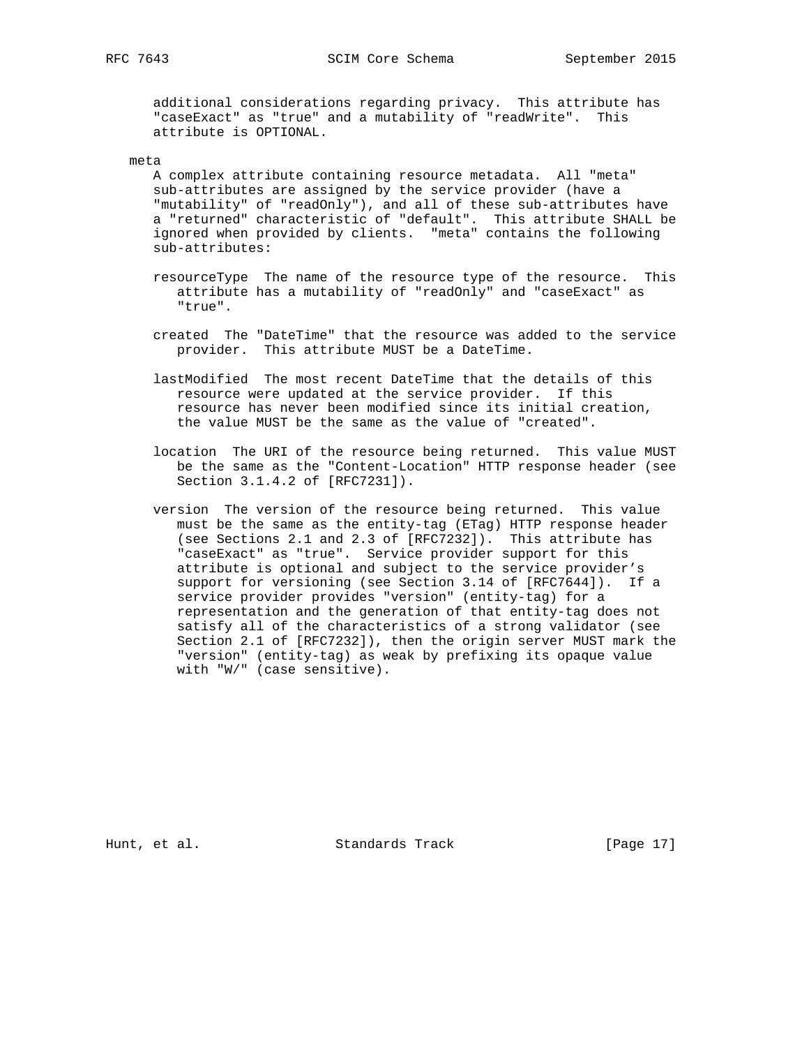additional considerations regarding privacy. This attribute has "caseExact" as "true" and a mutability of "readWrite". This attribute is OPTIONAL.

meta

A complex attribute containing resource metadata. All "meta" sub-attributes are assigned by the service provider (have a "mutability" of "readOnly"), and all of these sub-attributes have a "returned" characteristic of "default". This attribute SHALL be ignored when provided by clients. "meta" contains the following sub-attributes:

resourceType  The name of the resource type of the resource. This attribute has a mutability of "readOnly" and "caseExact" as "true".

created  The "DateTime" that the resource was added to the service provider. This attribute MUST be a DateTime.

lastModified  The most recent DateTime that the details of this resource were updated at the service provider. If this resource has never been modified since its initial creation, the value MUST be the same as the value of "created".

location  The URI of the resource being returned. This value MUST be the same as the "Content-Location" HTTP response header (see Section 3.1.4.2 of [RFC7231]).

version  The version of the resource being returned. This value must be the same as the entity-tag (ETag) HTTP response header (see Sections 2.1 and 2.3 of [RFC7232]). This attribute has "caseExact" as "true". Service provider support for this attribute is optional and subject to the service provider's support for versioning (see Section 3.14 of [RFC7644]). If a service provider provides "version" (entity-tag) for a representation and the generation of that entity-tag does not satisfy all of the characteristics of a strong validator (see Section 2.1 of [RFC7232]), then the origin server MUST mark the "version" (entity-tag) as weak by prefixing its opaque value with "W/" (case sensitive).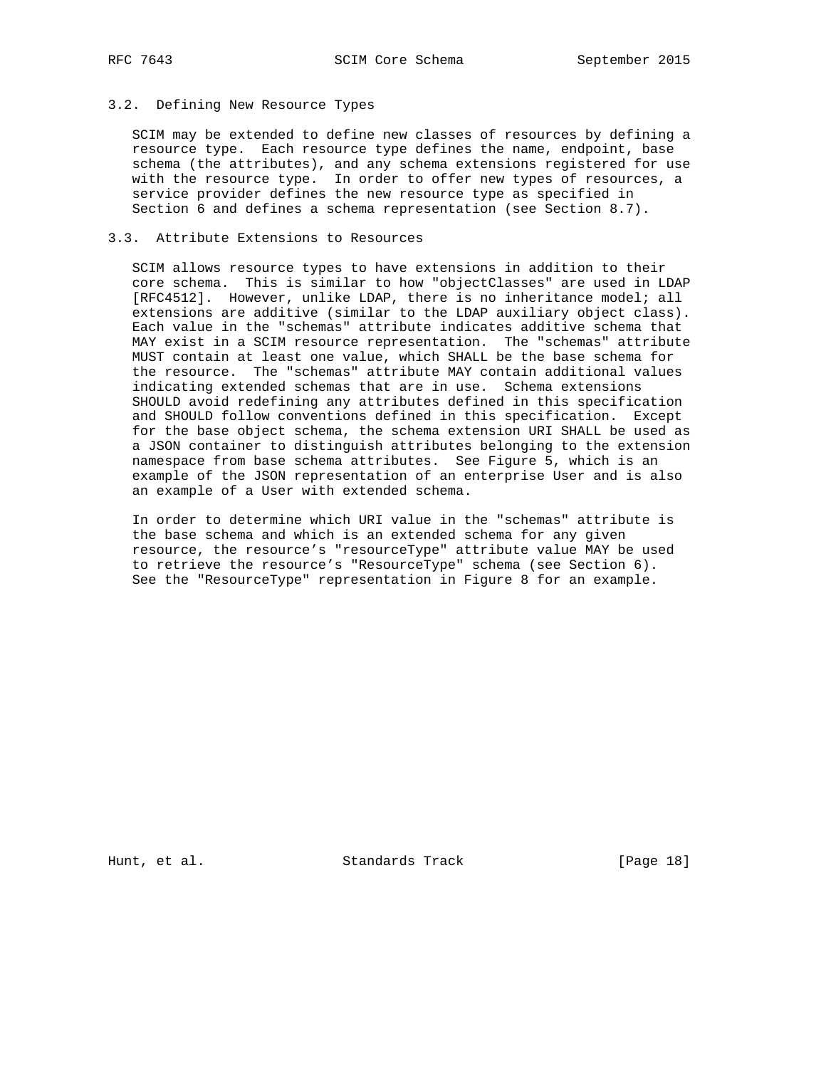### 3.2. Defining New Resource Types

SCIM may be extended to define new classes of resources by defining a resource type. Each resource type defines the name, endpoint, base schema (the attributes), and any schema extensions registered for use with the resource type. In order to offer new types of resources, a service provider defines the new resource type as specified in Section 6 and defines a schema representation (see Section 8.7).

### 3.3. Attribute Extensions to Resources

SCIM allows resource types to have extensions in addition to their core schema. This is similar to how "objectClasses" are used in LDAP [RFC4512]. However, unlike LDAP, there is no inheritance model; all extensions are additive (similar to the LDAP auxiliary object class). Each value in the "schemas" attribute indicates additive schema that MAY exist in a SCIM resource representation. The "schemas" attribute MUST contain at least one value, which SHALL be the base schema for the resource. The "schemas" attribute MAY contain additional values indicating extended schemas that are in use. Schema extensions SHOULD avoid redefining any attributes defined in this specification and SHOULD follow conventions defined in this specification. Except for the base object schema, the schema extension URI SHALL be used as a JSON container to distinguish attributes belonging to the extension namespace from base schema attributes. See Figure 5, which is an example of the JSON representation of an enterprise User and is also an example of a User with extended schema.

In order to determine which URI value in the "schemas" attribute is the base schema and which is an extended schema for any given resource, the resource's "resourceType" attribute value MAY be used to retrieve the resource's "ResourceType" schema (see Section 6). See the "ResourceType" representation in Figure 8 for an example.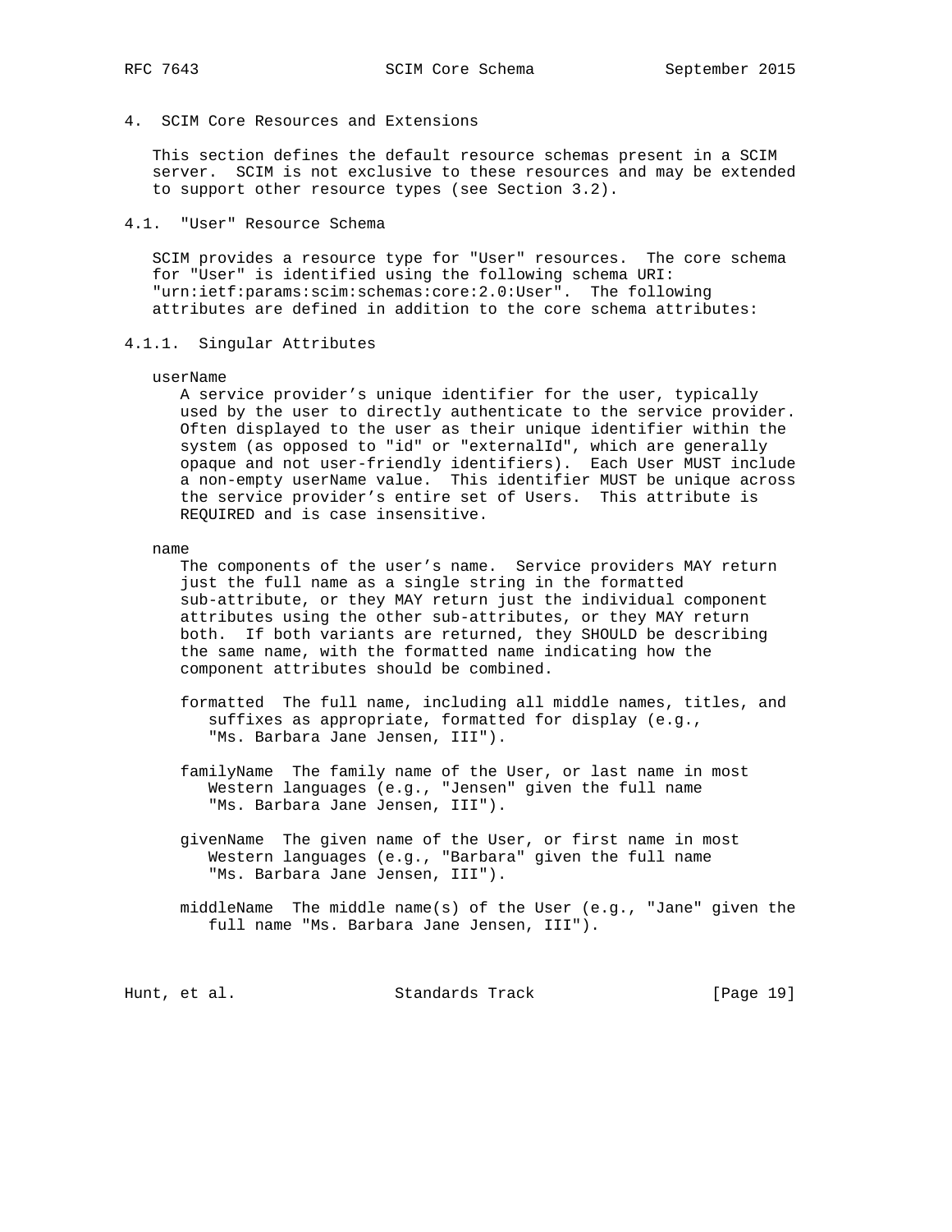# 4. SCIM Core Resources and Extensions

This section defines the default resource schemas present in a SCIM server. SCIM is not exclusive to these resources and may be extended to support other resource types (see Section 3.2).

## 4.1. "User" Resource Schema

SCIM provides a resource type for "User" resources. The core schema for "User" is identified using the following schema URI: "urn:ietf:params:scim:schemas:core:2.0:User". The following attributes are defined in addition to the core schema attributes:

### 4.1.1. Singular Attributes

userName

A service provider's unique identifier for the user, typically used by the user to directly authenticate to the service provider. Often displayed to the user as their unique identifier within the system (as opposed to "id" or "externalId", which are generally opaque and not user-friendly identifiers). Each User MUST include a non-empty userName value. This identifier MUST be unique across the service provider's entire set of Users. This attribute is REQUIRED and is case insensitive.

name

The components of the user's name. Service providers MAY return just the full name as a single string in the formatted sub-attribute, or they MAY return just the individual component attributes using the other sub-attributes, or they MAY return both. If both variants are returned, they SHOULD be describing the same name, with the formatted name indicating how the component attributes should be combined.

formatted The full name, including all middle names, titles, and suffixes as appropriate, formatted for display (e.g., "Ms. Barbara Jane Jensen, III").

familyName The family name of the User, or last name in most Western languages (e.g., "Jensen" given the full name "Ms. Barbara Jane Jensen, III").

givenName The given name of the User, or first name in most Western languages (e.g., "Barbara" given the full name "Ms. Barbara Jane Jensen, III").

middleName The middle name(s) of the User (e.g., "Jane" given the full name "Ms. Barbara Jane Jensen, III").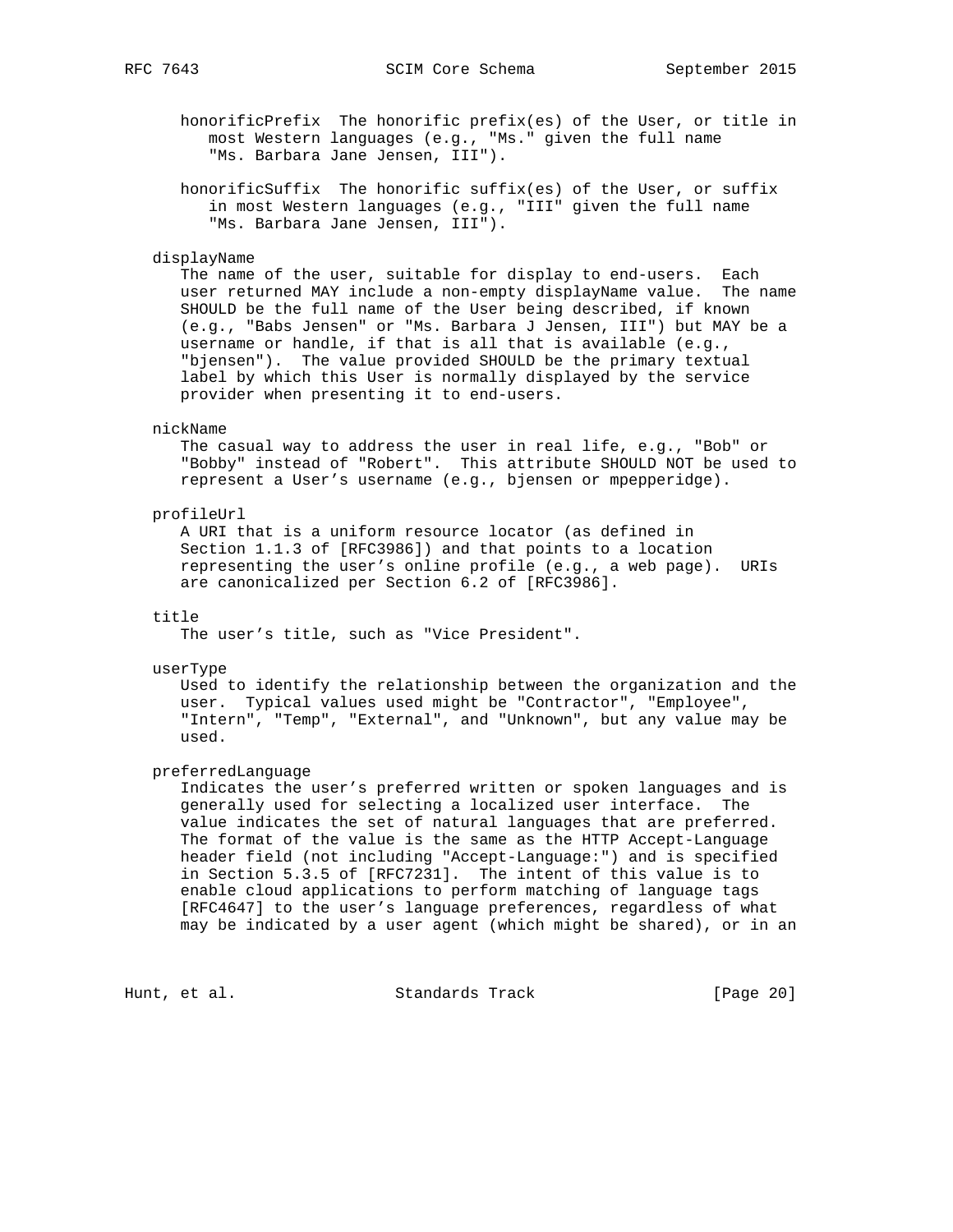honorificPrefix  The honorific prefix(es) of the User, or title in most Western languages (e.g., "Ms." given the full name "Ms. Barbara Jane Jensen, III").

honorificSuffix  The honorific suffix(es) of the User, or suffix in most Western languages (e.g., "III" given the full name "Ms. Barbara Jane Jensen, III").

displayName
The name of the user, suitable for display to end-users. Each user returned MAY include a non-empty displayName value. The name SHOULD be the full name of the User being described, if known (e.g., "Babs Jensen" or "Ms. Barbara J Jensen, III") but MAY be a username or handle, if that is all that is available (e.g., "bjensen"). The value provided SHOULD be the primary textual label by which this User is normally displayed by the service provider when presenting it to end-users.

nickName
The casual way to address the user in real life, e.g., "Bob" or "Bobby" instead of "Robert". This attribute SHOULD NOT be used to represent a User's username (e.g., bjensen or mpepperidge).

profileUrl
A URI that is a uniform resource locator (as defined in Section 1.1.3 of [RFC3986]) and that points to a location representing the user's online profile (e.g., a web page). URIs are canonicalized per Section 6.2 of [RFC3986].

title
The user's title, such as "Vice President".

userType
Used to identify the relationship between the organization and the user. Typical values used might be "Contractor", "Employee", "Intern", "Temp", "External", and "Unknown", but any value may be used.

preferredLanguage
Indicates the user's preferred written or spoken languages and is generally used for selecting a localized user interface. The value indicates the set of natural languages that are preferred. The format of the value is the same as the HTTP Accept-Language header field (not including "Accept-Language:") and is specified in Section 5.3.5 of [RFC7231]. The intent of this value is to enable cloud applications to perform matching of language tags [RFC4647] to the user's language preferences, regardless of what may be indicated by a user agent (which might be shared), or in an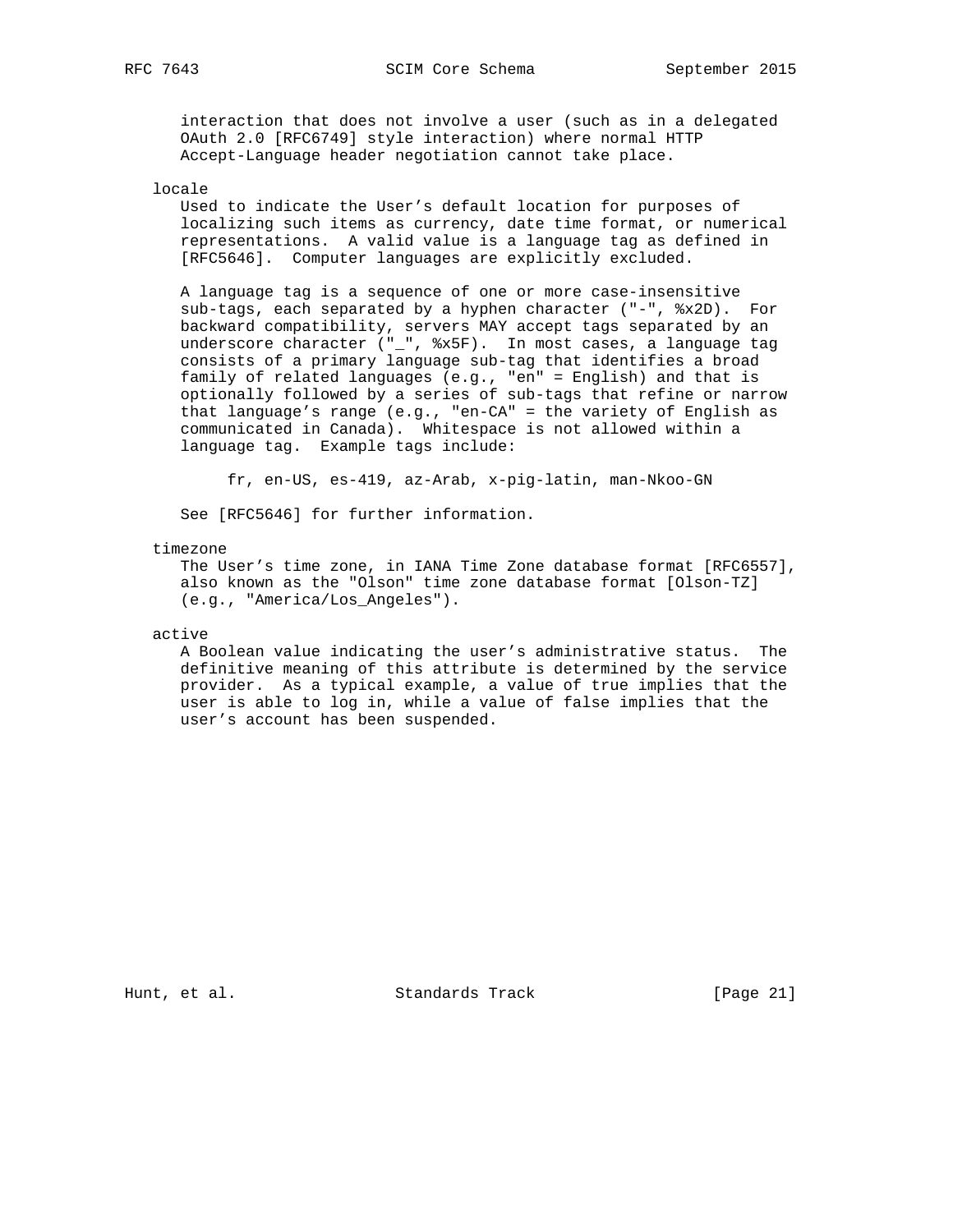interaction that does not involve a user (such as in a delegated OAuth 2.0 [RFC6749] style interaction) where normal HTTP Accept-Language header negotiation cannot take place.

locale

Used to indicate the User's default location for purposes of localizing such items as currency, date time format, or numerical representations. A valid value is a language tag as defined in [RFC5646]. Computer languages are explicitly excluded.

A language tag is a sequence of one or more case-insensitive sub-tags, each separated by a hyphen character ("-", %x2D). For backward compatibility, servers MAY accept tags separated by an underscore character ("_", %x5F). In most cases, a language tag consists of a primary language sub-tag that identifies a broad family of related languages (e.g., "en" = English) and that is optionally followed by a series of sub-tags that refine or narrow that language's range (e.g., "en-CA" = the variety of English as communicated in Canada). Whitespace is not allowed within a language tag. Example tags include:

```
fr, en-US, es-419, az-Arab, x-pig-latin, man-Nkoo-GN
```

See [RFC5646] for further information.

timezone

The User's time zone, in IANA Time Zone database format [RFC6557], also known as the "Olson" time zone database format [Olson-TZ] (e.g., "America/Los_Angeles").

active

A Boolean value indicating the user's administrative status. The definitive meaning of this attribute is determined by the service provider. As a typical example, a value of true implies that the user is able to log in, while a value of false implies that the user's account has been suspended.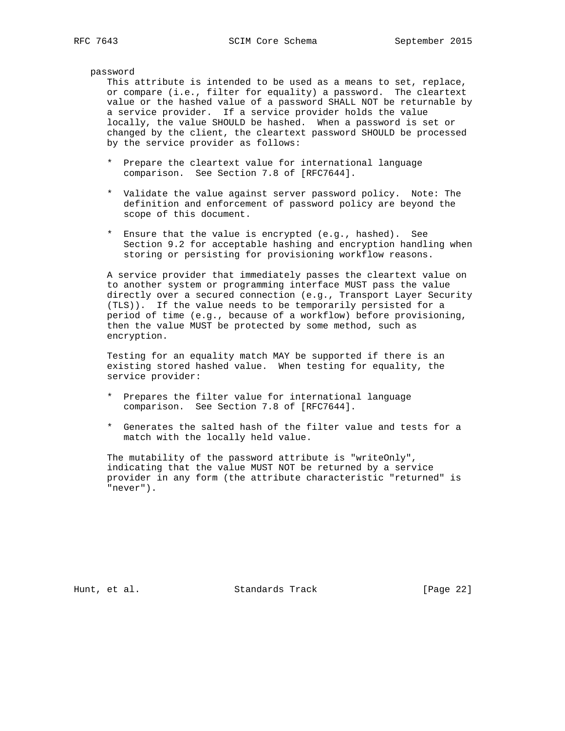password

This attribute is intended to be used as a means to set, replace, or compare (i.e., filter for equality) a password. The cleartext value or the hashed value of a password SHALL NOT be returnable by a service provider. If a service provider holds the value locally, the value SHOULD be hashed. When a password is set or changed by the client, the cleartext password SHOULD be processed by the service provider as follows:

* Prepare the cleartext value for international language comparison. See Section 7.8 of [RFC7644].

* Validate the value against server password policy. Note: The definition and enforcement of password policy are beyond the scope of this document.

* Ensure that the value is encrypted (e.g., hashed). See Section 9.2 for acceptable hashing and encryption handling when storing or persisting for provisioning workflow reasons.

A service provider that immediately passes the cleartext value on to another system or programming interface MUST pass the value directly over a secured connection (e.g., Transport Layer Security (TLS)). If the value needs to be temporarily persisted for a period of time (e.g., because of a workflow) before provisioning, then the value MUST be protected by some method, such as encryption.

Testing for an equality match MAY be supported if there is an existing stored hashed value. When testing for equality, the service provider:

* Prepares the filter value for international language comparison. See Section 7.8 of [RFC7644].

* Generates the salted hash of the filter value and tests for a match with the locally held value.

The mutability of the password attribute is "writeOnly", indicating that the value MUST NOT be returned by a service provider in any form (the attribute characteristic "returned" is "never").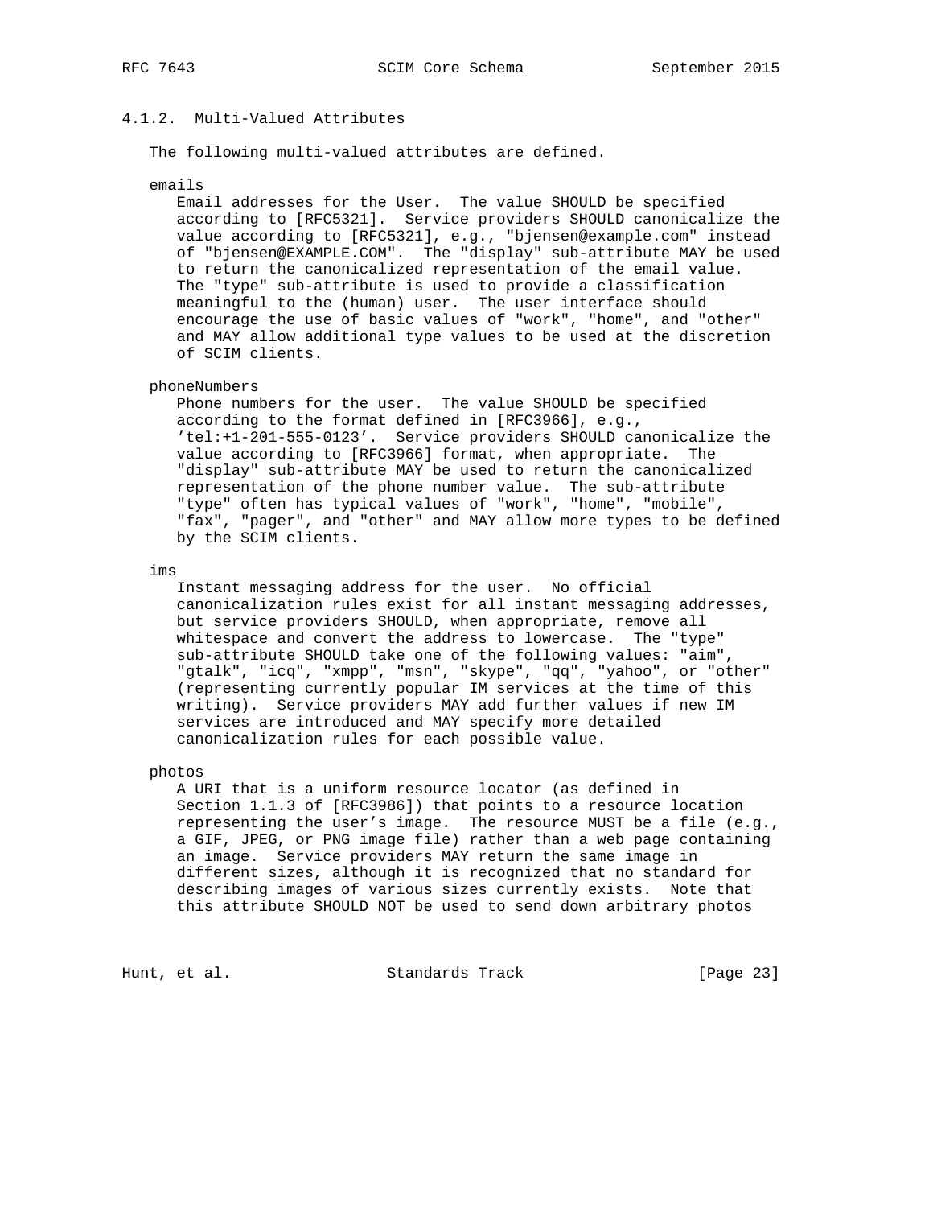#### 4.1.2. Multi-Valued Attributes

The following multi-valued attributes are defined.

emails

Email addresses for the User. The value SHOULD be specified according to [RFC5321]. Service providers SHOULD canonicalize the value according to [RFC5321], e.g., "bjensen@example.com" instead of "bjensen@EXAMPLE.COM". The "display" sub-attribute MAY be used to return the canonicalized representation of the email value. The "type" sub-attribute is used to provide a classification meaningful to the (human) user. The user interface should encourage the use of basic values of "work", "home", and "other" and MAY allow additional type values to be used at the discretion of SCIM clients.

phoneNumbers

Phone numbers for the user. The value SHOULD be specified according to the format defined in [RFC3966], e.g., 'tel:+1-201-555-0123'. Service providers SHOULD canonicalize the value according to [RFC3966] format, when appropriate. The "display" sub-attribute MAY be used to return the canonicalized representation of the phone number value. The sub-attribute "type" often has typical values of "work", "home", "mobile", "fax", "pager", and "other" and MAY allow more types to be defined by the SCIM clients.

ims

Instant messaging address for the user. No official canonicalization rules exist for all instant messaging addresses, but service providers SHOULD, when appropriate, remove all whitespace and convert the address to lowercase. The "type" sub-attribute SHOULD take one of the following values: "aim", "gtalk", "icq", "xmpp", "msn", "skype", "qq", "yahoo", or "other" (representing currently popular IM services at the time of this writing). Service providers MAY add further values if new IM services are introduced and MAY specify more detailed canonicalization rules for each possible value.

photos

A URI that is a uniform resource locator (as defined in Section 1.1.3 of [RFC3986]) that points to a resource location representing the user's image. The resource MUST be a file (e.g., a GIF, JPEG, or PNG image file) rather than a web page containing an image. Service providers MAY return the same image in different sizes, although it is recognized that no standard for describing images of various sizes currently exists. Note that this attribute SHOULD NOT be used to send down arbitrary photos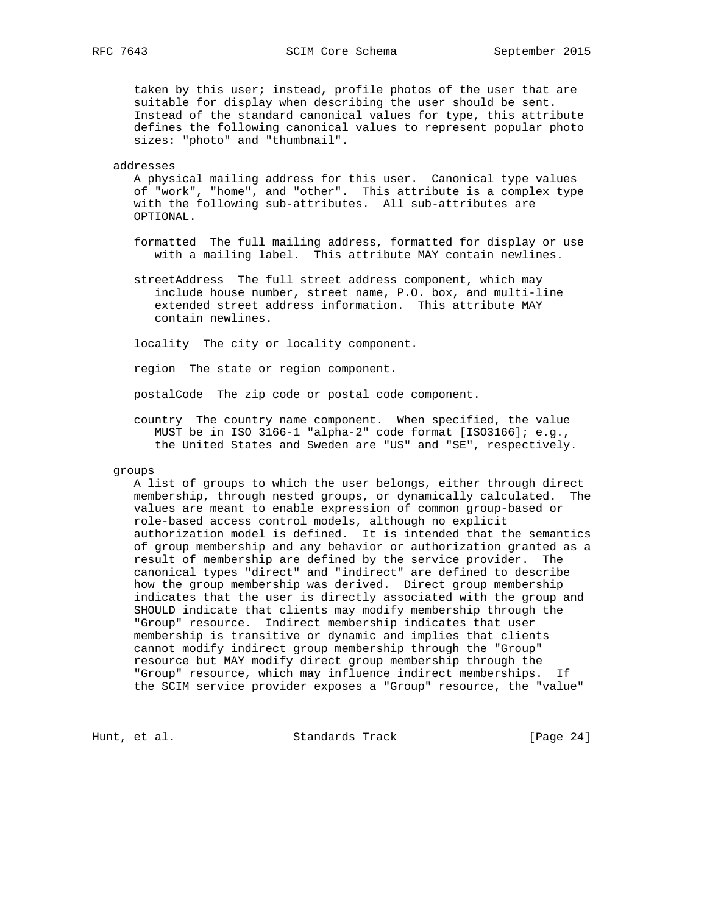taken by this user; instead, profile photos of the user that are suitable for display when describing the user should be sent. Instead of the standard canonical values for type, this attribute defines the following canonical values to represent popular photo sizes: "photo" and "thumbnail".

addresses

A physical mailing address for this user. Canonical type values of "work", "home", and "other". This attribute is a complex type with the following sub-attributes. All sub-attributes are OPTIONAL.

formatted The full mailing address, formatted for display or use with a mailing label. This attribute MAY contain newlines.

streetAddress The full street address component, which may include house number, street name, P.O. box, and multi-line extended street address information. This attribute MAY contain newlines.

locality The city or locality component.

region The state or region component.

postalCode The zip code or postal code component.

country The country name component. When specified, the value MUST be in ISO 3166-1 "alpha-2" code format [ISO3166]; e.g., the United States and Sweden are "US" and "SE", respectively.

groups

A list of groups to which the user belongs, either through direct membership, through nested groups, or dynamically calculated. The values are meant to enable expression of common group-based or role-based access control models, although no explicit authorization model is defined. It is intended that the semantics of group membership and any behavior or authorization granted as a result of membership are defined by the service provider. The canonical types "direct" and "indirect" are defined to describe how the group membership was derived. Direct group membership indicates that the user is directly associated with the group and SHOULD indicate that clients may modify membership through the "Group" resource. Indirect membership indicates that user membership is transitive or dynamic and implies that clients cannot modify indirect group membership through the "Group" resource but MAY modify direct group membership through the "Group" resource, which may influence indirect memberships. If the SCIM service provider exposes a "Group" resource, the "value"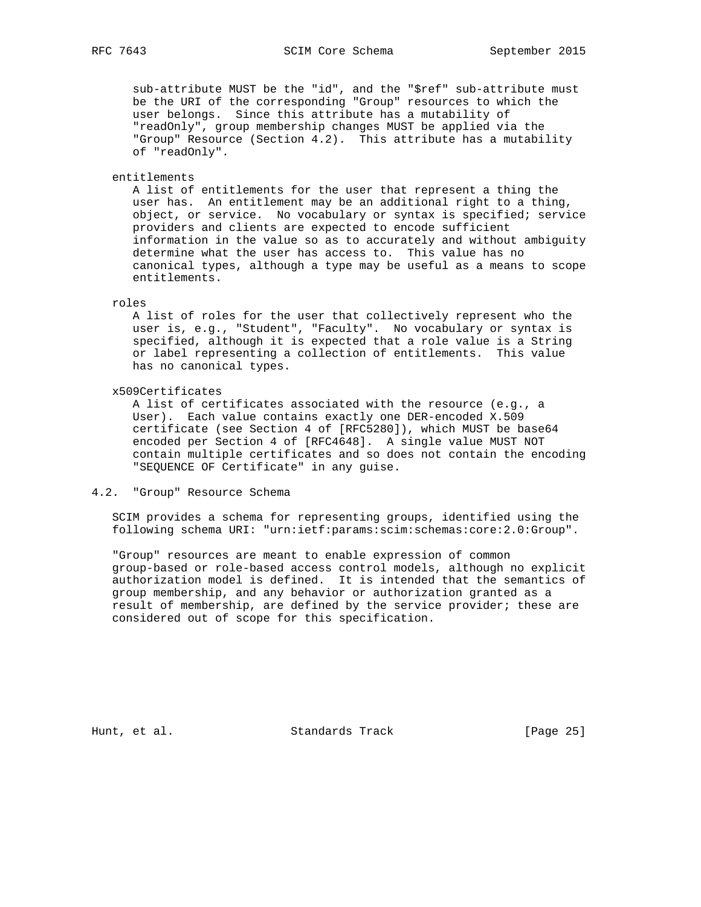sub-attribute MUST be the "id", and the "$ref" sub-attribute must be the URI of the corresponding "Group" resources to which the user belongs. Since this attribute has a mutability of "readOnly", group membership changes MUST be applied via the "Group" Resource (Section 4.2). This attribute has a mutability of "readOnly".

entitlements

A list of entitlements for the user that represent a thing the user has. An entitlement may be an additional right to a thing, object, or service. No vocabulary or syntax is specified; service providers and clients are expected to encode sufficient information in the value so as to accurately and without ambiguity determine what the user has access to. This value has no canonical types, although a type may be useful as a means to scope entitlements.

roles

A list of roles for the user that collectively represent who the user is, e.g., "Student", "Faculty". No vocabulary or syntax is specified, although it is expected that a role value is a String or label representing a collection of entitlements. This value has no canonical types.

x509Certificates

A list of certificates associated with the resource (e.g., a User). Each value contains exactly one DER-encoded X.509 certificate (see Section 4 of [RFC5280]), which MUST be base64 encoded per Section 4 of [RFC4648]. A single value MUST NOT contain multiple certificates and so does not contain the encoding "SEQUENCE OF Certificate" in any guise.

## 4.2. "Group" Resource Schema

SCIM provides a schema for representing groups, identified using the following schema URI: "urn:ietf:params:scim:schemas:core:2.0:Group".

"Group" resources are meant to enable expression of common group-based or role-based access control models, although no explicit authorization model is defined. It is intended that the semantics of group membership, and any behavior or authorization granted as a result of membership, are defined by the service provider; these are considered out of scope for this specification.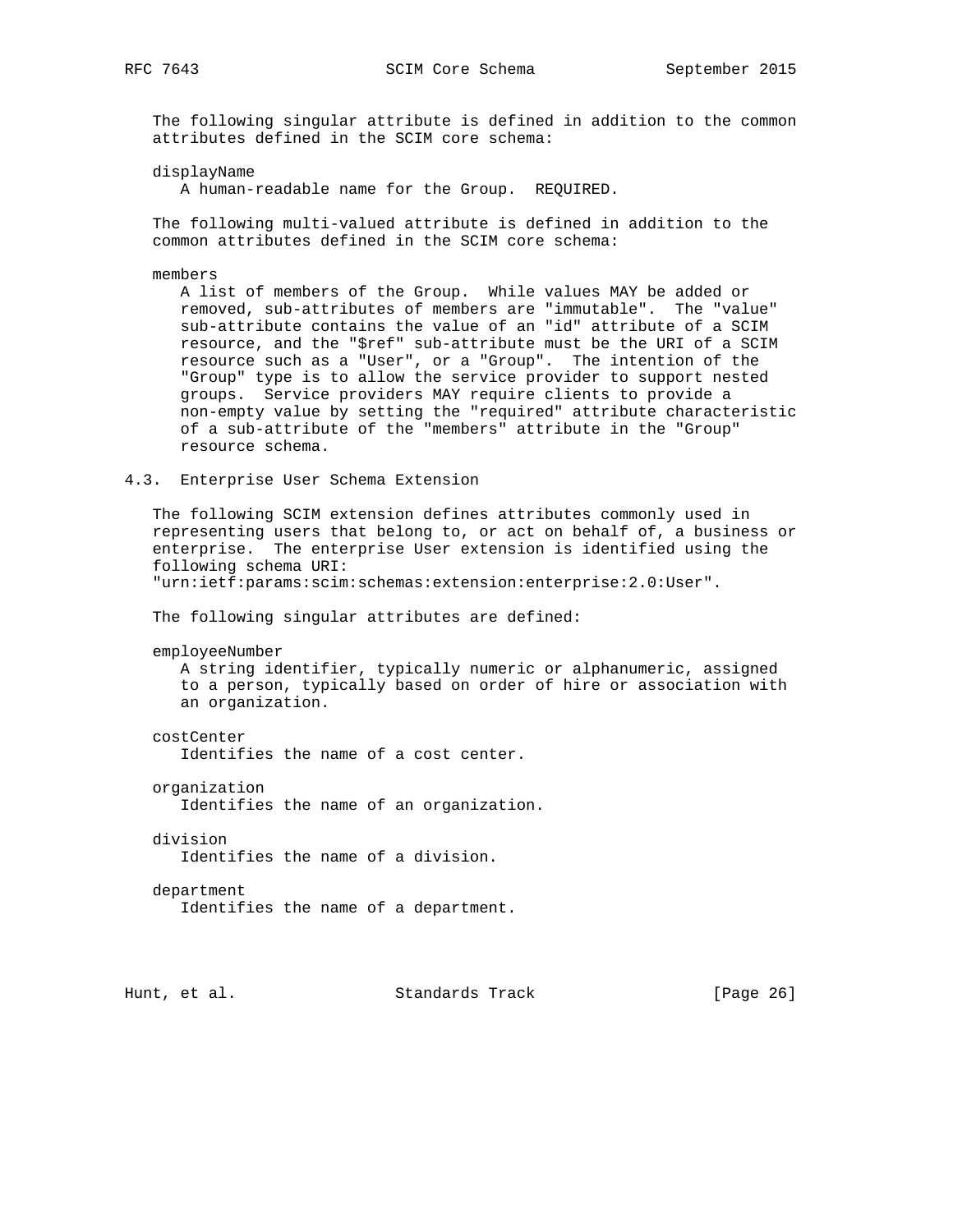The following singular attribute is defined in addition to the common attributes defined in the SCIM core schema:

displayName
   A human-readable name for the Group. REQUIRED.

The following multi-valued attribute is defined in addition to the common attributes defined in the SCIM core schema:

members
   A list of members of the Group. While values MAY be added or removed, sub-attributes of members are "immutable". The "value" sub-attribute contains the value of an "id" attribute of a SCIM resource, and the "$ref" sub-attribute must be the URI of a SCIM resource such as a "User", or a "Group". The intention of the "Group" type is to allow the service provider to support nested groups. Service providers MAY require clients to provide a non-empty value by setting the "required" attribute characteristic of a sub-attribute of the "members" attribute in the "Group" resource schema.

## 4.3. Enterprise User Schema Extension

The following SCIM extension defines attributes commonly used in representing users that belong to, or act on behalf of, a business or enterprise. The enterprise User extension is identified using the following schema URI: "urn:ietf:params:scim:schemas:extension:enterprise:2.0:User".

The following singular attributes are defined:

employeeNumber
   A string identifier, typically numeric or alphanumeric, assigned to a person, typically based on order of hire or association with an organization.

costCenter
   Identifies the name of a cost center.

organization
   Identifies the name of an organization.

division
   Identifies the name of a division.

department
   Identifies the name of a department.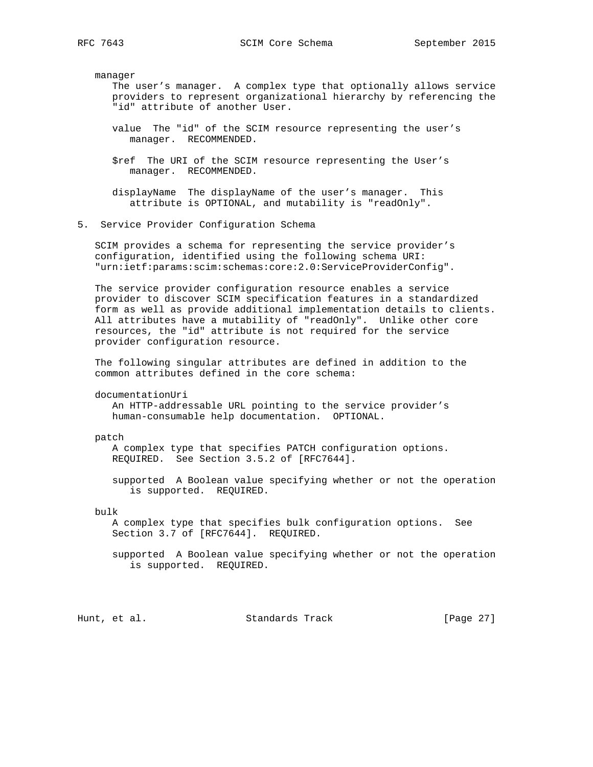manager

The user's manager. A complex type that optionally allows service providers to represent organizational hierarchy by referencing the "id" attribute of another User.

value  The "id" of the SCIM resource representing the user's manager. RECOMMENDED.

$ref  The URI of the SCIM resource representing the User's manager. RECOMMENDED.

displayName  The displayName of the user's manager. This attribute is OPTIONAL, and mutability is "readOnly".

## 5. Service Provider Configuration Schema

SCIM provides a schema for representing the service provider's configuration, identified using the following schema URI: "urn:ietf:params:scim:schemas:core:2.0:ServiceProviderConfig".

The service provider configuration resource enables a service provider to discover SCIM specification features in a standardized form as well as provide additional implementation details to clients. All attributes have a mutability of "readOnly". Unlike other core resources, the "id" attribute is not required for the service provider configuration resource.

The following singular attributes are defined in addition to the common attributes defined in the core schema:

documentationUri

An HTTP-addressable URL pointing to the service provider's human-consumable help documentation. OPTIONAL.

patch

A complex type that specifies PATCH configuration options. REQUIRED. See Section 3.5.2 of [RFC7644].

supported  A Boolean value specifying whether or not the operation is supported. REQUIRED.

bulk

A complex type that specifies bulk configuration options. See Section 3.7 of [RFC7644]. REQUIRED.

supported  A Boolean value specifying whether or not the operation is supported. REQUIRED.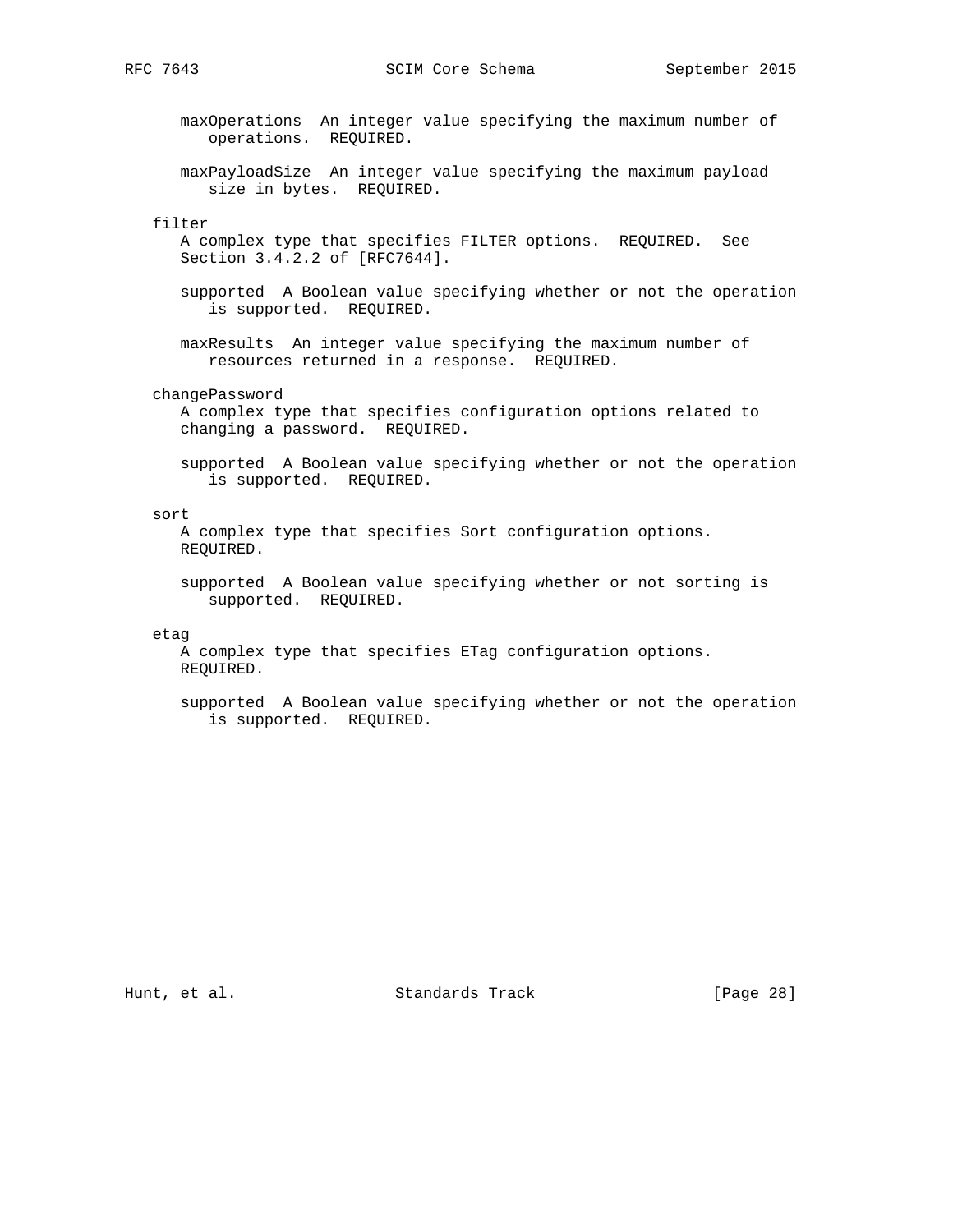maxOperations  An integer value specifying the maximum number of operations.  REQUIRED.

maxPayloadSize  An integer value specifying the maximum payload size in bytes.  REQUIRED.

filter
A complex type that specifies FILTER options.  REQUIRED.  See Section 3.4.2.2 of [RFC7644].

supported  A Boolean value specifying whether or not the operation is supported.  REQUIRED.

maxResults  An integer value specifying the maximum number of resources returned in a response.  REQUIRED.

changePassword
A complex type that specifies configuration options related to changing a password.  REQUIRED.

supported  A Boolean value specifying whether or not the operation is supported.  REQUIRED.

sort
A complex type that specifies Sort configuration options.  REQUIRED.

supported  A Boolean value specifying whether or not sorting is supported.  REQUIRED.

etag
A complex type that specifies ETag configuration options.  REQUIRED.

supported  A Boolean value specifying whether or not the operation is supported.  REQUIRED.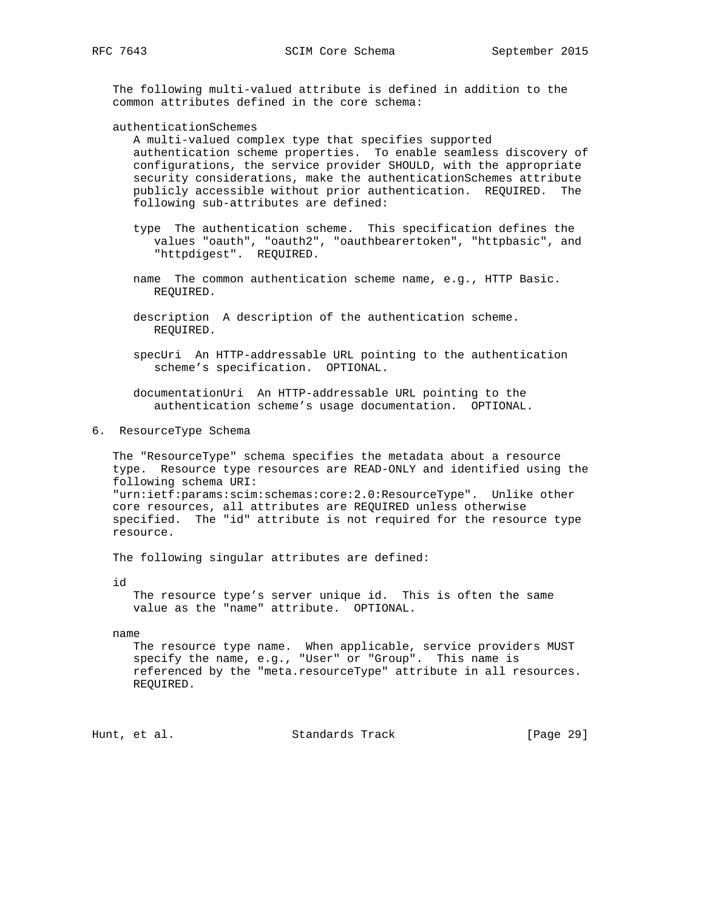The following multi-valued attribute is defined in addition to the common attributes defined in the core schema:

authenticationSchemes
: A multi-valued complex type that specifies supported authentication scheme properties. To enable seamless discovery of configurations, the service provider SHOULD, with the appropriate security considerations, make the authenticationSchemes attribute publicly accessible without prior authentication. REQUIRED. The following sub-attributes are defined:

  - type  The authentication scheme. This specification defines the values "oauth", "oauth2", "oauthbearertoken", "httpbasic", and "httpdigest". REQUIRED.

  - name  The common authentication scheme name, e.g., HTTP Basic. REQUIRED.

  - description  A description of the authentication scheme. REQUIRED.

  - specUri  An HTTP-addressable URL pointing to the authentication scheme's specification. OPTIONAL.

  - documentationUri  An HTTP-addressable URL pointing to the authentication scheme's usage documentation. OPTIONAL.

## 6. ResourceType Schema

The "ResourceType" schema specifies the metadata about a resource type. Resource type resources are READ-ONLY and identified using the following schema URI: "urn:ietf:params:scim:schemas:core:2.0:ResourceType". Unlike other core resources, all attributes are REQUIRED unless otherwise specified. The "id" attribute is not required for the resource type resource.

The following singular attributes are defined:

id
: The resource type's server unique id. This is often the same value as the "name" attribute. OPTIONAL.

name
: The resource type name. When applicable, service providers MUST specify the name, e.g., "User" or "Group". This name is referenced by the "meta.resourceType" attribute in all resources. REQUIRED.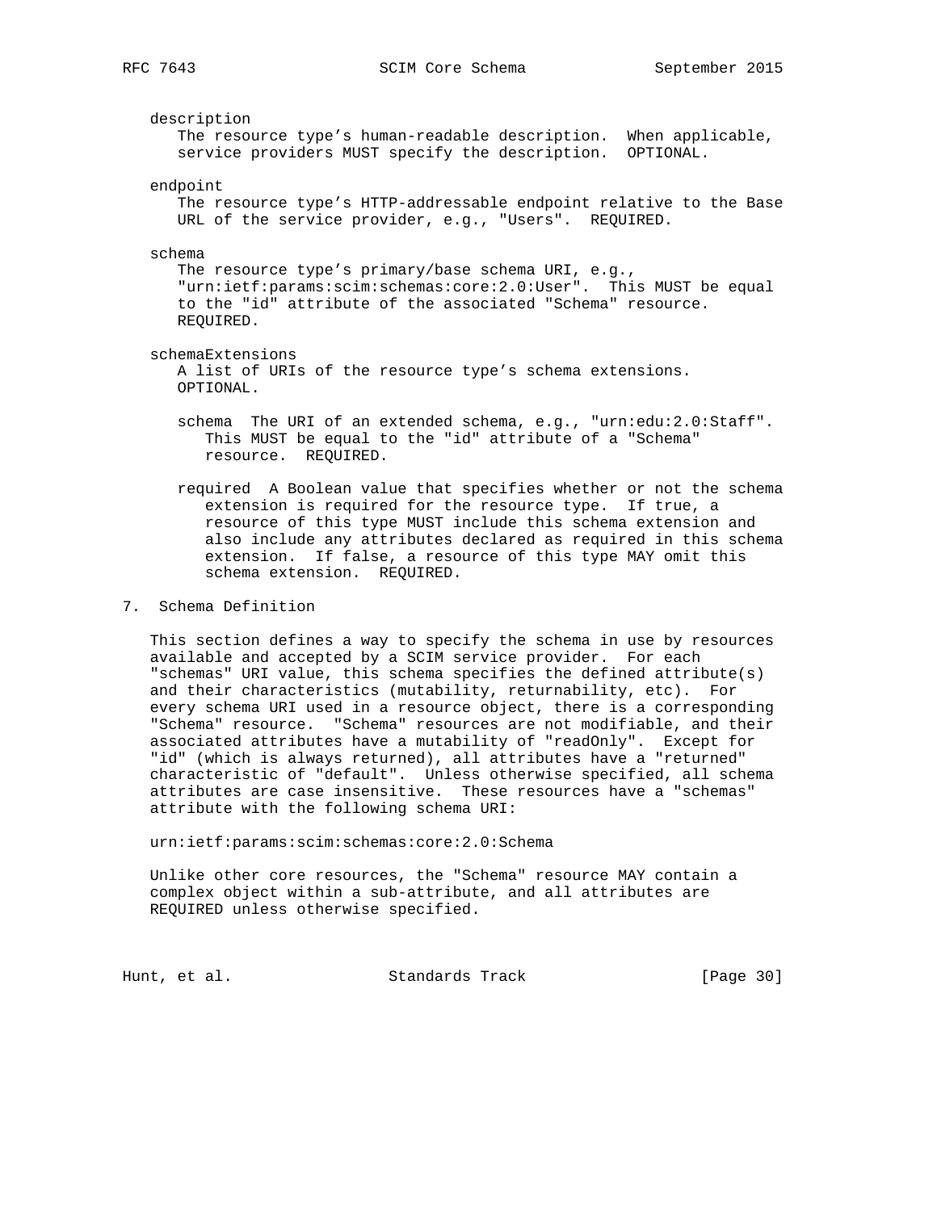description
The resource type's human-readable description. When applicable, service providers MUST specify the description. OPTIONAL.

endpoint
The resource type's HTTP-addressable endpoint relative to the Base URL of the service provider, e.g., "Users". REQUIRED.

schema
The resource type's primary/base schema URI, e.g., "urn:ietf:params:scim:schemas:core:2.0:User". This MUST be equal to the "id" attribute of the associated "Schema" resource. REQUIRED.

schemaExtensions
A list of URIs of the resource type's schema extensions. OPTIONAL.

schema The URI of an extended schema, e.g., "urn:edu:2.0:Staff". This MUST be equal to the "id" attribute of a "Schema" resource. REQUIRED.

required A Boolean value that specifies whether or not the schema extension is required for the resource type. If true, a resource of this type MUST include this schema extension and also include any attributes declared as required in this schema extension. If false, a resource of this type MAY omit this schema extension. REQUIRED.

## 7. Schema Definition

This section defines a way to specify the schema in use by resources available and accepted by a SCIM service provider. For each "schemas" URI value, this schema specifies the defined attribute(s) and their characteristics (mutability, returnability, etc). For every schema URI used in a resource object, there is a corresponding "Schema" resource. "Schema" resources are not modifiable, and their associated attributes have a mutability of "readOnly". Except for "id" (which is always returned), all attributes have a "returned" characteristic of "default". Unless otherwise specified, all schema attributes are case insensitive. These resources have a "schemas" attribute with the following schema URI:

urn:ietf:params:scim:schemas:core:2.0:Schema

Unlike other core resources, the "Schema" resource MAY contain a complex object within a sub-attribute, and all attributes are REQUIRED unless otherwise specified.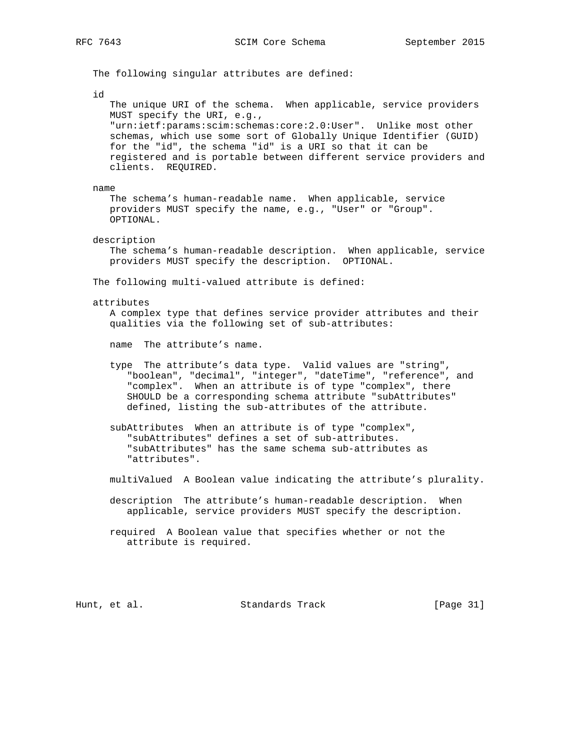The following singular attributes are defined:

id

The unique URI of the schema. When applicable, service providers MUST specify the URI, e.g., "urn:ietf:params:scim:schemas:core:2.0:User". Unlike most other schemas, which use some sort of Globally Unique Identifier (GUID) for the "id", the schema "id" is a URI so that it can be registered and is portable between different service providers and clients. REQUIRED.

name

The schema's human-readable name. When applicable, service providers MUST specify the name, e.g., "User" or "Group". OPTIONAL.

description

The schema's human-readable description. When applicable, service providers MUST specify the description. OPTIONAL.

The following multi-valued attribute is defined:

attributes

A complex type that defines service provider attributes and their qualities via the following set of sub-attributes:

name The attribute's name.

type The attribute's data type. Valid values are "string", "boolean", "decimal", "integer", "dateTime", "reference", and "complex". When an attribute is of type "complex", there SHOULD be a corresponding schema attribute "subAttributes" defined, listing the sub-attributes of the attribute.

subAttributes When an attribute is of type "complex", "subAttributes" defines a set of sub-attributes. "subAttributes" has the same schema sub-attributes as "attributes".

multiValued A Boolean value indicating the attribute's plurality.

description The attribute's human-readable description. When applicable, service providers MUST specify the description.

required A Boolean value that specifies whether or not the attribute is required.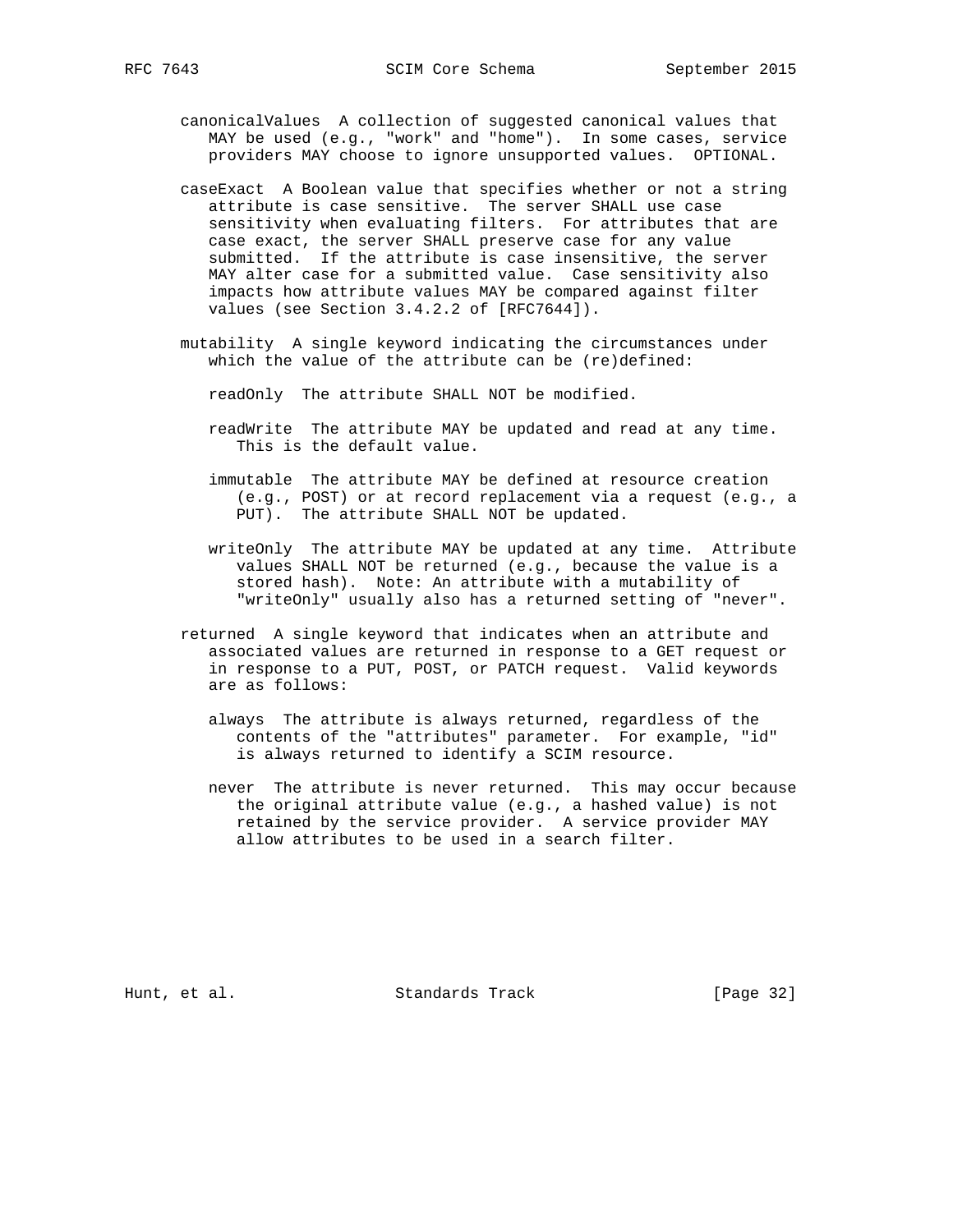canonicalValues  A collection of suggested canonical values that MAY be used (e.g., "work" and "home").  In some cases, service providers MAY choose to ignore unsupported values.  OPTIONAL.

caseExact  A Boolean value that specifies whether or not a string attribute is case sensitive.  The server SHALL use case sensitivity when evaluating filters.  For attributes that are case exact, the server SHALL preserve case for any value submitted.  If the attribute is case insensitive, the server MAY alter case for a submitted value.  Case sensitivity also impacts how attribute values MAY be compared against filter values (see Section 3.4.2.2 of [RFC7644]).

mutability  A single keyword indicating the circumstances under which the value of the attribute can be (re)defined:

- readOnly  The attribute SHALL NOT be modified.

- readWrite  The attribute MAY be updated and read at any time.  This is the default value.

- immutable  The attribute MAY be defined at resource creation (e.g., POST) or at record replacement via a request (e.g., a PUT).  The attribute SHALL NOT be updated.

- writeOnly  The attribute MAY be updated at any time.  Attribute values SHALL NOT be returned (e.g., because the value is a stored hash).  Note: An attribute with a mutability of "writeOnly" usually also has a returned setting of "never".

returned  A single keyword that indicates when an attribute and associated values are returned in response to a GET request or in response to a PUT, POST, or PATCH request.  Valid keywords are as follows:

- always  The attribute is always returned, regardless of the contents of the "attributes" parameter.  For example, "id" is always returned to identify a SCIM resource.

- never  The attribute is never returned.  This may occur because the original attribute value (e.g., a hashed value) is not retained by the service provider.  A service provider MAY allow attributes to be used in a search filter.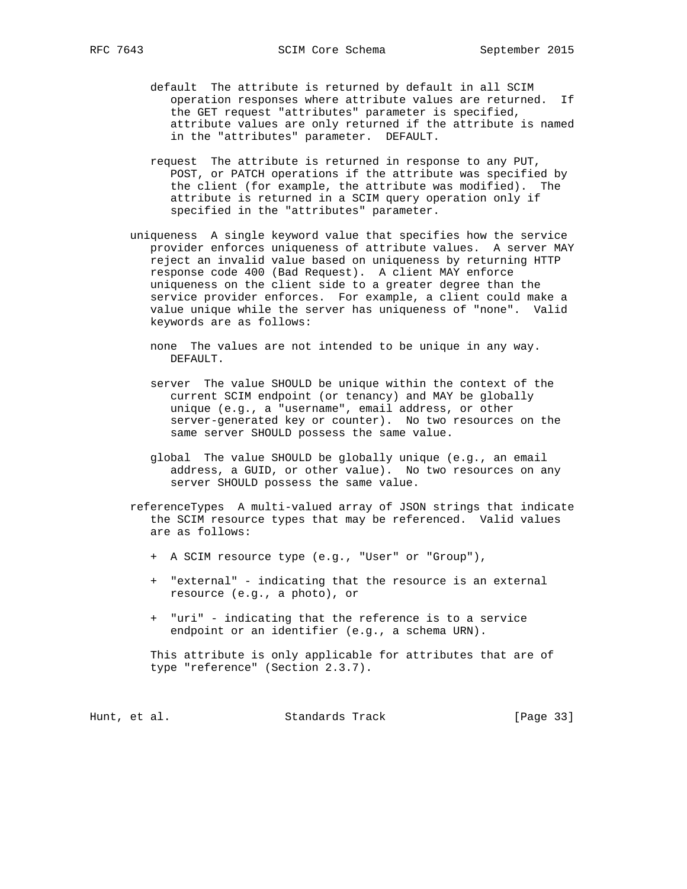default The attribute is returned by default in all SCIM operation responses where attribute values are returned. If the GET request "attributes" parameter is specified, attribute values are only returned if the attribute is named in the "attributes" parameter. DEFAULT.

request The attribute is returned in response to any PUT, POST, or PATCH operations if the attribute was specified by the client (for example, the attribute was modified). The attribute is returned in a SCIM query operation only if specified in the "attributes" parameter.

uniqueness A single keyword value that specifies how the service provider enforces uniqueness of attribute values. A server MAY reject an invalid value based on uniqueness by returning HTTP response code 400 (Bad Request). A client MAY enforce uniqueness on the client side to a greater degree than the service provider enforces. For example, a client could make a value unique while the server has uniqueness of "none". Valid keywords are as follows:

none The values are not intended to be unique in any way. DEFAULT.

server The value SHOULD be unique within the context of the current SCIM endpoint (or tenancy) and MAY be globally unique (e.g., a "username", email address, or other server-generated key or counter). No two resources on the same server SHOULD possess the same value.

global The value SHOULD be globally unique (e.g., an email address, a GUID, or other value). No two resources on any server SHOULD possess the same value.

referenceTypes A multi-valued array of JSON strings that indicate the SCIM resource types that may be referenced. Valid values are as follows:

+ A SCIM resource type (e.g., "User" or "Group"),

+ "external" - indicating that the resource is an external resource (e.g., a photo), or

+ "uri" - indicating that the reference is to a service endpoint or an identifier (e.g., a schema URN).

This attribute is only applicable for attributes that are of type "reference" (Section 2.3.7).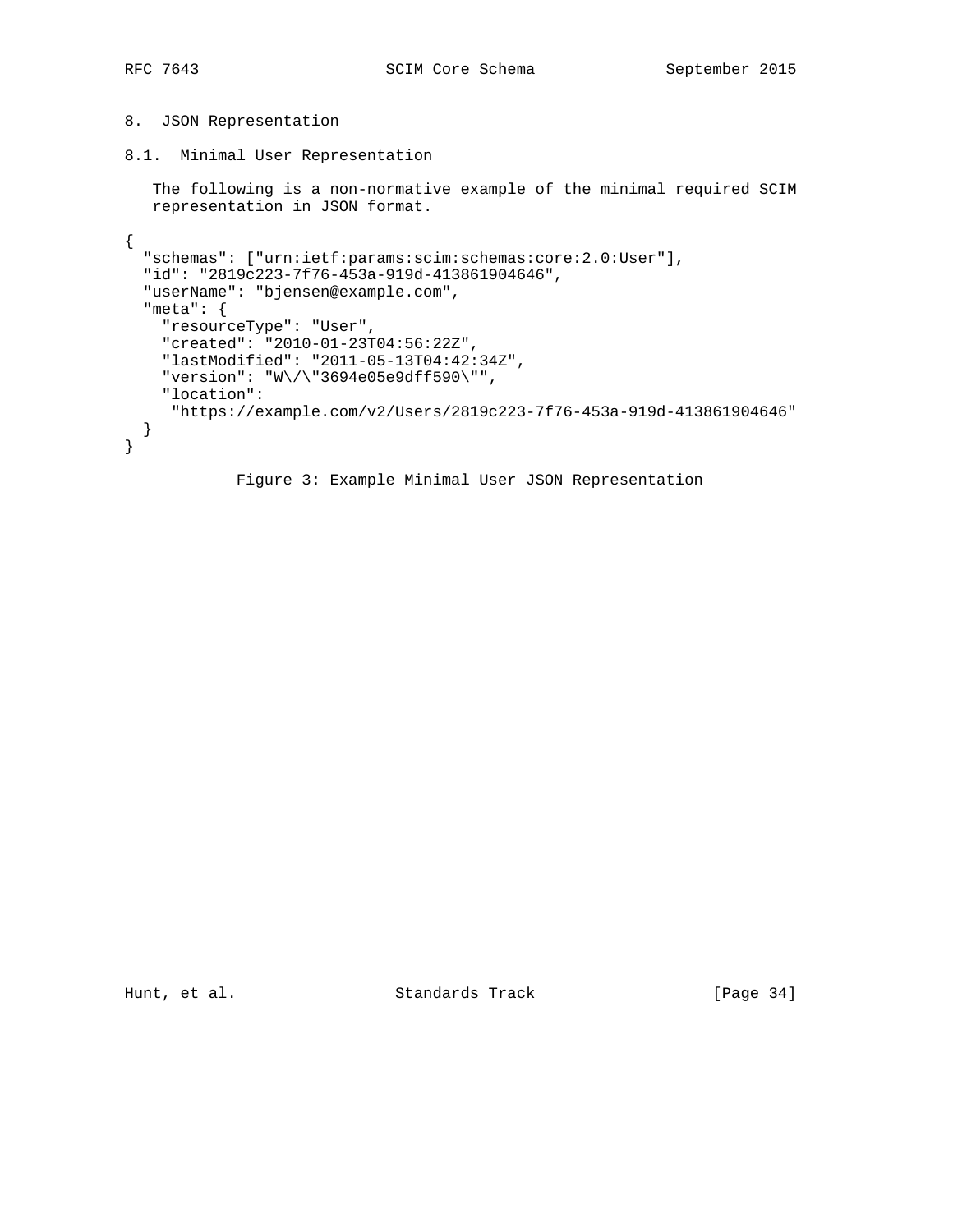# 8. JSON Representation

## 8.1. Minimal User Representation

The following is a non-normative example of the minimal required SCIM representation in JSON format.

```
{
  "schemas": ["urn:ietf:params:scim:schemas:core:2.0:User"],
  "id": "2819c223-7f76-453a-919d-413861904646",
  "userName": "bjensen@example.com",
  "meta": {
    "resourceType": "User",
    "created": "2010-01-23T04:56:22Z",
    "lastModified": "2011-05-13T04:42:34Z",
    "version": "W\/\"3694e05e9dff590\"",
    "location":
     "https://example.com/v2/Users/2819c223-7f76-453a-919d-413861904646"
  }
}
```

Figure 3: Example Minimal User JSON Representation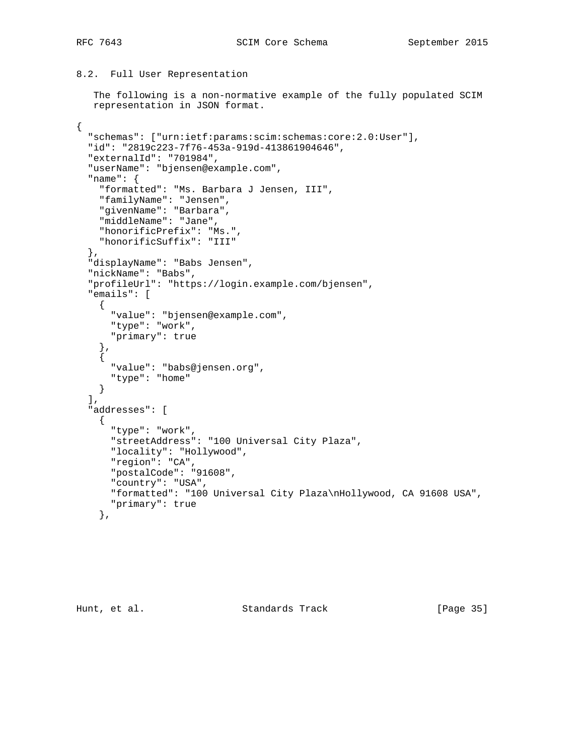## 8.2. Full User Representation

The following is a non-normative example of the fully populated SCIM representation in JSON format.

```
{
  "schemas": ["urn:ietf:params:scim:schemas:core:2.0:User"],
  "id": "2819c223-7f76-453a-919d-413861904646",
  "externalId": "701984",
  "userName": "bjensen@example.com",
  "name": {
    "formatted": "Ms. Barbara J Jensen, III",
    "familyName": "Jensen",
    "givenName": "Barbara",
    "middleName": "Jane",
    "honorificPrefix": "Ms.",
    "honorificSuffix": "III"
  },
  "displayName": "Babs Jensen",
  "nickName": "Babs",
  "profileUrl": "https://login.example.com/bjensen",
  "emails": [
    {
      "value": "bjensen@example.com",
      "type": "work",
      "primary": true
    },
    {
      "value": "babs@jensen.org",
      "type": "home"
    }
  ],
  "addresses": [
    {
      "type": "work",
      "streetAddress": "100 Universal City Plaza",
      "locality": "Hollywood",
      "region": "CA",
      "postalCode": "91608",
      "country": "USA",
      "formatted": "100 Universal City Plaza\nHollywood, CA 91608 USA",
      "primary": true
    },
```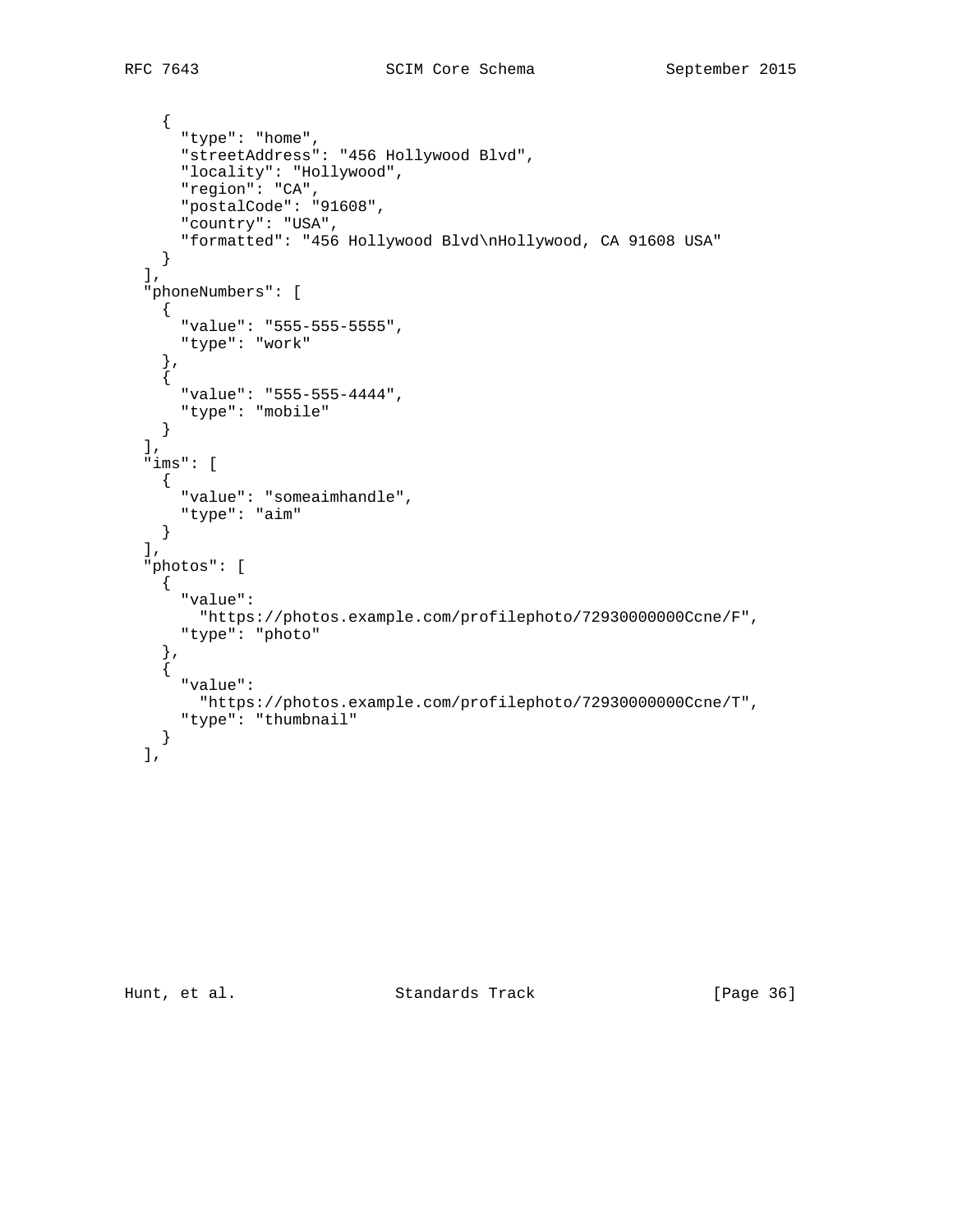```
    {
      "type": "home",
      "streetAddress": "456 Hollywood Blvd",
      "locality": "Hollywood",
      "region": "CA",
      "postalCode": "91608",
      "country": "USA",
      "formatted": "456 Hollywood Blvd\nHollywood, CA 91608 USA"
    }
  ],
  "phoneNumbers": [
    {
      "value": "555-555-5555",
      "type": "work"
    },
    {
      "value": "555-555-4444",
      "type": "mobile"
    }
  ],
  "ims": [
    {
      "value": "someaimhandle",
      "type": "aim"
    }
  ],
  "photos": [
    {
      "value":
        "https://photos.example.com/profilephoto/72930000000Ccne/F",
      "type": "photo"
    },
    {
      "value":
        "https://photos.example.com/profilephoto/72930000000Ccne/T",
      "type": "thumbnail"
    }
  ],
```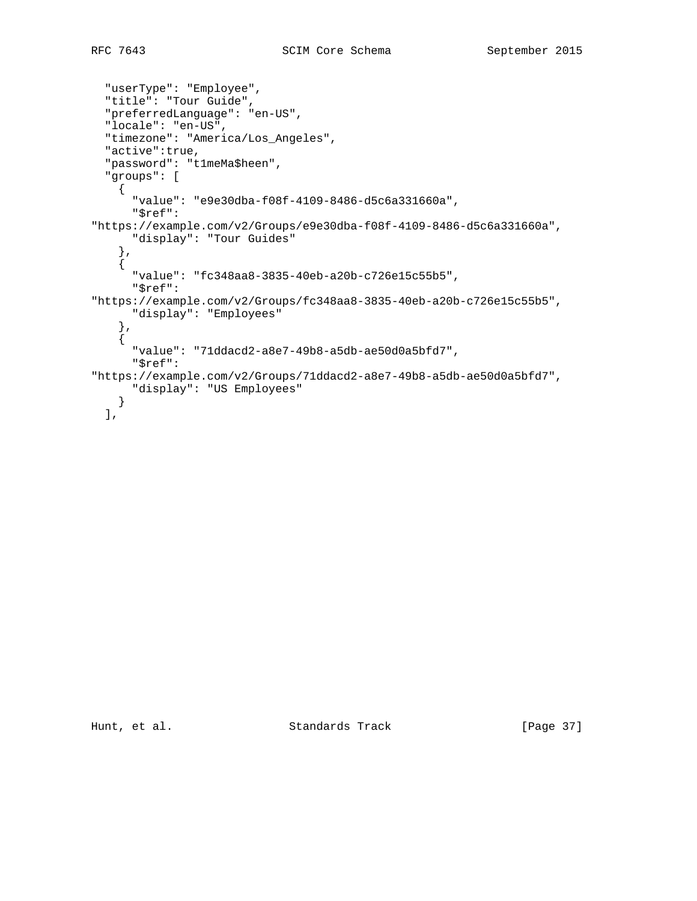```
  "userType": "Employee",
  "title": "Tour Guide",
  "preferredLanguage": "en-US",
  "locale": "en-US",
  "timezone": "America/Los_Angeles",
  "active":true,
  "password": "t1meMa$heen",
  "groups": [
    {
      "value": "e9e30dba-f08f-4109-8486-d5c6a331660a",
      "$ref":
"https://example.com/v2/Groups/e9e30dba-f08f-4109-8486-d5c6a331660a",
      "display": "Tour Guides"
    },
    {
      "value": "fc348aa8-3835-40eb-a20b-c726e15c55b5",
      "$ref":
"https://example.com/v2/Groups/fc348aa8-3835-40eb-a20b-c726e15c55b5",
      "display": "Employees"
    },
    {
      "value": "71ddacd2-a8e7-49b8-a5db-ae50d0a5bfd7",
      "$ref":
"https://example.com/v2/Groups/71ddacd2-a8e7-49b8-a5db-ae50d0a5bfd7",
      "display": "US Employees"
    }
  ],
```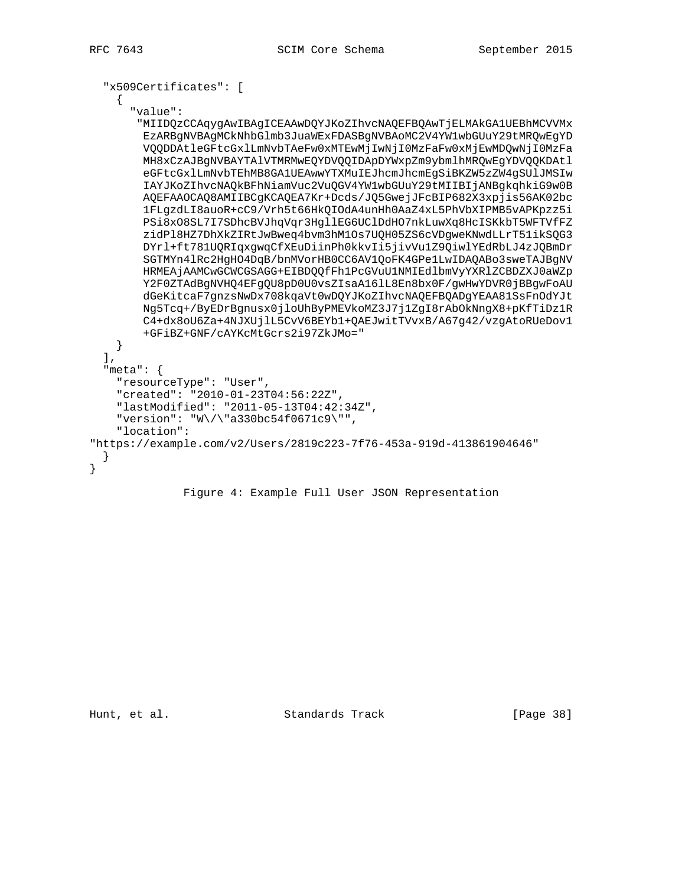```
  "x509Certificates": [
    {
      "value":
       "MIIDQzCCAqygAwIBAgICEAAwDQYJKoZIhvcNAQEFBQAwTjELMAkGA1UEBhMCVVMx
        EzARBgNVBAgMCkNhbGlmb3JuaWExFDASBgNVBAoMC2V4YW1wbGUuY29tMRQwEgYD
        VQQDDAtleGFtcGxlLmNvbTAeFw0xMTEwMjIwNjI0MzFaFw0xMjEwMDQwNjI0MzFa
        MH8xCzAJBgNVBAYTAlVTMRMwEQYDVQQIDApDYWxpZm9ybmlhMRQwEgYDVQQKDAtl
        eGFtcGxlLmNvbTEhMB8GA1UEAwwYTXMuIEJhcmJhcmEgSiBKZW5zZW4gSUlJMSIw
        IAYJKoZIhvcNAQkBFhNiamVuc2VuQGV4YW1wbGUuY29tMIIBIjANBgkqhkiG9w0B
        AQEFAAOCAQ8AMIIBCgKCAQEA7Kr+Dcds/JQ5GwejJFcBIP682X3xpjis56AK02bc
        1FLgzdLI8auoR+cC9/Vrh5t66HkQIOdA4unHh0AaZ4xL5PhVbXIPMB5vAPKpzz5i
        PSi8xO8SL7I7SDhcBVJhqVqr3HgllEG6UClDdHO7nkLuwXq8HcISKkbT5WFTVfFZ
        zidPl8HZ7DhXkZIRtJwBweq4bvm3hM1Os7UQH05ZS6cVDgweKNwdLLrT51ikSQG3
        DYrl+ft781UQRIqxgwqCfXEuDiinPh0kkvIi5jivVu1Z9QiwlYEdRbLJ4zJQBmDr
        SGTMYn4lRc2HgHO4DqB/bnMVorHB0CC6AV1QoFK4GPe1LwIDAQABo3sweTAJBgNV
        HRMEAjAAMCwGCWCGSAGG+EIBDQQfFh1PcGVuU1NMIEdlbmVyYXRlZCBDZXJ0aWZp
        Y2F0ZTAdBgNVHQ4EFgQU8pD0U0vsZIsaA16lL8En8bx0F/gwHwYDVR0jBBgwFoAU
        dGeKitcaF7gnzsNwDx708kqaVt0wDQYJKoZIhvcNAQEFBQADgYEAA81SsFnOdYJt
        Ng5Tcq+/ByEDrBgnusx0jloUhByPMEVkoMZ3J7j1ZgI8rAbOkNngX8+pKfTiDz1R
        C4+dx8oU6Za+4NJXUjlL5CvV6BEYb1+QAEJwitTVvxB/A67g42/vzgAtoRUeDov1
        +GFiBZ+GNF/cAYKcMtGcrs2i97ZkJMo="
    }
  ],
  "meta": {
    "resourceType": "User",
    "created": "2010-01-23T04:56:22Z",
    "lastModified": "2011-05-13T04:42:34Z",
    "version": "W\/\"a330bc54f0671c9\"",
    "location":
"https://example.com/v2/Users/2819c223-7f76-453a-919d-413861904646"
  }
}
```

Figure 4: Example Full User JSON Representation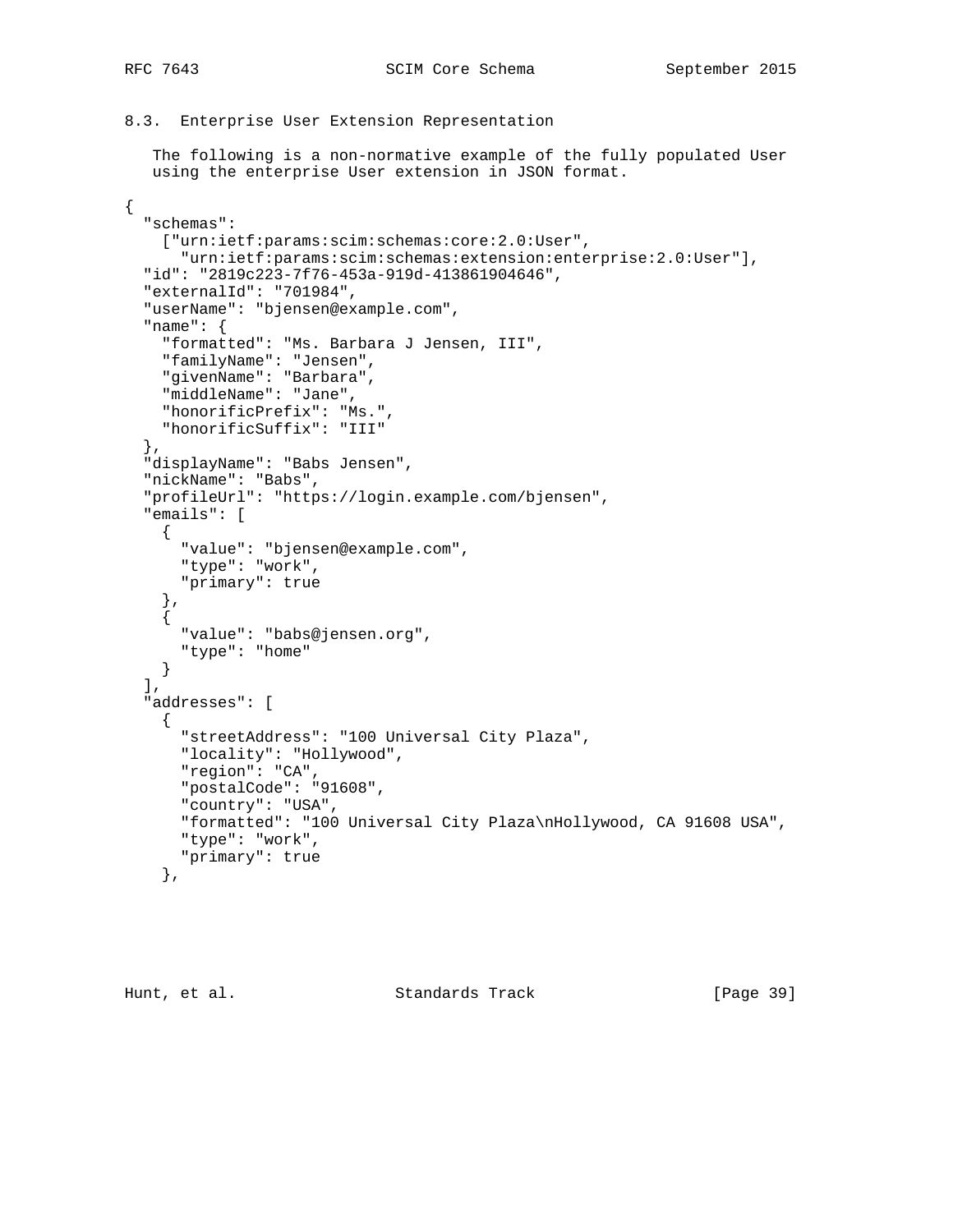## 8.3. Enterprise User Extension Representation

The following is a non-normative example of the fully populated User using the enterprise User extension in JSON format.

```
{
  "schemas":
    ["urn:ietf:params:scim:schemas:core:2.0:User",
      "urn:ietf:params:scim:schemas:extension:enterprise:2.0:User"],
  "id": "2819c223-7f76-453a-919d-413861904646",
  "externalId": "701984",
  "userName": "bjensen@example.com",
  "name": {
    "formatted": "Ms. Barbara J Jensen, III",
    "familyName": "Jensen",
    "givenName": "Barbara",
    "middleName": "Jane",
    "honorificPrefix": "Ms.",
    "honorificSuffix": "III"
  },
  "displayName": "Babs Jensen",
  "nickName": "Babs",
  "profileUrl": "https://login.example.com/bjensen",
  "emails": [
    {
      "value": "bjensen@example.com",
      "type": "work",
      "primary": true
    },
    {
      "value": "babs@jensen.org",
      "type": "home"
    }
  ],
  "addresses": [
    {
      "streetAddress": "100 Universal City Plaza",
      "locality": "Hollywood",
      "region": "CA",
      "postalCode": "91608",
      "country": "USA",
      "formatted": "100 Universal City Plaza\nHollywood, CA 91608 USA",
      "type": "work",
      "primary": true
    },
```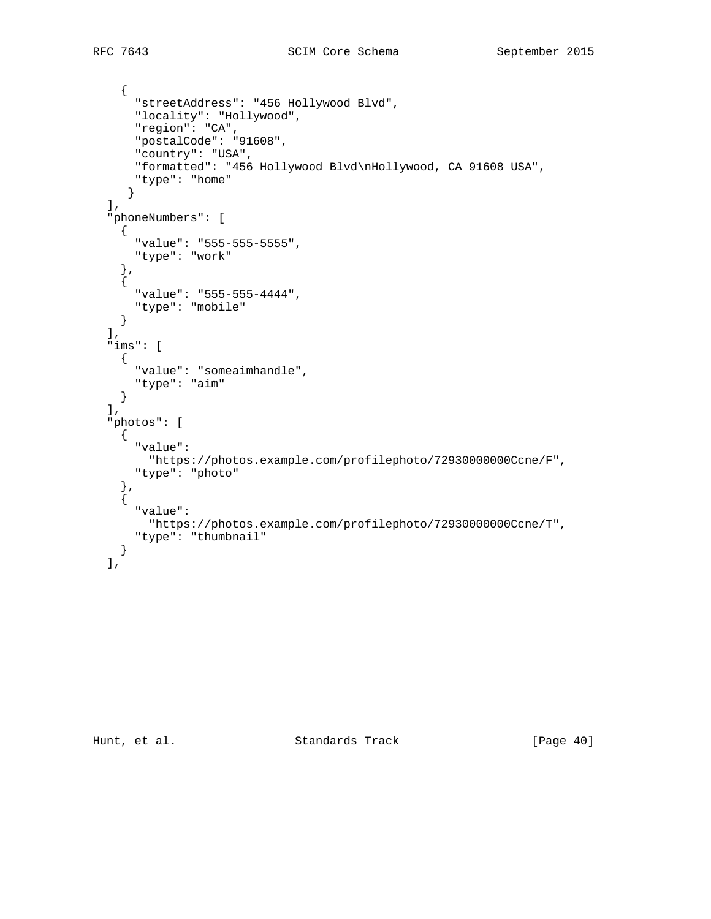```
    {
      "streetAddress": "456 Hollywood Blvd",
      "locality": "Hollywood",
      "region": "CA",
      "postalCode": "91608",
      "country": "USA",
      "formatted": "456 Hollywood Blvd\nHollywood, CA 91608 USA",
      "type": "home"
     }
  ],
  "phoneNumbers": [
    {
      "value": "555-555-5555",
      "type": "work"
    },
    {
      "value": "555-555-4444",
      "type": "mobile"
    }
  ],
  "ims": [
    {
      "value": "someaimhandle",
      "type": "aim"
    }
  ],
  "photos": [
    {
      "value":
        "https://photos.example.com/profilephoto/72930000000Ccne/F",
      "type": "photo"
    },
    {
      "value":
        "https://photos.example.com/profilephoto/72930000000Ccne/T",
      "type": "thumbnail"
    }
  ],
```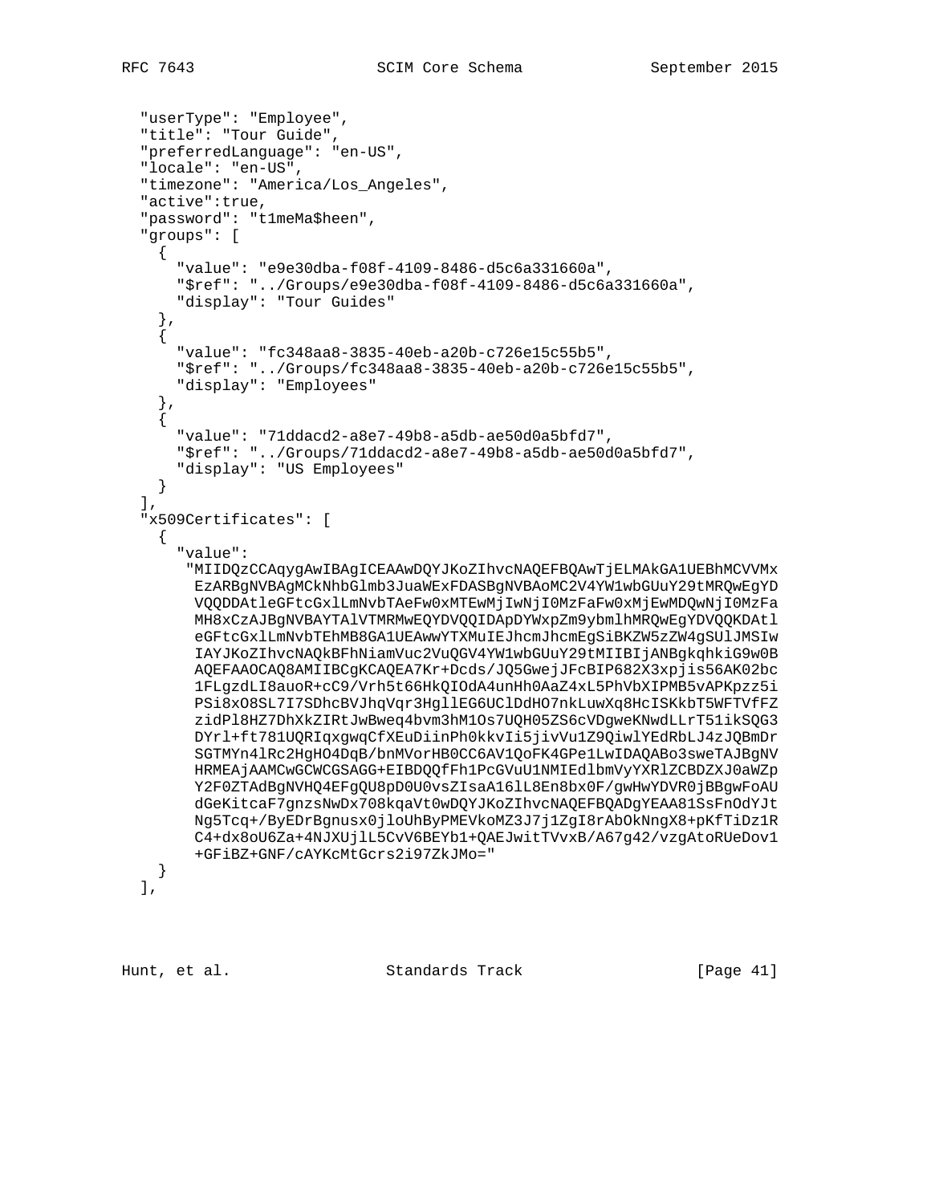```
  "userType": "Employee",
  "title": "Tour Guide",
  "preferredLanguage": "en-US",
  "locale": "en-US",
  "timezone": "America/Los_Angeles",
  "active":true,
  "password": "t1meMa$heen",
  "groups": [
    {
      "value": "e9e30dba-f08f-4109-8486-d5c6a331660a",
      "$ref": "../Groups/e9e30dba-f08f-4109-8486-d5c6a331660a",
      "display": "Tour Guides"
    },
    {
      "value": "fc348aa8-3835-40eb-a20b-c726e15c55b5",
      "$ref": "../Groups/fc348aa8-3835-40eb-a20b-c726e15c55b5",
      "display": "Employees"
    },
    {
      "value": "71ddacd2-a8e7-49b8-a5db-ae50d0a5bfd7",
      "$ref": "../Groups/71ddacd2-a8e7-49b8-a5db-ae50d0a5bfd7",
      "display": "US Employees"
    }
  ],
  "x509Certificates": [
    {
      "value":
       "MIIDQzCCAqygAwIBAgICEAAwDQYJKoZIhvcNAQEFBQAwTjELMAkGA1UEBhMCVVMx
        EzARBgNVBAgMCkNhbGlmb3JuaWExFDASBgNVBAoMC2V4YW1wbGUuY29tMRQwEgYD
        VQQDDAtleGFtcGxlLmNvbTAeFw0xMTEwMjIwNjI0MzFaFw0xMjEwMDQwNjI0MzFa
        MH8xCzAJBgNVBAYTAlVTMRMwEQYDVQQIDApDYWxpZm9ybmlhMRQwEgYDVQQKDAtl
        eGFtcGxlLmNvbTEhMB8GA1UEAwwYTXMuIEJhcmJhcmEgSiBKZW5zZW4gSUlJMSIw
        IAYJKoZIhvcNAQkBFhNiamVuc2VuQGV4YW1wbGUuY29tMIIBIjANBgkqhkiG9w0B
        AQEFAAOCAQ8AMIIBCgKCAQEA7Kr+Dcds/JQ5GwejJFcBIP682X3xpjis56AK02bc
        1FLgzdLI8auoR+cC9/Vrh5t66HkQIOdA4unHh0AaZ4xL5PhVbXIPMB5vAPKpzz5i
        PSi8xO8SL7I7SDhcBVJhqVqr3HgllEG6UClDdHO7nkLuwXq8HcISKkbT5WFTVfFZ
        zidPl8HZ7DhXkZIRtJwBweq4bvm3hM1Os7UQH05ZS6cVDgweKNwdLLrT51ikSQG3
        DYrl+ft781UQRIqxgwqCfXEuDiinPh0kkvIi5jivVu1Z9QiwlYEdRbLJ4zJQBmDr
        SGTMYn4lRc2HgHO4DqB/bnMVorHB0CC6AV1QoFK4GPe1LwIDAQABo3sweTAJBgNV
        HRMEAjAAMCwGCWCGSAGG+EIBDQQfFh1PcGVuU1NMIEdlbmVyYXRlZCBDZXJ0aWZp
        Y2F0ZTAdBgNVHQ4EFgQU8pD0U0vsZIsaA16lL8En8bx0F/gwHwYDVR0jBBgwFoAU
        dGeKitcaF7gnzsNwDx708kqaVt0wDQYJKoZIhvcNAQEFBQADgYEAA81SsFnOdYJt
        Ng5Tcq+/ByEDrBgnusx0jloUhByPMEVkoMZ3J7j1ZgI8rAbOkNngX8+pKfTiDz1R
        C4+dx8oU6Za+4NJXUjlL5CvV6BEYb1+QAEJwitTVvxB/A67g42/vzgAtoRUeDov1
        +GFiBZ+GNF/cAYKcMtGcrs2i97ZkJMo="
    }
  ],
```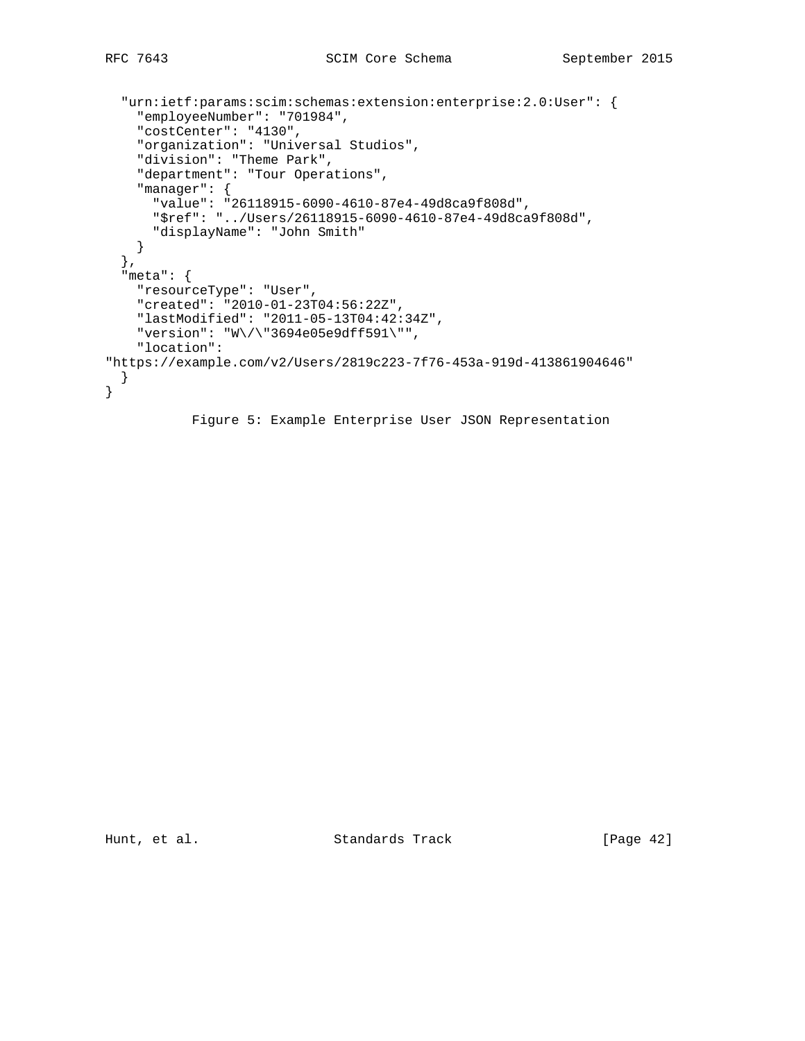```
  "urn:ietf:params:scim:schemas:extension:enterprise:2.0:User": {
    "employeeNumber": "701984",
    "costCenter": "4130",
    "organization": "Universal Studios",
    "division": "Theme Park",
    "department": "Tour Operations",
    "manager": {
      "value": "26118915-6090-4610-87e4-49d8ca9f808d",
      "$ref": "../Users/26118915-6090-4610-87e4-49d8ca9f808d",
      "displayName": "John Smith"
    }
  },
  "meta": {
    "resourceType": "User",
    "created": "2010-01-23T04:56:22Z",
    "lastModified": "2011-05-13T04:42:34Z",
    "version": "W\/\"3694e05e9dff591\"",
    "location":
"https://example.com/v2/Users/2819c223-7f76-453a-919d-413861904646"
  }
}
```

Figure 5: Example Enterprise User JSON Representation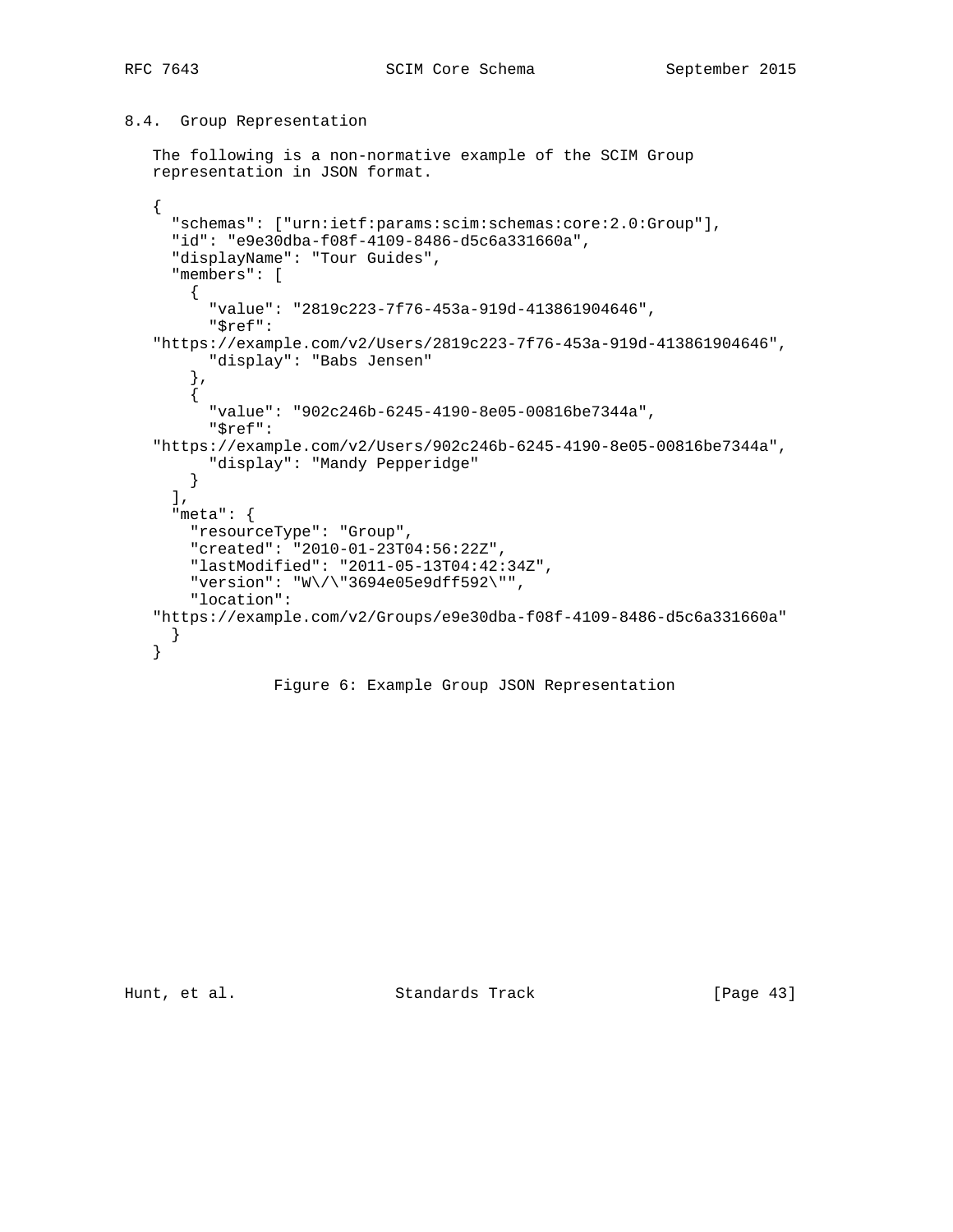## 8.4. Group Representation

The following is a non-normative example of the SCIM Group representation in JSON format.

```
{
  "schemas": ["urn:ietf:params:scim:schemas:core:2.0:Group"],
  "id": "e9e30dba-f08f-4109-8486-d5c6a331660a",
  "displayName": "Tour Guides",
  "members": [
    {
      "value": "2819c223-7f76-453a-919d-413861904646",
      "$ref":
"https://example.com/v2/Users/2819c223-7f76-453a-919d-413861904646",
      "display": "Babs Jensen"
    },
    {
      "value": "902c246b-6245-4190-8e05-00816be7344a",
      "$ref":
"https://example.com/v2/Users/902c246b-6245-4190-8e05-00816be7344a",
      "display": "Mandy Pepperidge"
    }
  ],
  "meta": {
    "resourceType": "Group",
    "created": "2010-01-23T04:56:22Z",
    "lastModified": "2011-05-13T04:42:34Z",
    "version": "W\/\"3694e05e9dff592\"",
    "location":
"https://example.com/v2/Groups/e9e30dba-f08f-4109-8486-d5c6a331660a"
  }
}
```

Figure 6: Example Group JSON Representation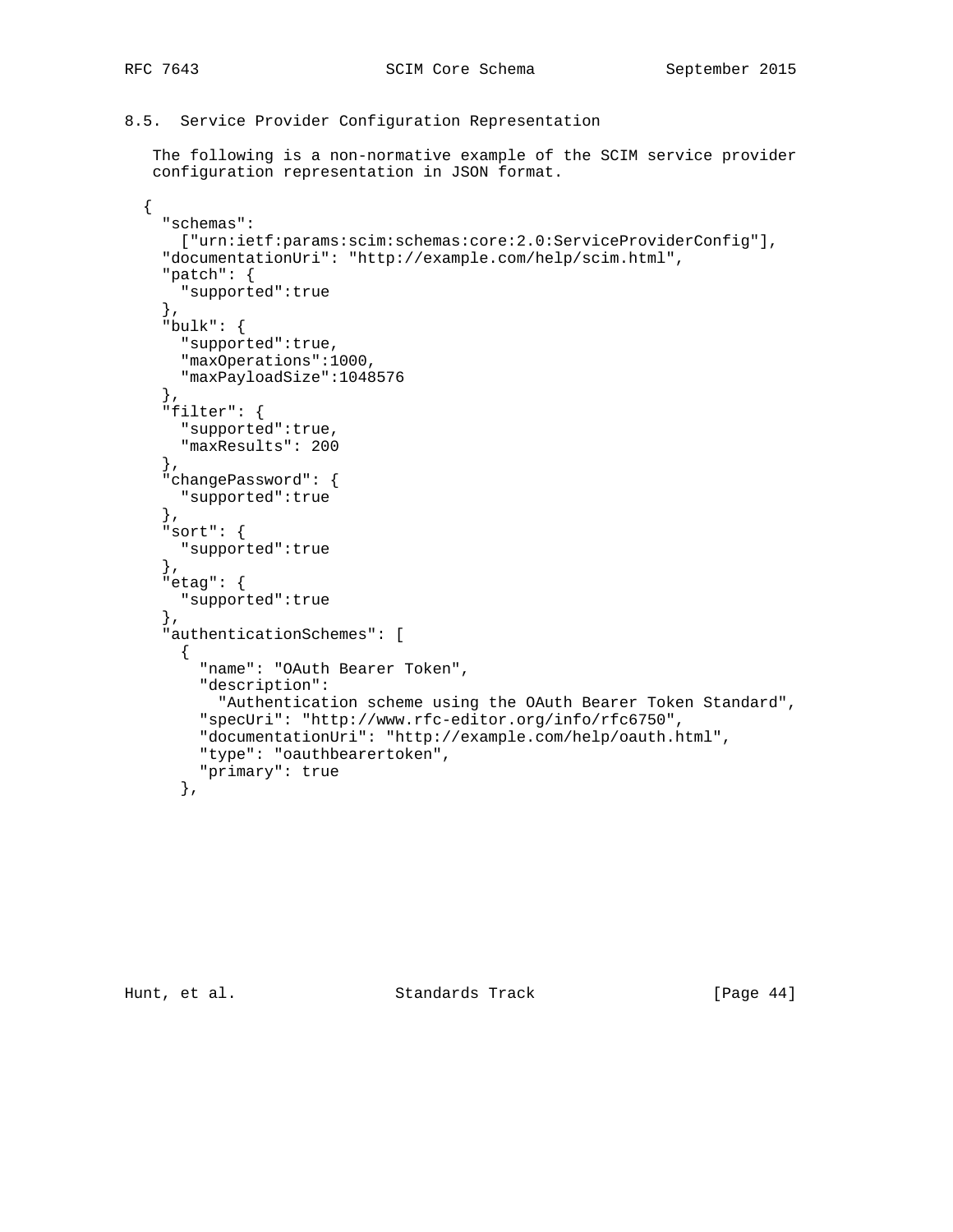## 8.5. Service Provider Configuration Representation

The following is a non-normative example of the SCIM service provider configuration representation in JSON format.

```
{
  "schemas":
    ["urn:ietf:params:scim:schemas:core:2.0:ServiceProviderConfig"],
  "documentationUri": "http://example.com/help/scim.html",
  "patch": {
    "supported":true
  },
  "bulk": {
    "supported":true,
    "maxOperations":1000,
    "maxPayloadSize":1048576
  },
  "filter": {
    "supported":true,
    "maxResults": 200
  },
  "changePassword": {
    "supported":true
  },
  "sort": {
    "supported":true
  },
  "etag": {
    "supported":true
  },
  "authenticationSchemes": [
    {
      "name": "OAuth Bearer Token",
      "description":
        "Authentication scheme using the OAuth Bearer Token Standard",
      "specUri": "http://www.rfc-editor.org/info/rfc6750",
      "documentationUri": "http://example.com/help/oauth.html",
      "type": "oauthbearertoken",
      "primary": true
    },
```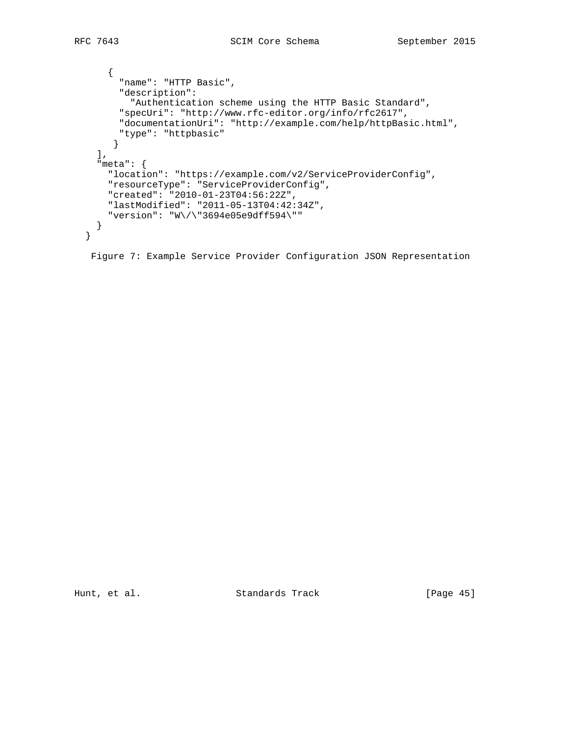```
      {
        "name": "HTTP Basic",
        "description":
          "Authentication scheme using the HTTP Basic Standard",
        "specUri": "http://www.rfc-editor.org/info/rfc2617",
        "documentationUri": "http://example.com/help/httpBasic.html",
        "type": "httpbasic"
       }
    ],
    "meta": {
      "location": "https://example.com/v2/ServiceProviderConfig",
      "resourceType": "ServiceProviderConfig",
      "created": "2010-01-23T04:56:22Z",
      "lastModified": "2011-05-13T04:42:34Z",
      "version": "W\/\"3694e05e9dff594\""
    }
  }
```

Figure 7: Example Service Provider Configuration JSON Representation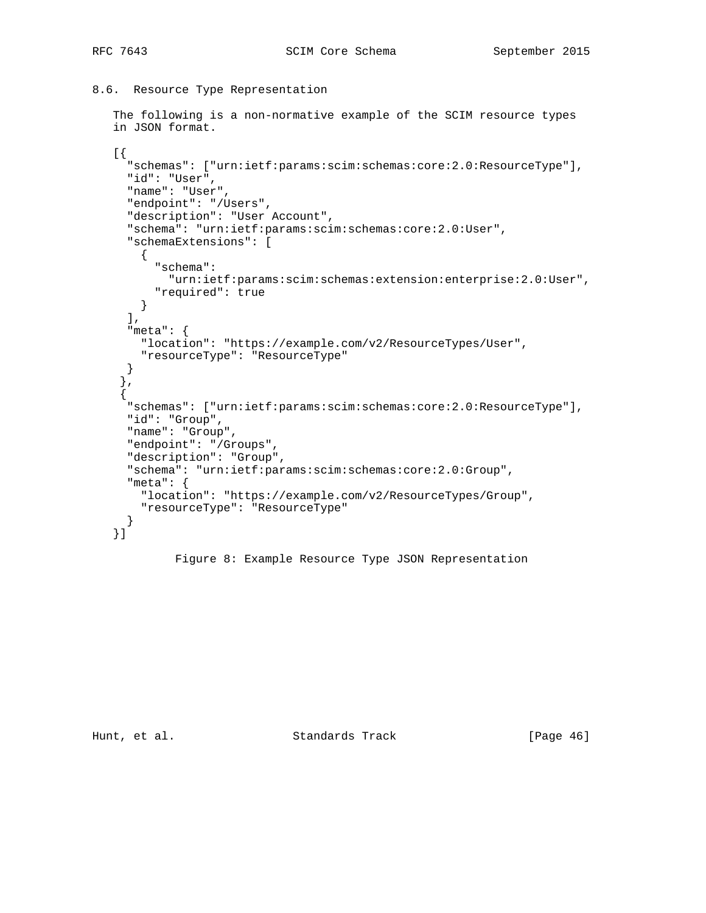### 8.6. Resource Type Representation

The following is a non-normative example of the SCIM resource types in JSON format.

```
[{
  "schemas": ["urn:ietf:params:scim:schemas:core:2.0:ResourceType"],
  "id": "User",
  "name": "User",
  "endpoint": "/Users",
  "description": "User Account",
  "schema": "urn:ietf:params:scim:schemas:core:2.0:User",
  "schemaExtensions": [
    {
      "schema":
        "urn:ietf:params:scim:schemas:extension:enterprise:2.0:User",
      "required": true
    }
  ],
  "meta": {
    "location": "https://example.com/v2/ResourceTypes/User",
    "resourceType": "ResourceType"
  }
 },
 {
  "schemas": ["urn:ietf:params:scim:schemas:core:2.0:ResourceType"],
  "id": "Group",
  "name": "Group",
  "endpoint": "/Groups",
  "description": "Group",
  "schema": "urn:ietf:params:scim:schemas:core:2.0:Group",
  "meta": {
    "location": "https://example.com/v2/ResourceTypes/Group",
    "resourceType": "ResourceType"
  }
}]
```

Figure 8: Example Resource Type JSON Representation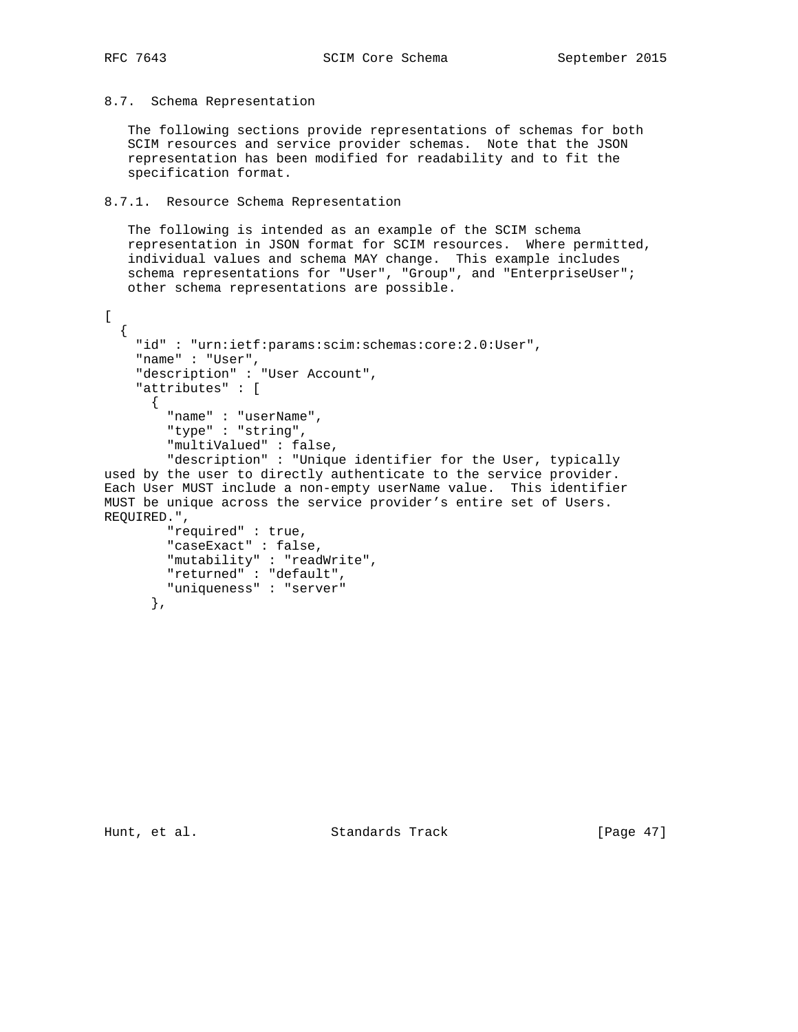## 8.7. Schema Representation

The following sections provide representations of schemas for both SCIM resources and service provider schemas. Note that the JSON representation has been modified for readability and to fit the specification format.

### 8.7.1. Resource Schema Representation

The following is intended as an example of the SCIM schema representation in JSON format for SCIM resources. Where permitted, individual values and schema MAY change. This example includes schema representations for "User", "Group", and "EnterpriseUser"; other schema representations are possible.

```
[
  {
    "id" : "urn:ietf:params:scim:schemas:core:2.0:User",
    "name" : "User",
    "description" : "User Account",
    "attributes" : [
      {
        "name" : "userName",
        "type" : "string",
        "multiValued" : false,
        "description" : "Unique identifier for the User, typically
used by the user to directly authenticate to the service provider.
Each User MUST include a non-empty userName value.  This identifier
MUST be unique across the service provider's entire set of Users.
REQUIRED.",
        "required" : true,
        "caseExact" : false,
        "mutability" : "readWrite",
        "returned" : "default",
        "uniqueness" : "server"
      },
```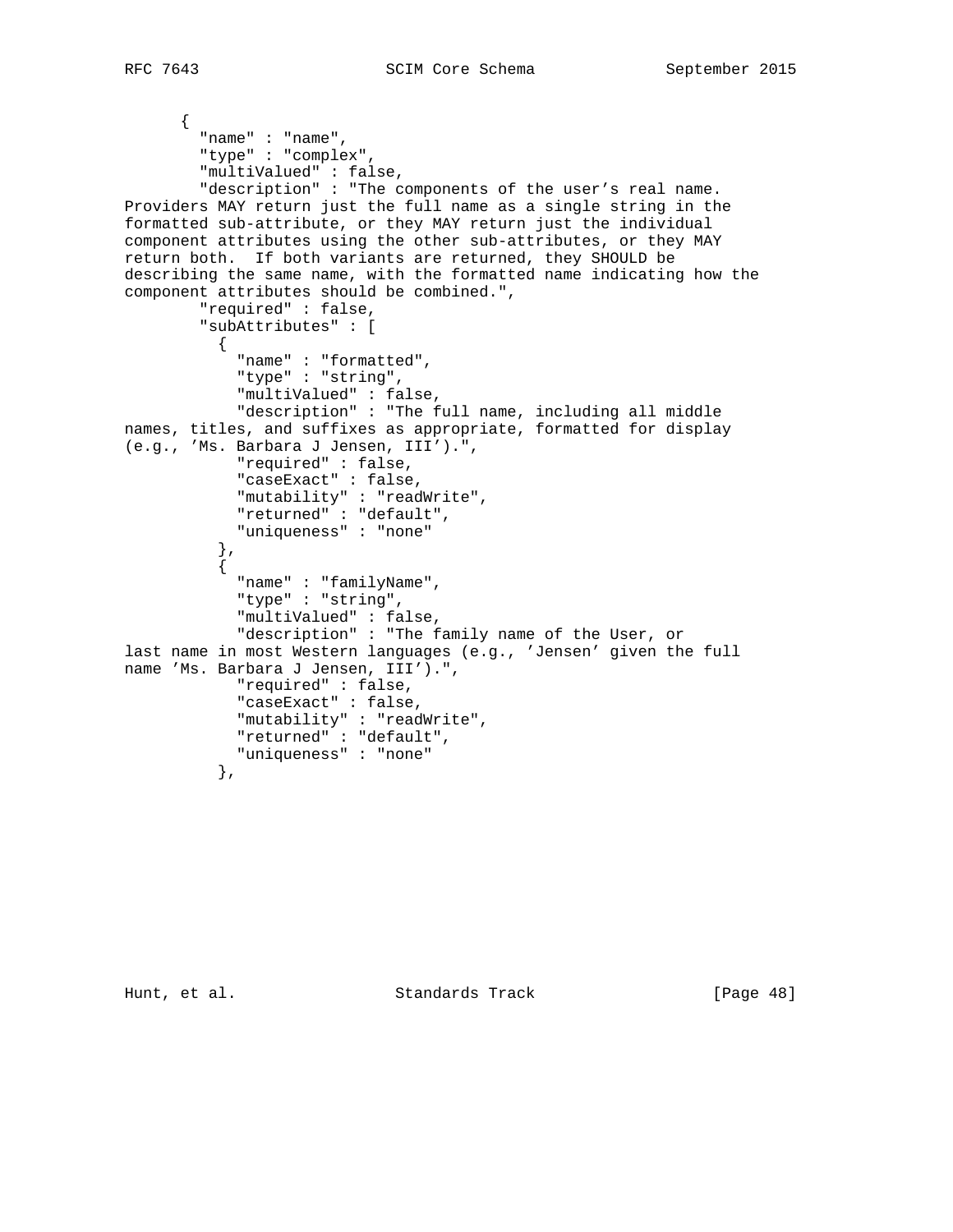```
      {
        "name" : "name",
        "type" : "complex",
        "multiValued" : false,
        "description" : "The components of the user’s real name.
Providers MAY return just the full name as a single string in the
formatted sub-attribute, or they MAY return just the individual
component attributes using the other sub-attributes, or they MAY
return both.  If both variants are returned, they SHOULD be
describing the same name, with the formatted name indicating how the
component attributes should be combined.",
        "required" : false,
        "subAttributes" : [
          {
            "name" : "formatted",
            "type" : "string",
            "multiValued" : false,
            "description" : "The full name, including all middle
names, titles, and suffixes as appropriate, formatted for display
(e.g., ’Ms. Barbara J Jensen, III’).",
            "required" : false,
            "caseExact" : false,
            "mutability" : "readWrite",
            "returned" : "default",
            "uniqueness" : "none"
          },
          {
            "name" : "familyName",
            "type" : "string",
            "multiValued" : false,
            "description" : "The family name of the User, or
last name in most Western languages (e.g., ’Jensen’ given the full
name ’Ms. Barbara J Jensen, III’).",
            "required" : false,
            "caseExact" : false,
            "mutability" : "readWrite",
            "returned" : "default",
            "uniqueness" : "none"
          },
```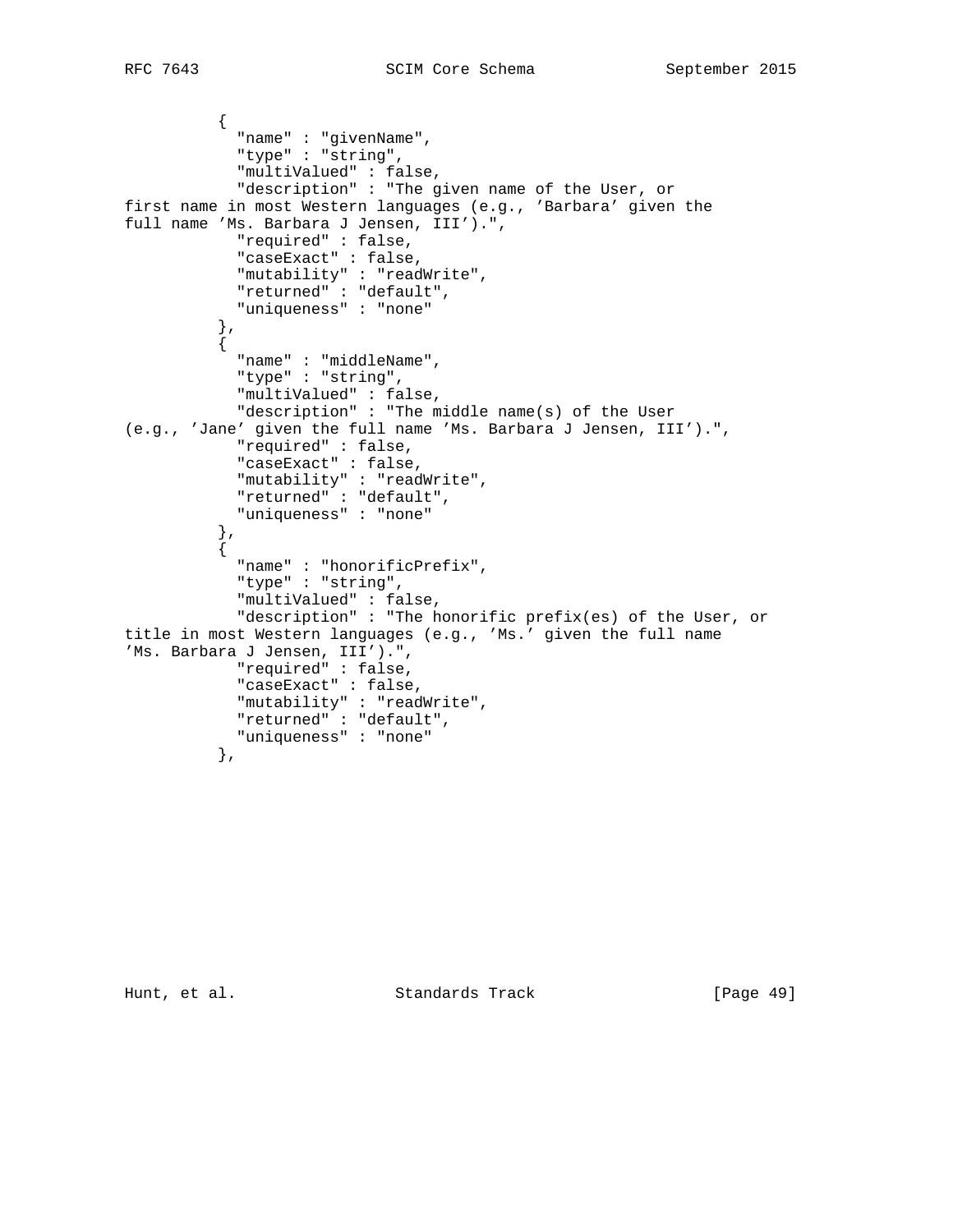```
          {
            "name" : "givenName",
            "type" : "string",
            "multiValued" : false,
            "description" : "The given name of the User, or
first name in most Western languages (e.g., 'Barbara' given the
full name 'Ms. Barbara J Jensen, III').",
            "required" : false,
            "caseExact" : false,
            "mutability" : "readWrite",
            "returned" : "default",
            "uniqueness" : "none"
          },
          {
            "name" : "middleName",
            "type" : "string",
            "multiValued" : false,
            "description" : "The middle name(s) of the User
(e.g., 'Jane' given the full name 'Ms. Barbara J Jensen, III').",
            "required" : false,
            "caseExact" : false,
            "mutability" : "readWrite",
            "returned" : "default",
            "uniqueness" : "none"
          },
          {
            "name" : "honorificPrefix",
            "type" : "string",
            "multiValued" : false,
            "description" : "The honorific prefix(es) of the User, or
title in most Western languages (e.g., 'Ms.' given the full name
'Ms. Barbara J Jensen, III').",
            "required" : false,
            "caseExact" : false,
            "mutability" : "readWrite",
            "returned" : "default",
            "uniqueness" : "none"
          },
```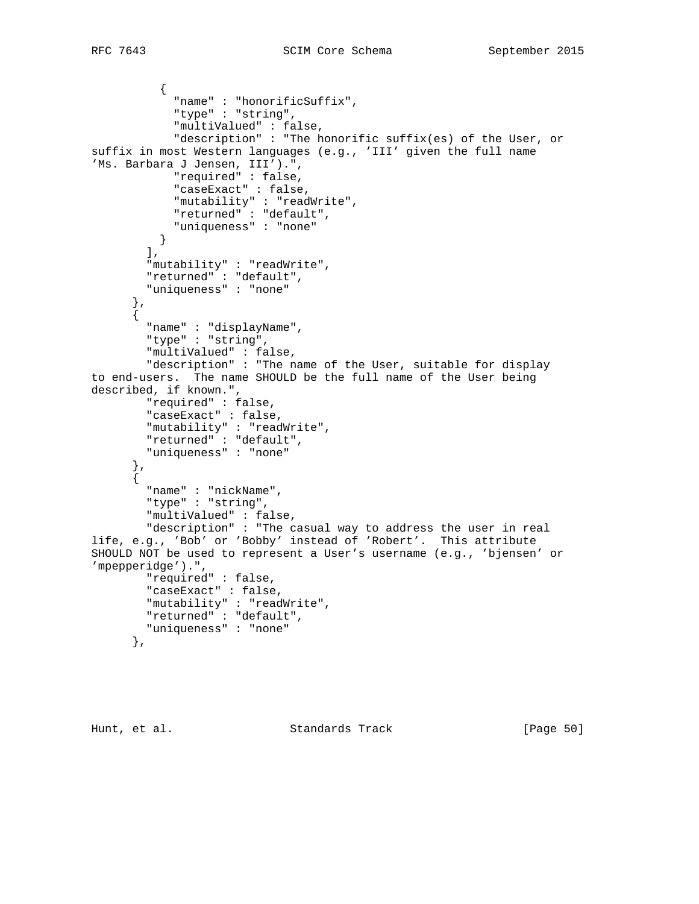```
          {
            "name" : "honorificSuffix",
            "type" : "string",
            "multiValued" : false,
            "description" : "The honorific suffix(es) of the User, or
suffix in most Western languages (e.g., 'III' given the full name
'Ms. Barbara J Jensen, III').",
            "required" : false,
            "caseExact" : false,
            "mutability" : "readWrite",
            "returned" : "default",
            "uniqueness" : "none"
          }
        ],
        "mutability" : "readWrite",
        "returned" : "default",
        "uniqueness" : "none"
      },
      {
        "name" : "displayName",
        "type" : "string",
        "multiValued" : false,
        "description" : "The name of the User, suitable for display
to end-users.  The name SHOULD be the full name of the User being
described, if known.",
        "required" : false,
        "caseExact" : false,
        "mutability" : "readWrite",
        "returned" : "default",
        "uniqueness" : "none"
      },
      {
        "name" : "nickName",
        "type" : "string",
        "multiValued" : false,
        "description" : "The casual way to address the user in real
life, e.g., 'Bob' or 'Bobby' instead of 'Robert'.  This attribute
SHOULD NOT be used to represent a User's username (e.g., 'bjensen' or
'mpepperidge').",
        "required" : false,
        "caseExact" : false,
        "mutability" : "readWrite",
        "returned" : "default",
        "uniqueness" : "none"
      },
```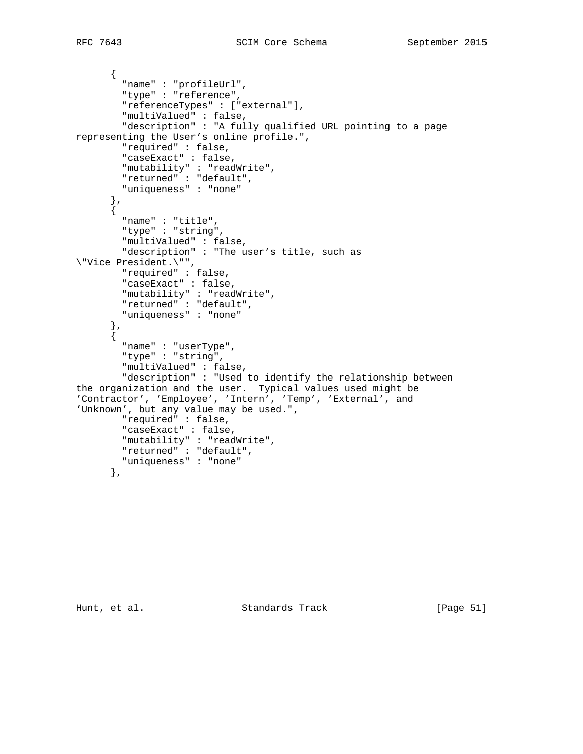```
      {
        "name" : "profileUrl",
        "type" : "reference",
        "referenceTypes" : ["external"],
        "multiValued" : false,
        "description" : "A fully qualified URL pointing to a page
representing the User's online profile.",
        "required" : false,
        "caseExact" : false,
        "mutability" : "readWrite",
        "returned" : "default",
        "uniqueness" : "none"
      },
      {
        "name" : "title",
        "type" : "string",
        "multiValued" : false,
        "description" : "The user's title, such as
\"Vice President.\"",
        "required" : false,
        "caseExact" : false,
        "mutability" : "readWrite",
        "returned" : "default",
        "uniqueness" : "none"
      },
      {
        "name" : "userType",
        "type" : "string",
        "multiValued" : false,
        "description" : "Used to identify the relationship between
the organization and the user.  Typical values used might be
'Contractor', 'Employee', 'Intern', 'Temp', 'External', and
'Unknown', but any value may be used.",
        "required" : false,
        "caseExact" : false,
        "mutability" : "readWrite",
        "returned" : "default",
        "uniqueness" : "none"
      },
```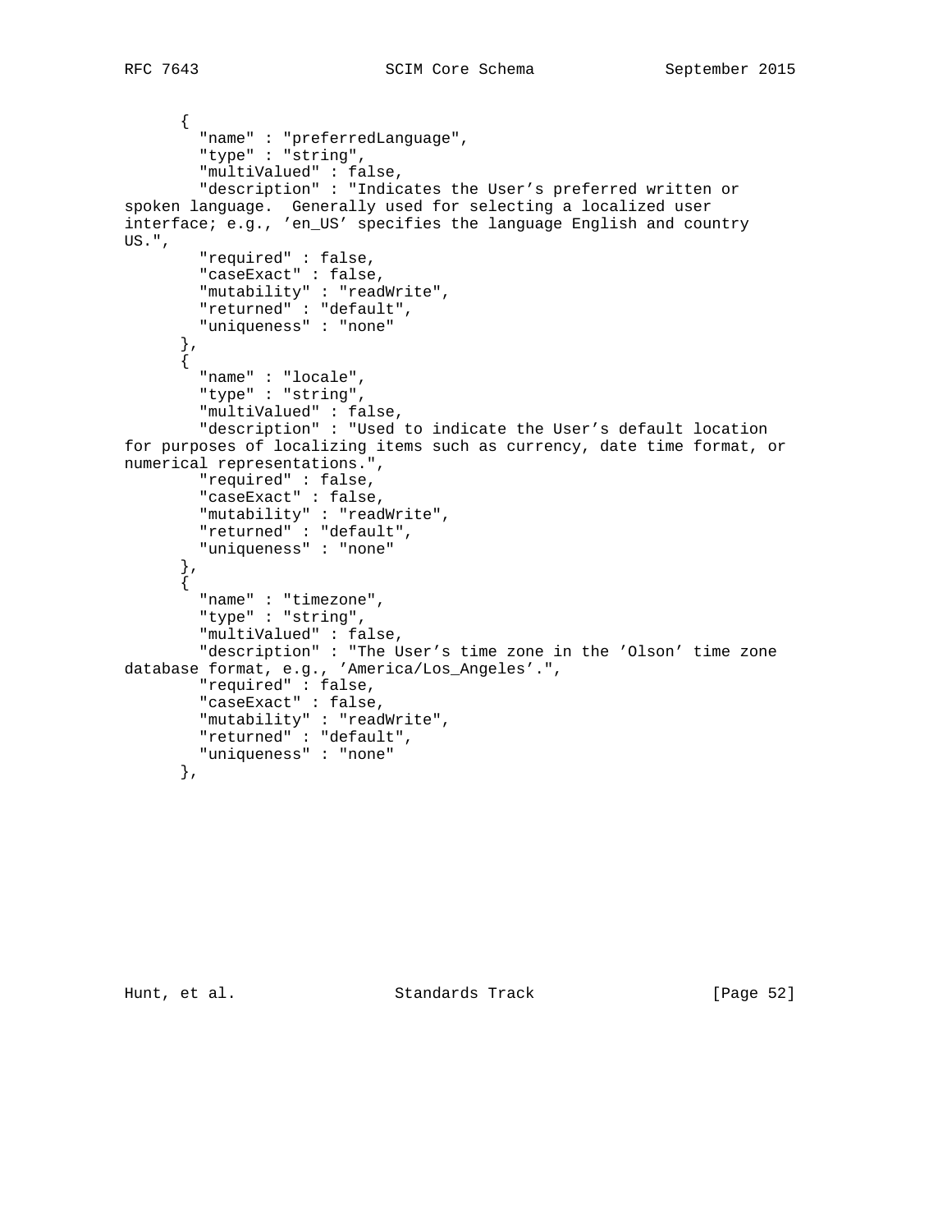```
      {
        "name" : "preferredLanguage",
        "type" : "string",
        "multiValued" : false,
        "description" : "Indicates the User's preferred written or
spoken language.  Generally used for selecting a localized user
interface; e.g., 'en_US' specifies the language English and country
US.",
        "required" : false,
        "caseExact" : false,
        "mutability" : "readWrite",
        "returned" : "default",
        "uniqueness" : "none"
      },
      {
        "name" : "locale",
        "type" : "string",
        "multiValued" : false,
        "description" : "Used to indicate the User's default location
for purposes of localizing items such as currency, date time format, or
numerical representations.",
        "required" : false,
        "caseExact" : false,
        "mutability" : "readWrite",
        "returned" : "default",
        "uniqueness" : "none"
      },
      {
        "name" : "timezone",
        "type" : "string",
        "multiValued" : false,
        "description" : "The User's time zone in the 'Olson' time zone
database format, e.g., 'America/Los_Angeles'.",
        "required" : false,
        "caseExact" : false,
        "mutability" : "readWrite",
        "returned" : "default",
        "uniqueness" : "none"
      },
```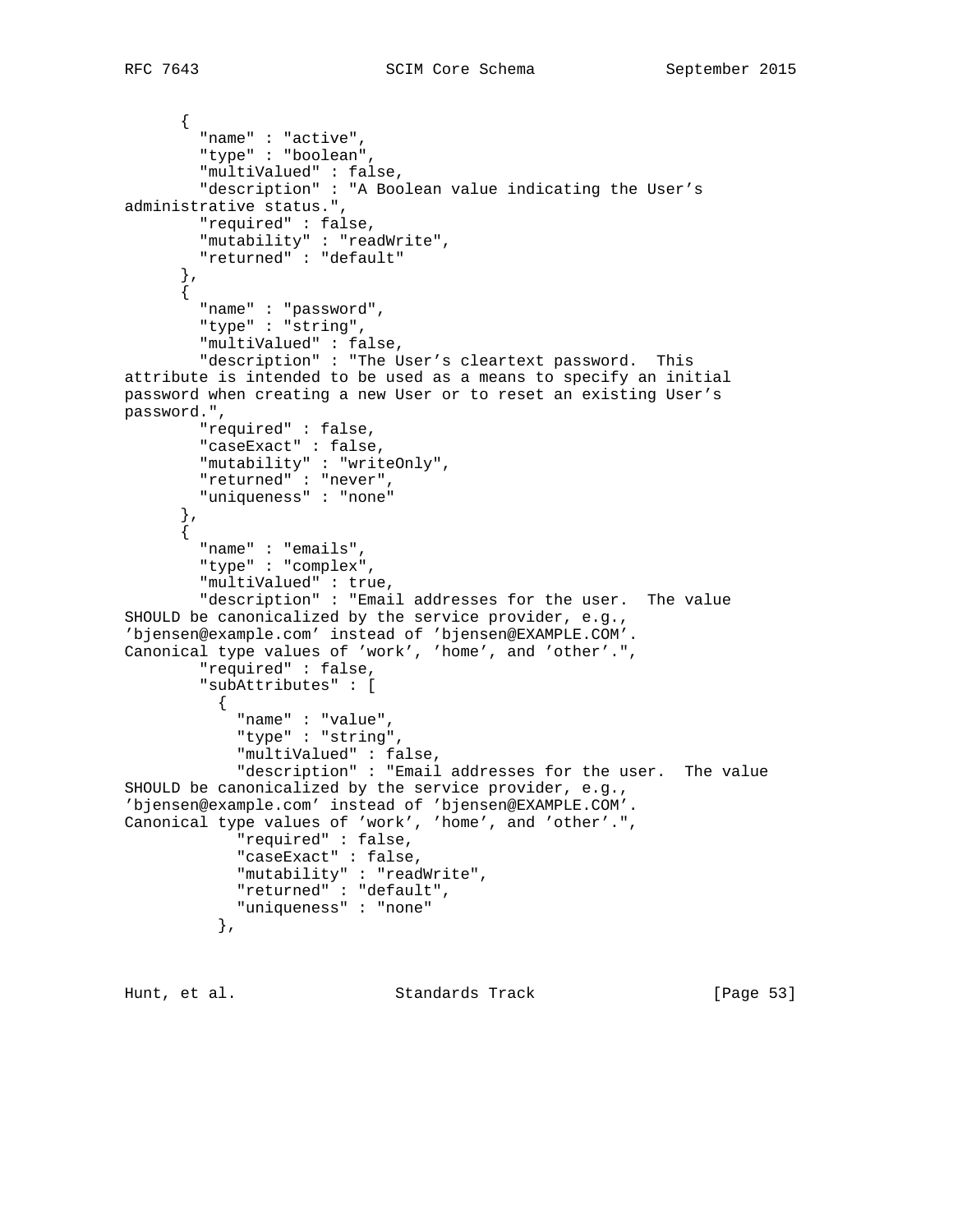```
      {
        "name" : "active",
        "type" : "boolean",
        "multiValued" : false,
        "description" : "A Boolean value indicating the User's
administrative status.",
        "required" : false,
        "mutability" : "readWrite",
        "returned" : "default"
      },
      {
        "name" : "password",
        "type" : "string",
        "multiValued" : false,
        "description" : "The User's cleartext password.  This
attribute is intended to be used as a means to specify an initial
password when creating a new User or to reset an existing User's
password.",
        "required" : false,
        "caseExact" : false,
        "mutability" : "writeOnly",
        "returned" : "never",
        "uniqueness" : "none"
      },
      {
        "name" : "emails",
        "type" : "complex",
        "multiValued" : true,
        "description" : "Email addresses for the user.  The value
SHOULD be canonicalized by the service provider, e.g.,
'bjensen@example.com' instead of 'bjensen@EXAMPLE.COM'.
Canonical type values of 'work', 'home', and 'other'.",
        "required" : false,
        "subAttributes" : [
          {
            "name" : "value",
            "type" : "string",
            "multiValued" : false,
            "description" : "Email addresses for the user.  The value
SHOULD be canonicalized by the service provider, e.g.,
'bjensen@example.com' instead of 'bjensen@EXAMPLE.COM'.
Canonical type values of 'work', 'home', and 'other'.",
            "required" : false,
            "caseExact" : false,
            "mutability" : "readWrite",
            "returned" : "default",
            "uniqueness" : "none"
          },
```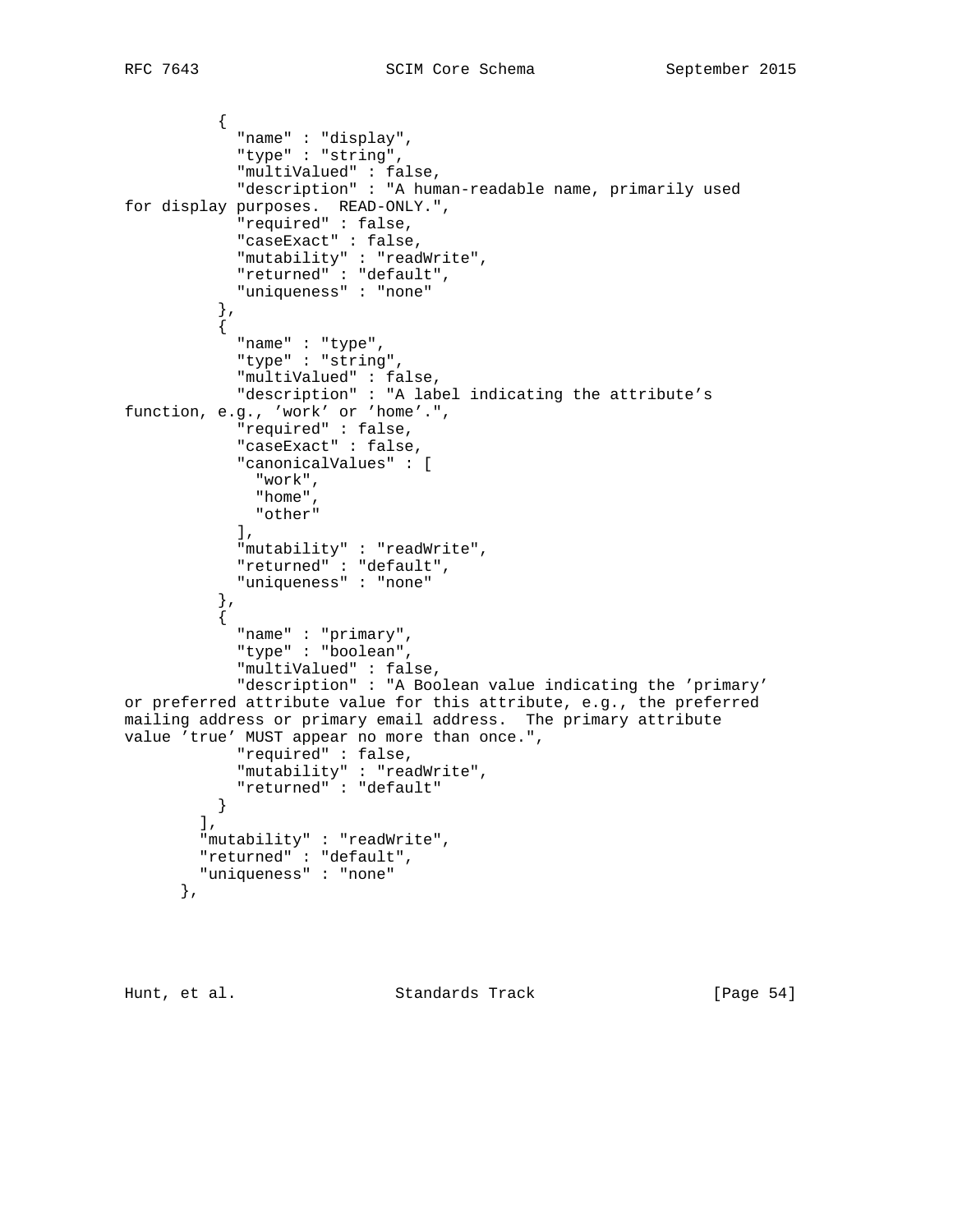```
          {
            "name" : "display",
            "type" : "string",
            "multiValued" : false,
            "description" : "A human-readable name, primarily used
for display purposes.  READ-ONLY.",
            "required" : false,
            "caseExact" : false,
            "mutability" : "readWrite",
            "returned" : "default",
            "uniqueness" : "none"
          },
          {
            "name" : "type",
            "type" : "string",
            "multiValued" : false,
            "description" : "A label indicating the attribute's
function, e.g., 'work' or 'home'.",
            "required" : false,
            "caseExact" : false,
            "canonicalValues" : [
              "work",
              "home",
              "other"
            ],
            "mutability" : "readWrite",
            "returned" : "default",
            "uniqueness" : "none"
          },
          {
            "name" : "primary",
            "type" : "boolean",
            "multiValued" : false,
            "description" : "A Boolean value indicating the 'primary'
or preferred attribute value for this attribute, e.g., the preferred
mailing address or primary email address.  The primary attribute
value 'true' MUST appear no more than once.",
            "required" : false,
            "mutability" : "readWrite",
            "returned" : "default"
          }
        ],
        "mutability" : "readWrite",
        "returned" : "default",
        "uniqueness" : "none"
      },
```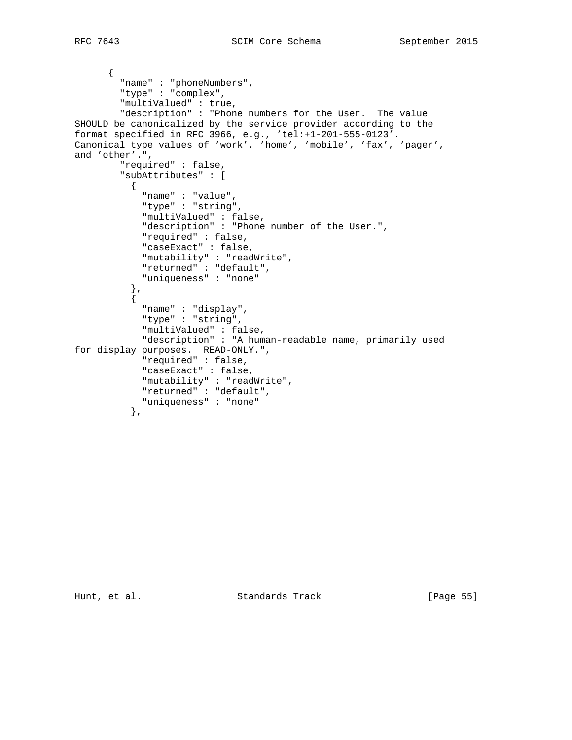```
      {
        "name" : "phoneNumbers",
        "type" : "complex",
        "multiValued" : true,
        "description" : "Phone numbers for the User.  The value
SHOULD be canonicalized by the service provider according to the
format specified in RFC 3966, e.g., 'tel:+1-201-555-0123'.
Canonical type values of 'work', 'home', 'mobile', 'fax', 'pager',
and 'other'.",
        "required" : false,
        "subAttributes" : [
          {
            "name" : "value",
            "type" : "string",
            "multiValued" : false,
            "description" : "Phone number of the User.",
            "required" : false,
            "caseExact" : false,
            "mutability" : "readWrite",
            "returned" : "default",
            "uniqueness" : "none"
          },
          {
            "name" : "display",
            "type" : "string",
            "multiValued" : false,
            "description" : "A human-readable name, primarily used
for display purposes.  READ-ONLY.",
            "required" : false,
            "caseExact" : false,
            "mutability" : "readWrite",
            "returned" : "default",
            "uniqueness" : "none"
          },
```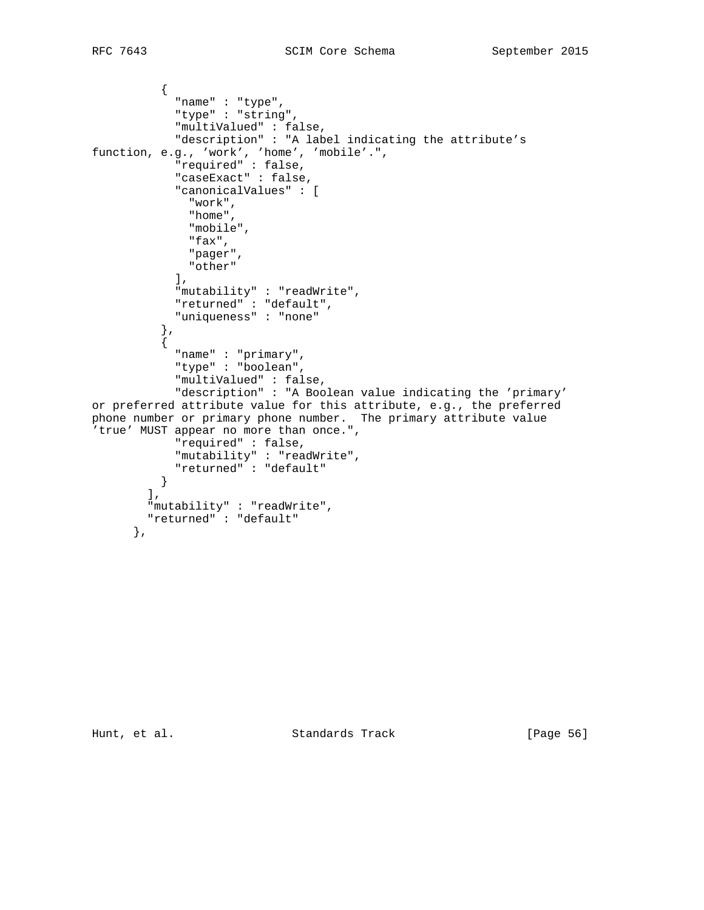```
          {
            "name" : "type",
            "type" : "string",
            "multiValued" : false,
            "description" : "A label indicating the attribute's
function, e.g., 'work', 'home', 'mobile'.",
            "required" : false,
            "caseExact" : false,
            "canonicalValues" : [
              "work",
              "home",
              "mobile",
              "fax",
              "pager",
              "other"
            ],
            "mutability" : "readWrite",
            "returned" : "default",
            "uniqueness" : "none"
          },
          {
            "name" : "primary",
            "type" : "boolean",
            "multiValued" : false,
            "description" : "A Boolean value indicating the 'primary'
or preferred attribute value for this attribute, e.g., the preferred
phone number or primary phone number.  The primary attribute value
'true' MUST appear no more than once.",
            "required" : false,
            "mutability" : "readWrite",
            "returned" : "default"
          }
        ],
        "mutability" : "readWrite",
        "returned" : "default"
      },
```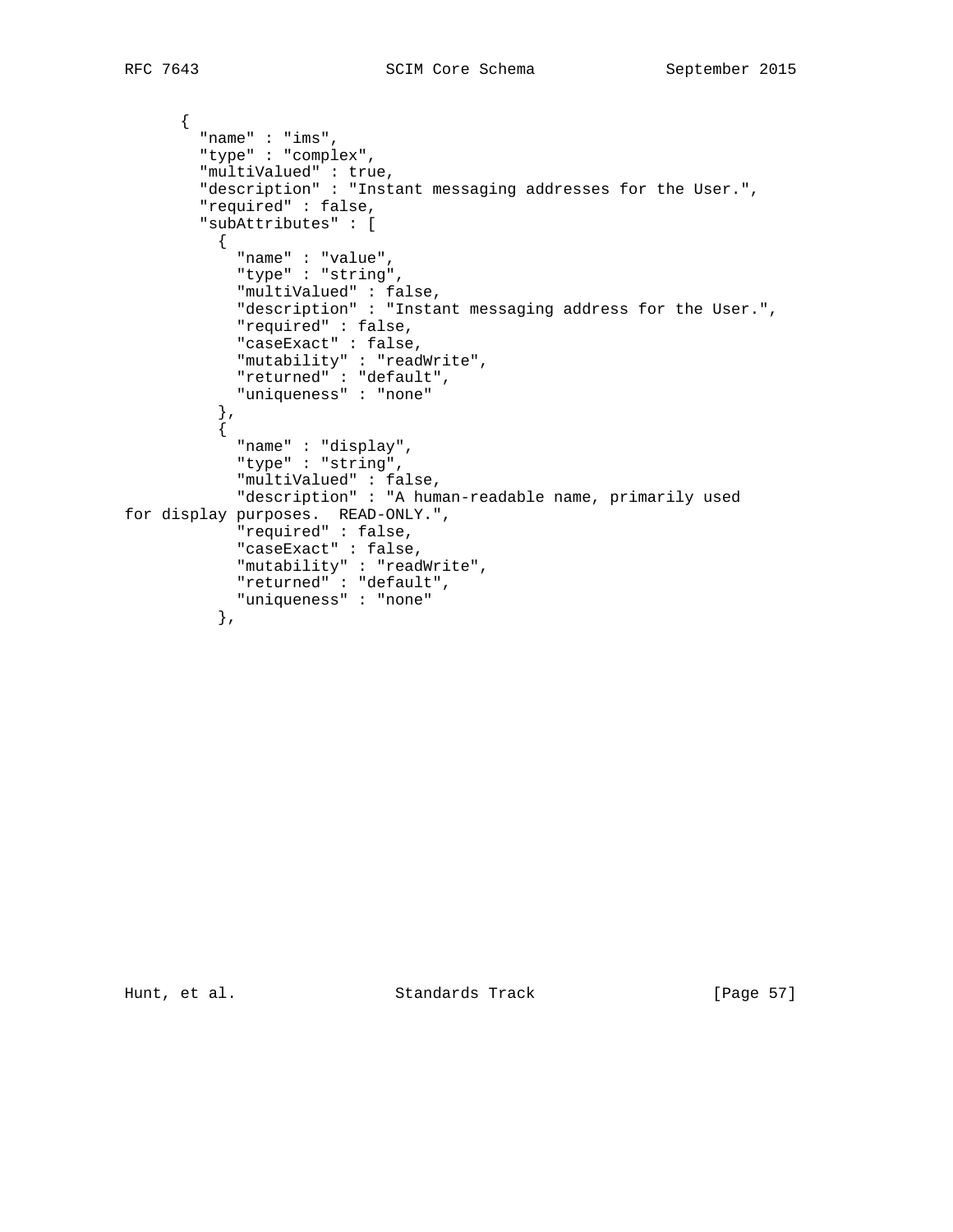```
      {
        "name" : "ims",
        "type" : "complex",
        "multiValued" : true,
        "description" : "Instant messaging addresses for the User.",
        "required" : false,
        "subAttributes" : [
          {
            "name" : "value",
            "type" : "string",
            "multiValued" : false,
            "description" : "Instant messaging address for the User.",
            "required" : false,
            "caseExact" : false,
            "mutability" : "readWrite",
            "returned" : "default",
            "uniqueness" : "none"
          },
          {
            "name" : "display",
            "type" : "string",
            "multiValued" : false,
            "description" : "A human-readable name, primarily used
for display purposes.  READ-ONLY.",
            "required" : false,
            "caseExact" : false,
            "mutability" : "readWrite",
            "returned" : "default",
            "uniqueness" : "none"
          },
```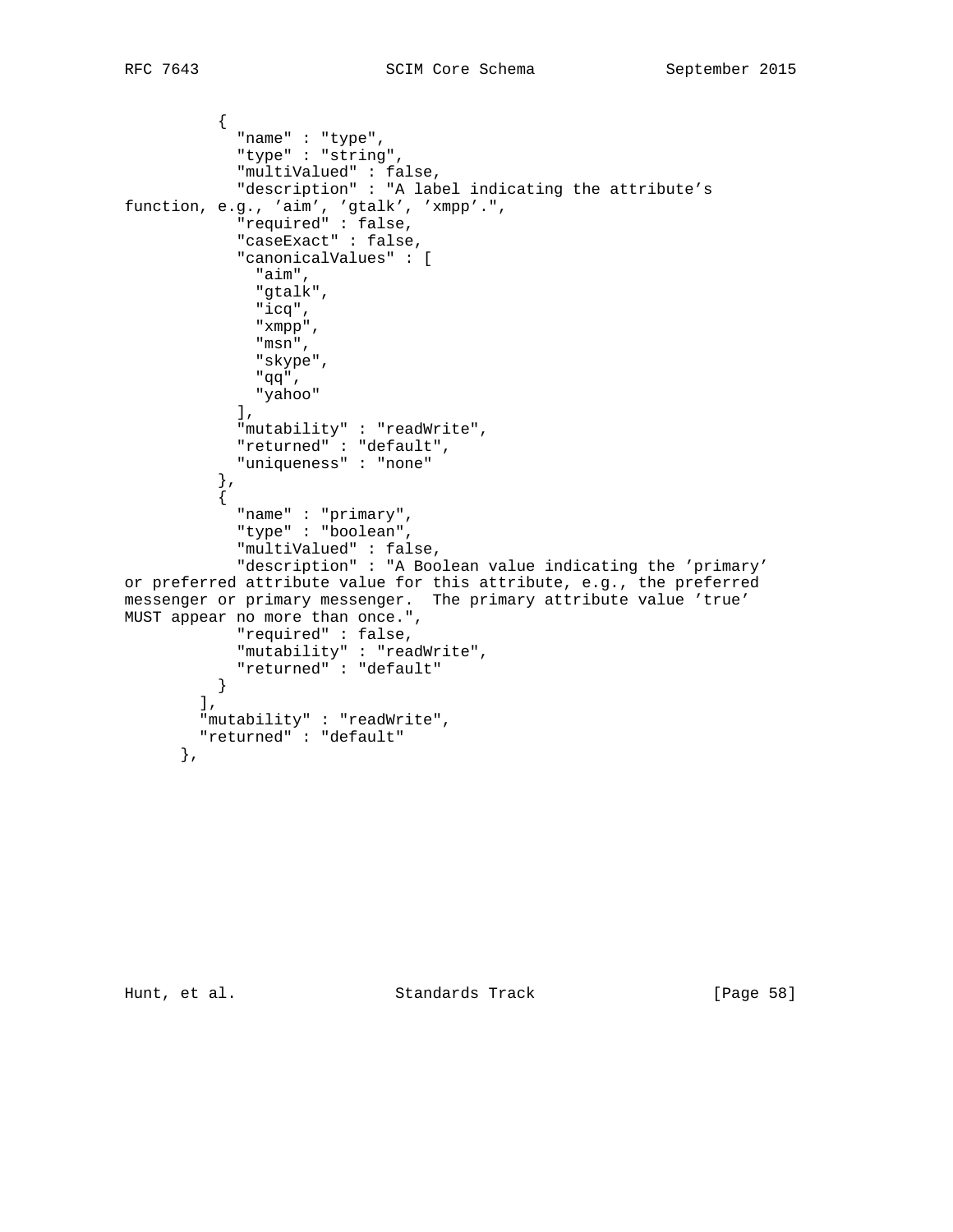```
          {
            "name" : "type",
            "type" : "string",
            "multiValued" : false,
            "description" : "A label indicating the attribute's
function, e.g., 'aim', 'gtalk', 'xmpp'.",
            "required" : false,
            "caseExact" : false,
            "canonicalValues" : [
              "aim",
              "gtalk",
              "icq",
              "xmpp",
              "msn",
              "skype",
              "qq",
              "yahoo"
            ],
            "mutability" : "readWrite",
            "returned" : "default",
            "uniqueness" : "none"
          },
          {
            "name" : "primary",
            "type" : "boolean",
            "multiValued" : false,
            "description" : "A Boolean value indicating the 'primary'
or preferred attribute value for this attribute, e.g., the preferred
messenger or primary messenger.  The primary attribute value 'true'
MUST appear no more than once.",
            "required" : false,
            "mutability" : "readWrite",
            "returned" : "default"
          }
        ],
        "mutability" : "readWrite",
        "returned" : "default"
      },
```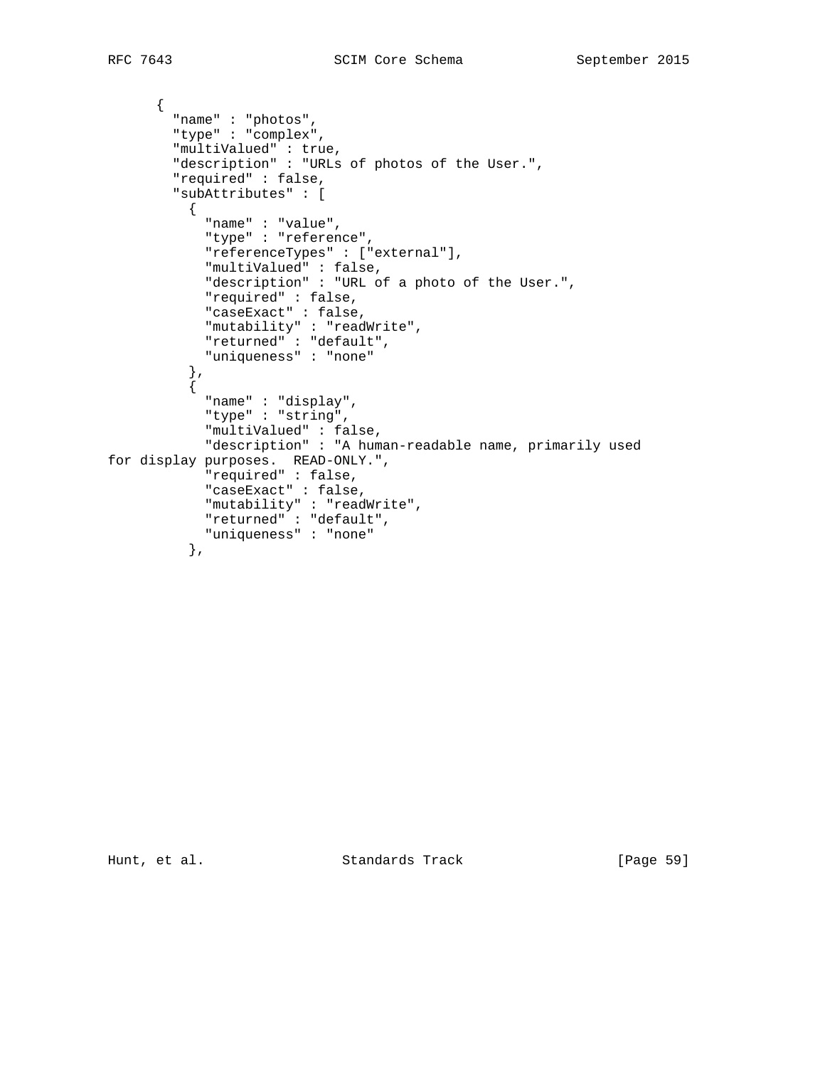```
      {
        "name" : "photos",
        "type" : "complex",
        "multiValued" : true,
        "description" : "URLs of photos of the User.",
        "required" : false,
        "subAttributes" : [
          {
            "name" : "value",
            "type" : "reference",
            "referenceTypes" : ["external"],
            "multiValued" : false,
            "description" : "URL of a photo of the User.",
            "required" : false,
            "caseExact" : false,
            "mutability" : "readWrite",
            "returned" : "default",
            "uniqueness" : "none"
          },
          {
            "name" : "display",
            "type" : "string",
            "multiValued" : false,
            "description" : "A human-readable name, primarily used
for display purposes.  READ-ONLY.",
            "required" : false,
            "caseExact" : false,
            "mutability" : "readWrite",
            "returned" : "default",
            "uniqueness" : "none"
          },
```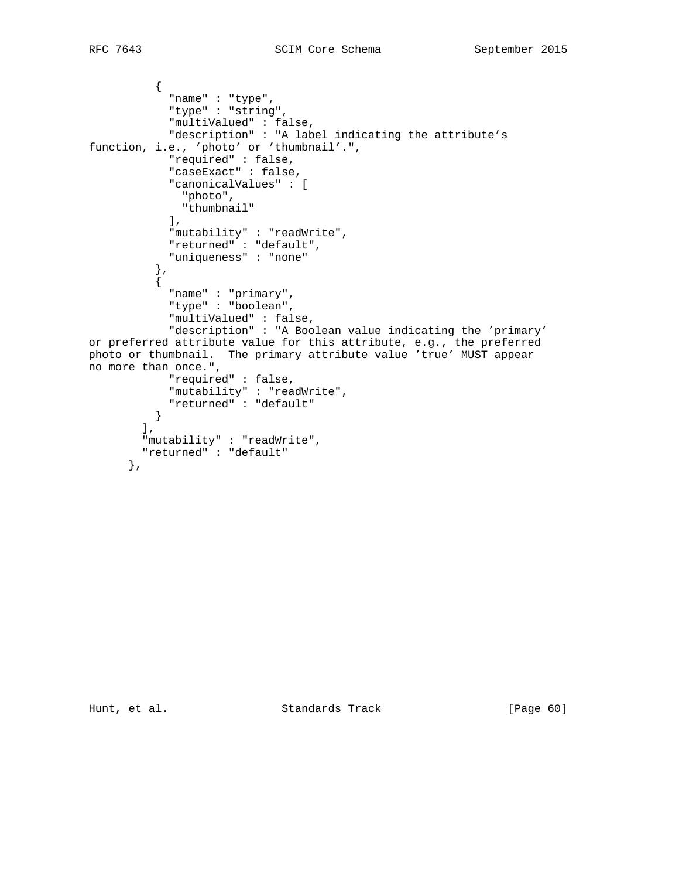```
          {
            "name" : "type",
            "type" : "string",
            "multiValued" : false,
            "description" : "A label indicating the attribute's
function, i.e., 'photo' or 'thumbnail'.",
            "required" : false,
            "caseExact" : false,
            "canonicalValues" : [
              "photo",
              "thumbnail"
            ],
            "mutability" : "readWrite",
            "returned" : "default",
            "uniqueness" : "none"
          },
          {
            "name" : "primary",
            "type" : "boolean",
            "multiValued" : false,
            "description" : "A Boolean value indicating the 'primary'
or preferred attribute value for this attribute, e.g., the preferred
photo or thumbnail.  The primary attribute value 'true' MUST appear
no more than once.",
            "required" : false,
            "mutability" : "readWrite",
            "returned" : "default"
          }
        ],
        "mutability" : "readWrite",
        "returned" : "default"
      },
```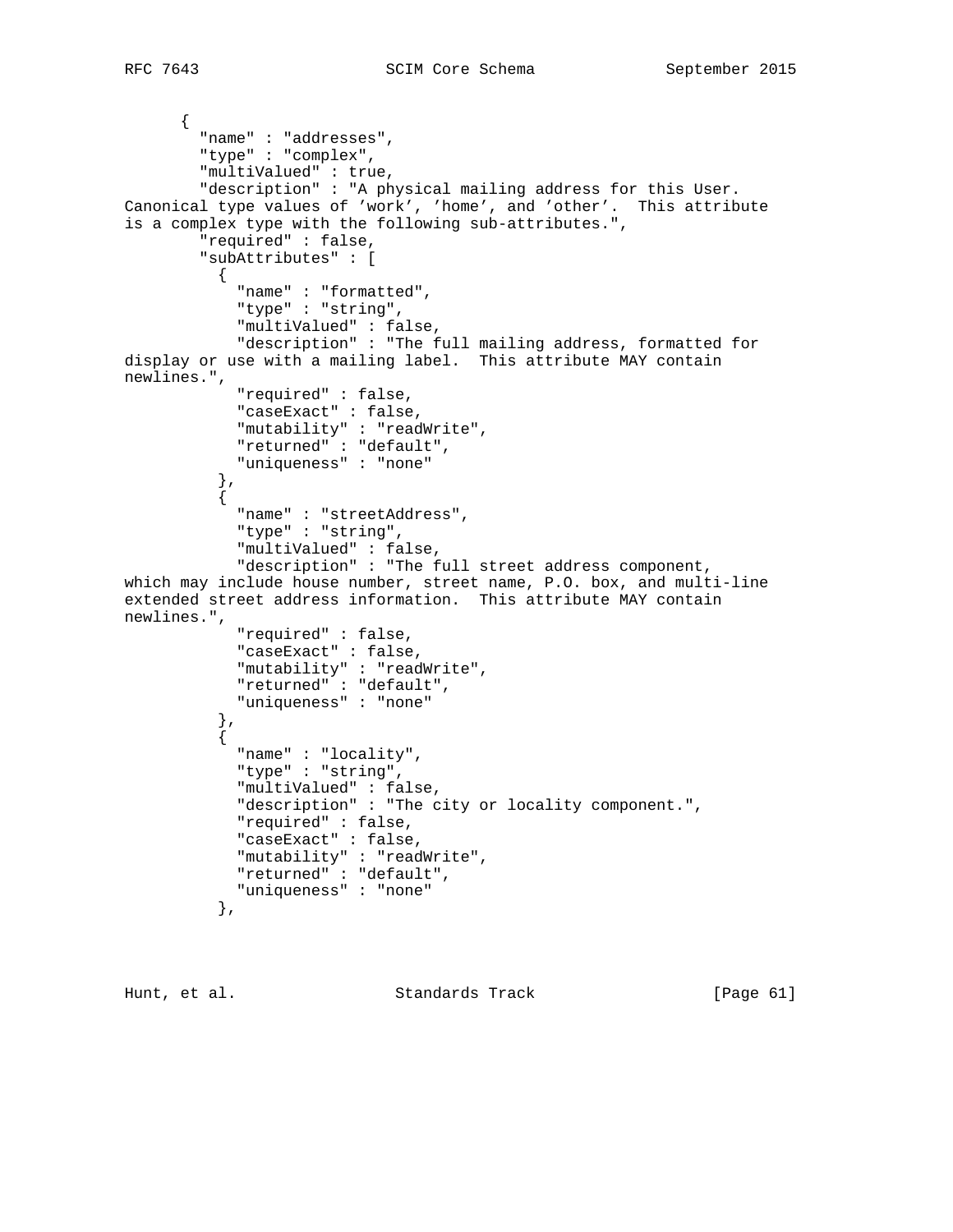```
      {
        "name" : "addresses",
        "type" : "complex",
        "multiValued" : true,
        "description" : "A physical mailing address for this User.
Canonical type values of 'work', 'home', and 'other'.  This attribute
is a complex type with the following sub-attributes.",
        "required" : false,
        "subAttributes" : [
          {
            "name" : "formatted",
            "type" : "string",
            "multiValued" : false,
            "description" : "The full mailing address, formatted for
display or use with a mailing label.  This attribute MAY contain
newlines.",
            "required" : false,
            "caseExact" : false,
            "mutability" : "readWrite",
            "returned" : "default",
            "uniqueness" : "none"
          },
          {
            "name" : "streetAddress",
            "type" : "string",
            "multiValued" : false,
            "description" : "The full street address component,
which may include house number, street name, P.O. box, and multi-line
extended street address information.  This attribute MAY contain
newlines.",
            "required" : false,
            "caseExact" : false,
            "mutability" : "readWrite",
            "returned" : "default",
            "uniqueness" : "none"
          },
          {
            "name" : "locality",
            "type" : "string",
            "multiValued" : false,
            "description" : "The city or locality component.",
            "required" : false,
            "caseExact" : false,
            "mutability" : "readWrite",
            "returned" : "default",
            "uniqueness" : "none"
          },
```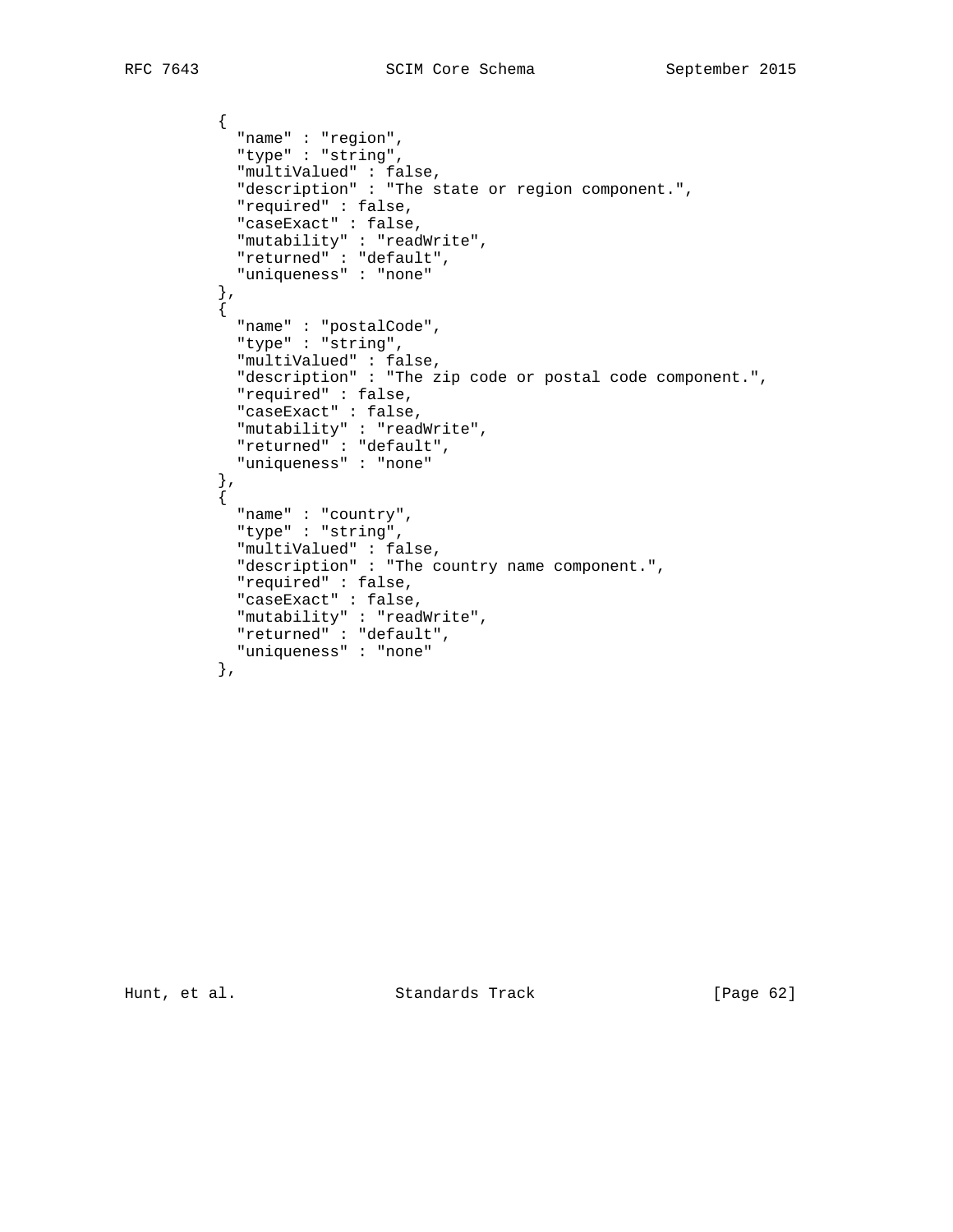```
          {
            "name" : "region",
            "type" : "string",
            "multiValued" : false,
            "description" : "The state or region component.",
            "required" : false,
            "caseExact" : false,
            "mutability" : "readWrite",
            "returned" : "default",
            "uniqueness" : "none"
          },
          {
            "name" : "postalCode",
            "type" : "string",
            "multiValued" : false,
            "description" : "The zip code or postal code component.",
            "required" : false,
            "caseExact" : false,
            "mutability" : "readWrite",
            "returned" : "default",
            "uniqueness" : "none"
          },
          {
            "name" : "country",
            "type" : "string",
            "multiValued" : false,
            "description" : "The country name component.",
            "required" : false,
            "caseExact" : false,
            "mutability" : "readWrite",
            "returned" : "default",
            "uniqueness" : "none"
          },
```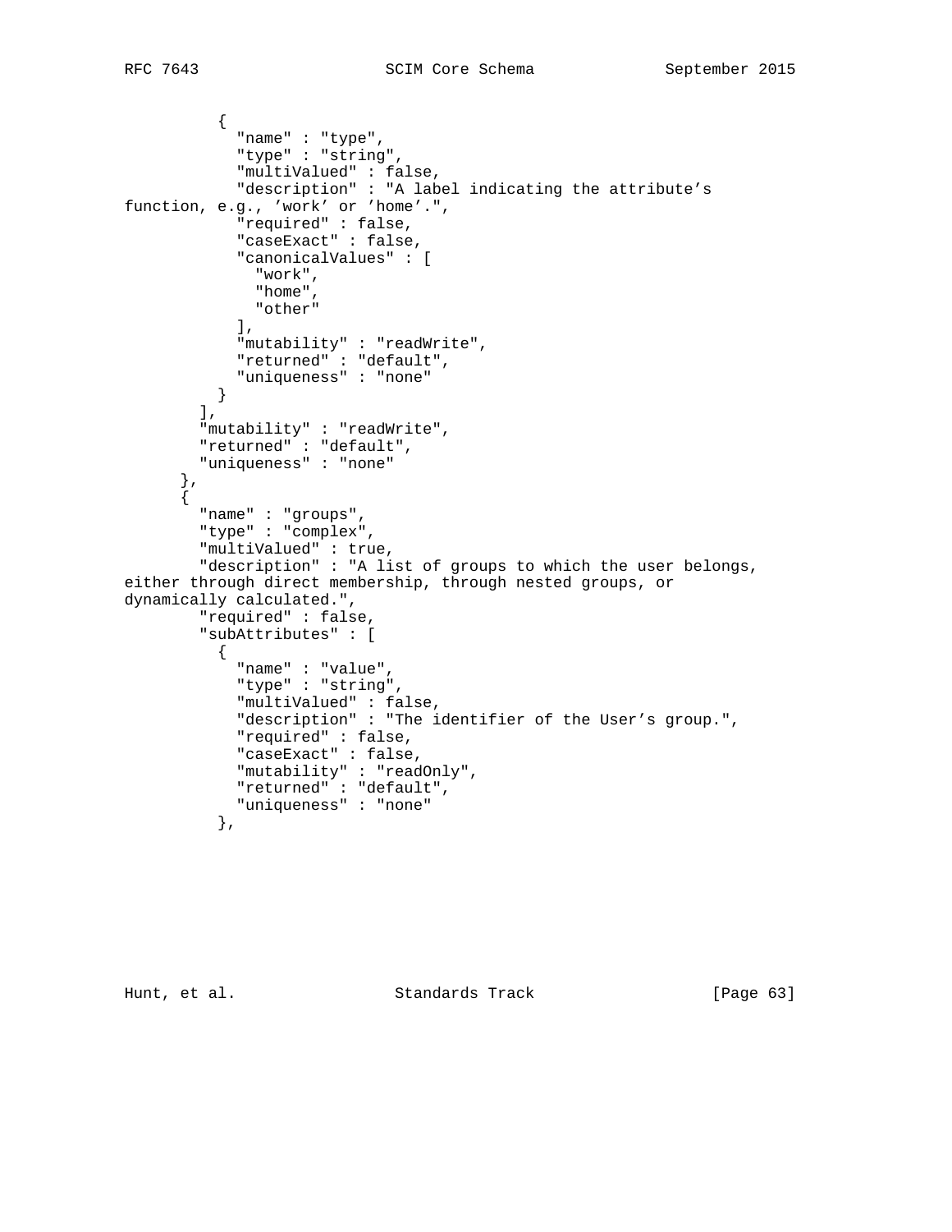```
          {
            "name" : "type",
            "type" : "string",
            "multiValued" : false,
            "description" : "A label indicating the attribute's
function, e.g., 'work' or 'home'.",
            "required" : false,
            "caseExact" : false,
            "canonicalValues" : [
              "work",
              "home",
              "other"
            ],
            "mutability" : "readWrite",
            "returned" : "default",
            "uniqueness" : "none"
          }
        ],
        "mutability" : "readWrite",
        "returned" : "default",
        "uniqueness" : "none"
      },
      {
        "name" : "groups",
        "type" : "complex",
        "multiValued" : true,
        "description" : "A list of groups to which the user belongs,
either through direct membership, through nested groups, or
dynamically calculated.",
        "required" : false,
        "subAttributes" : [
          {
            "name" : "value",
            "type" : "string",
            "multiValued" : false,
            "description" : "The identifier of the User's group.",
            "required" : false,
            "caseExact" : false,
            "mutability" : "readOnly",
            "returned" : "default",
            "uniqueness" : "none"
          },
```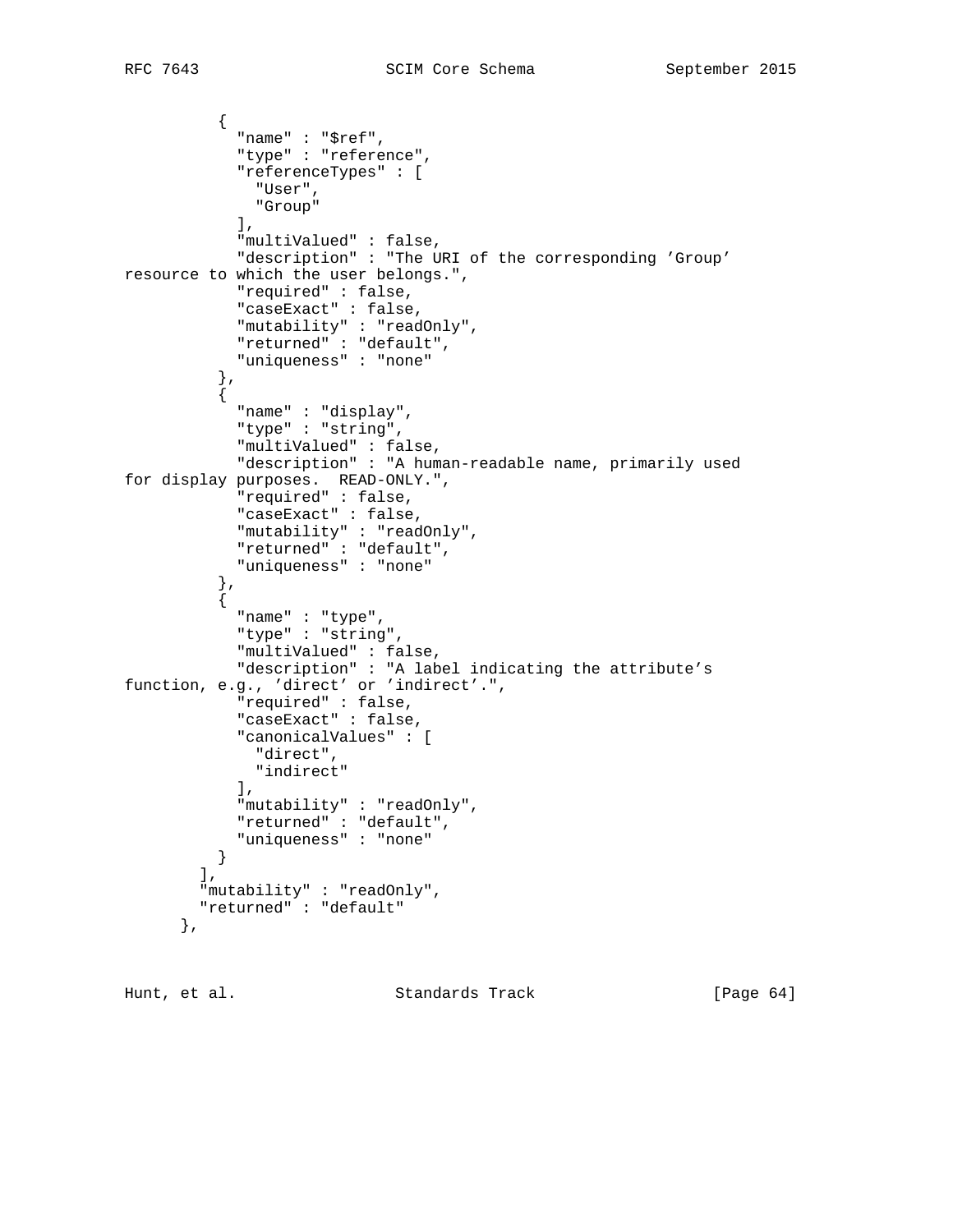```
          {
            "name" : "$ref",
            "type" : "reference",
            "referenceTypes" : [
              "User",
              "Group"
            ],
            "multiValued" : false,
            "description" : "The URI of the corresponding 'Group'
resource to which the user belongs.",
            "required" : false,
            "caseExact" : false,
            "mutability" : "readOnly",
            "returned" : "default",
            "uniqueness" : "none"
          },
          {
            "name" : "display",
            "type" : "string",
            "multiValued" : false,
            "description" : "A human-readable name, primarily used
for display purposes.  READ-ONLY.",
            "required" : false,
            "caseExact" : false,
            "mutability" : "readOnly",
            "returned" : "default",
            "uniqueness" : "none"
          },
          {
            "name" : "type",
            "type" : "string",
            "multiValued" : false,
            "description" : "A label indicating the attribute's
function, e.g., 'direct' or 'indirect'.",
            "required" : false,
            "caseExact" : false,
            "canonicalValues" : [
              "direct",
              "indirect"
            ],
            "mutability" : "readOnly",
            "returned" : "default",
            "uniqueness" : "none"
          }
        ],
        "mutability" : "readOnly",
        "returned" : "default"
      },
```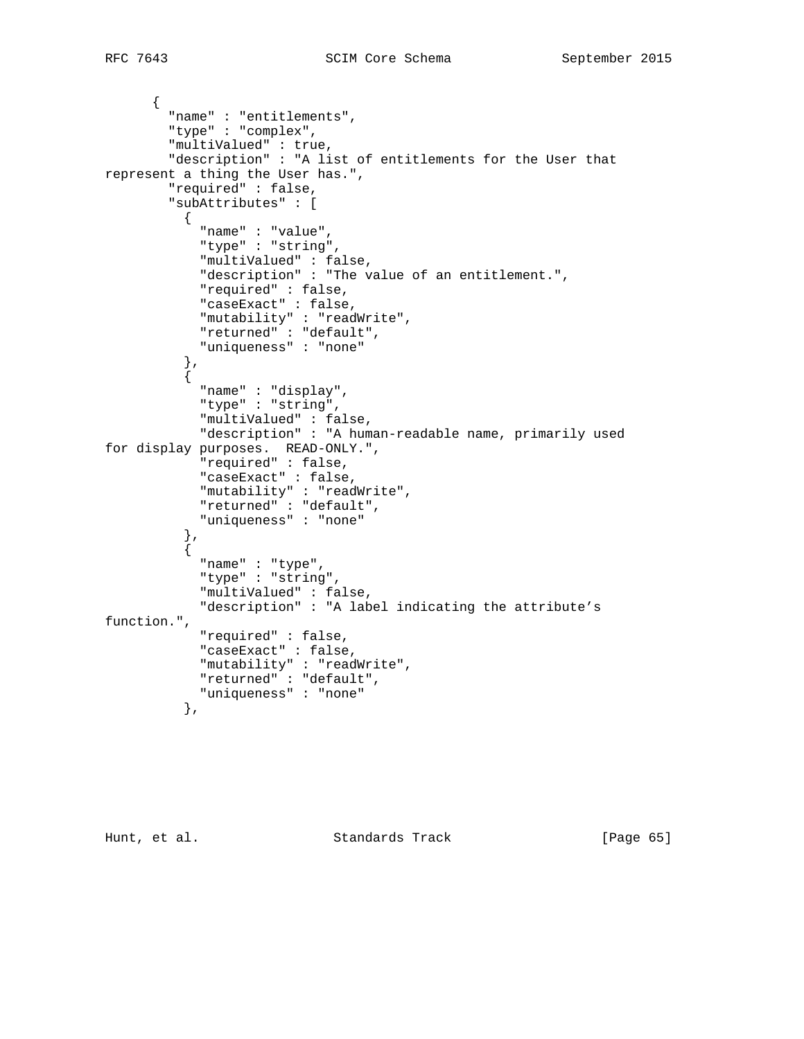```
      {
        "name" : "entitlements",
        "type" : "complex",
        "multiValued" : true,
        "description" : "A list of entitlements for the User that
represent a thing the User has.",
        "required" : false,
        "subAttributes" : [
          {
            "name" : "value",
            "type" : "string",
            "multiValued" : false,
            "description" : "The value of an entitlement.",
            "required" : false,
            "caseExact" : false,
            "mutability" : "readWrite",
            "returned" : "default",
            "uniqueness" : "none"
          },
          {
            "name" : "display",
            "type" : "string",
            "multiValued" : false,
            "description" : "A human-readable name, primarily used
for display purposes.  READ-ONLY.",
            "required" : false,
            "caseExact" : false,
            "mutability" : "readWrite",
            "returned" : "default",
            "uniqueness" : "none"
          },
          {
            "name" : "type",
            "type" : "string",
            "multiValued" : false,
            "description" : "A label indicating the attribute's
function.",
            "required" : false,
            "caseExact" : false,
            "mutability" : "readWrite",
            "returned" : "default",
            "uniqueness" : "none"
          },
```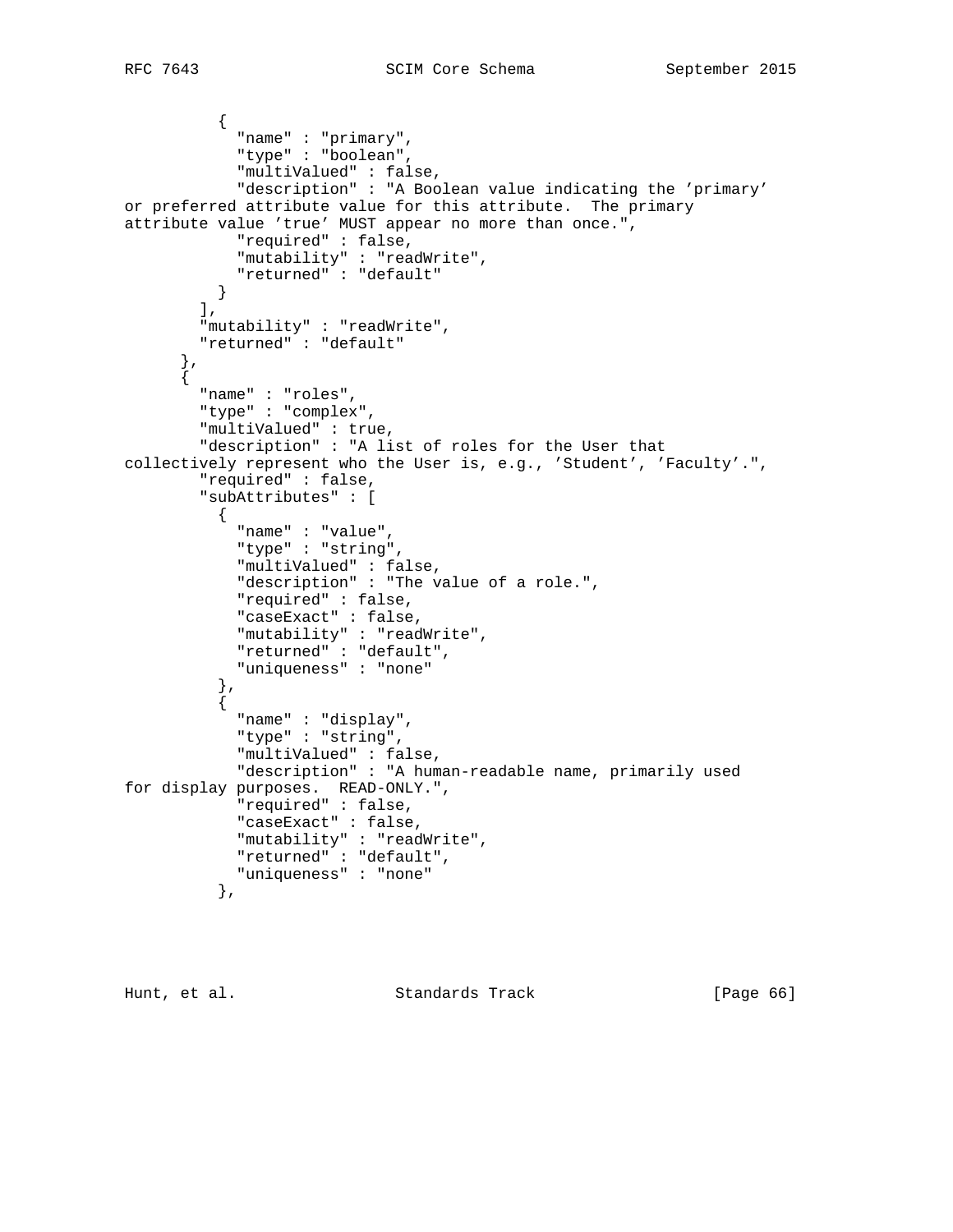```
          {
            "name" : "primary",
            "type" : "boolean",
            "multiValued" : false,
            "description" : "A Boolean value indicating the 'primary'
or preferred attribute value for this attribute.  The primary
attribute value 'true' MUST appear no more than once.",
            "required" : false,
            "mutability" : "readWrite",
            "returned" : "default"
          }
        ],
        "mutability" : "readWrite",
        "returned" : "default"
      },
      {
        "name" : "roles",
        "type" : "complex",
        "multiValued" : true,
        "description" : "A list of roles for the User that
collectively represent who the User is, e.g., 'Student', 'Faculty'.",
        "required" : false,
        "subAttributes" : [
          {
            "name" : "value",
            "type" : "string",
            "multiValued" : false,
            "description" : "The value of a role.",
            "required" : false,
            "caseExact" : false,
            "mutability" : "readWrite",
            "returned" : "default",
            "uniqueness" : "none"
          },
          {
            "name" : "display",
            "type" : "string",
            "multiValued" : false,
            "description" : "A human-readable name, primarily used
for display purposes.  READ-ONLY.",
            "required" : false,
            "caseExact" : false,
            "mutability" : "readWrite",
            "returned" : "default",
            "uniqueness" : "none"
          },
```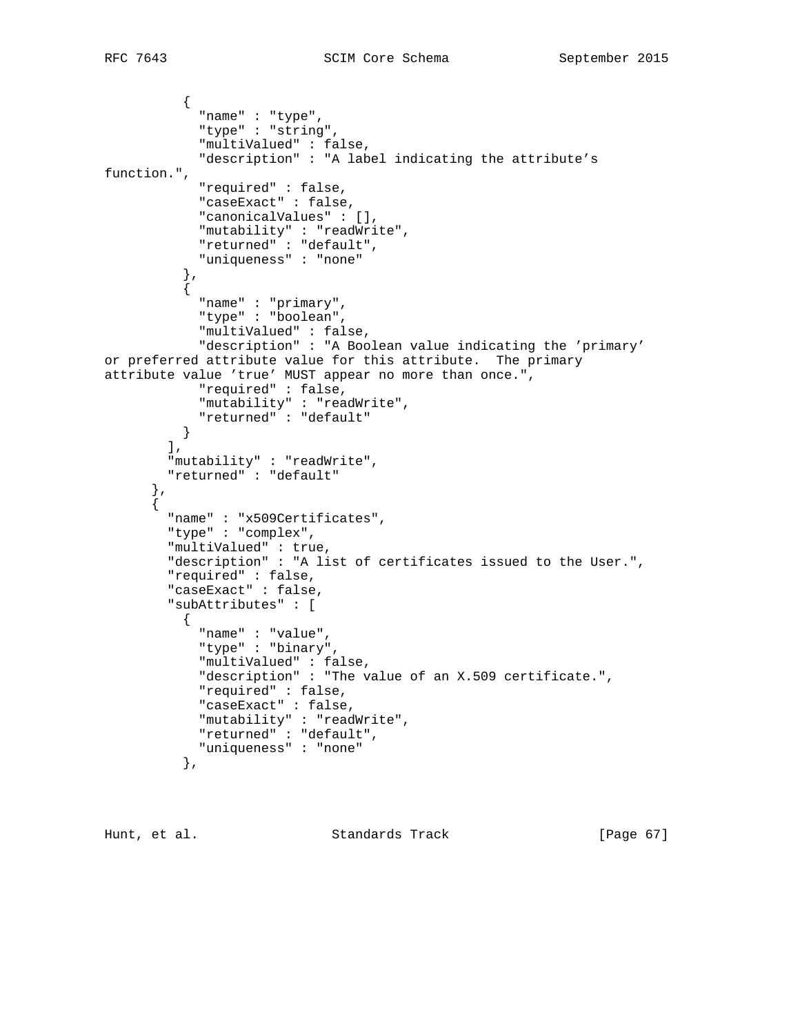```
          {
            "name" : "type",
            "type" : "string",
            "multiValued" : false,
            "description" : "A label indicating the attribute's
function.",
            "required" : false,
            "caseExact" : false,
            "canonicalValues" : [],
            "mutability" : "readWrite",
            "returned" : "default",
            "uniqueness" : "none"
          },
          {
            "name" : "primary",
            "type" : "boolean",
            "multiValued" : false,
            "description" : "A Boolean value indicating the 'primary'
or preferred attribute value for this attribute.  The primary
attribute value 'true' MUST appear no more than once.",
            "required" : false,
            "mutability" : "readWrite",
            "returned" : "default"
          }
        ],
        "mutability" : "readWrite",
        "returned" : "default"
      },
      {
        "name" : "x509Certificates",
        "type" : "complex",
        "multiValued" : true,
        "description" : "A list of certificates issued to the User.",
        "required" : false,
        "caseExact" : false,
        "subAttributes" : [
          {
            "name" : "value",
            "type" : "binary",
            "multiValued" : false,
            "description" : "The value of an X.509 certificate.",
            "required" : false,
            "caseExact" : false,
            "mutability" : "readWrite",
            "returned" : "default",
            "uniqueness" : "none"
          },
```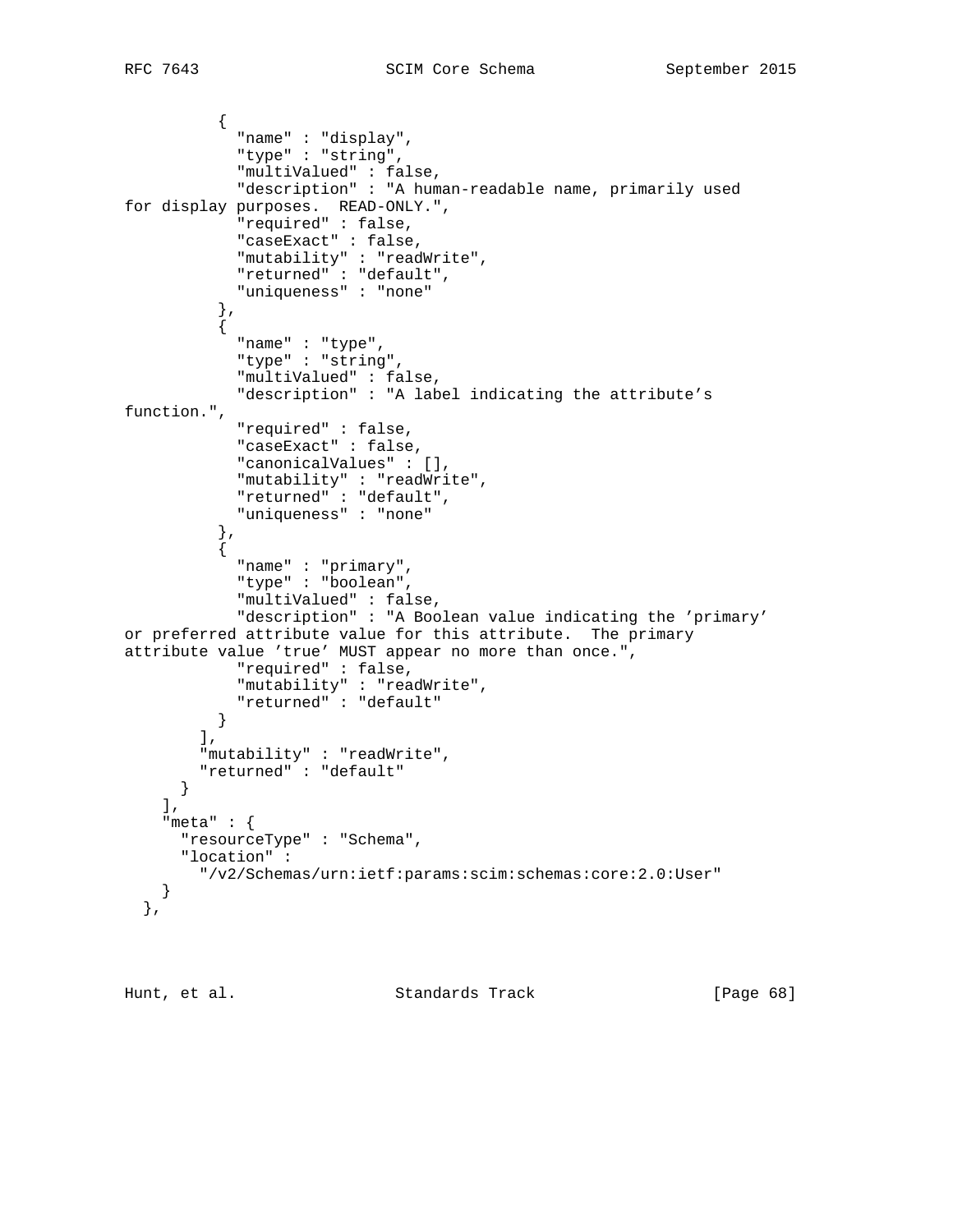```
          {
            "name" : "display",
            "type" : "string",
            "multiValued" : false,
            "description" : "A human-readable name, primarily used
for display purposes.  READ-ONLY.",
            "required" : false,
            "caseExact" : false,
            "mutability" : "readWrite",
            "returned" : "default",
            "uniqueness" : "none"
          },
          {
            "name" : "type",
            "type" : "string",
            "multiValued" : false,
            "description" : "A label indicating the attribute's
function.",
            "required" : false,
            "caseExact" : false,
            "canonicalValues" : [],
            "mutability" : "readWrite",
            "returned" : "default",
            "uniqueness" : "none"
          },
          {
            "name" : "primary",
            "type" : "boolean",
            "multiValued" : false,
            "description" : "A Boolean value indicating the 'primary'
or preferred attribute value for this attribute.  The primary
attribute value 'true' MUST appear no more than once.",
            "required" : false,
            "mutability" : "readWrite",
            "returned" : "default"
          }
        ],
        "mutability" : "readWrite",
        "returned" : "default"
      }
    ],
    "meta" : {
      "resourceType" : "Schema",
      "location" :
        "/v2/Schemas/urn:ietf:params:scim:schemas:core:2.0:User"
    }
  },
```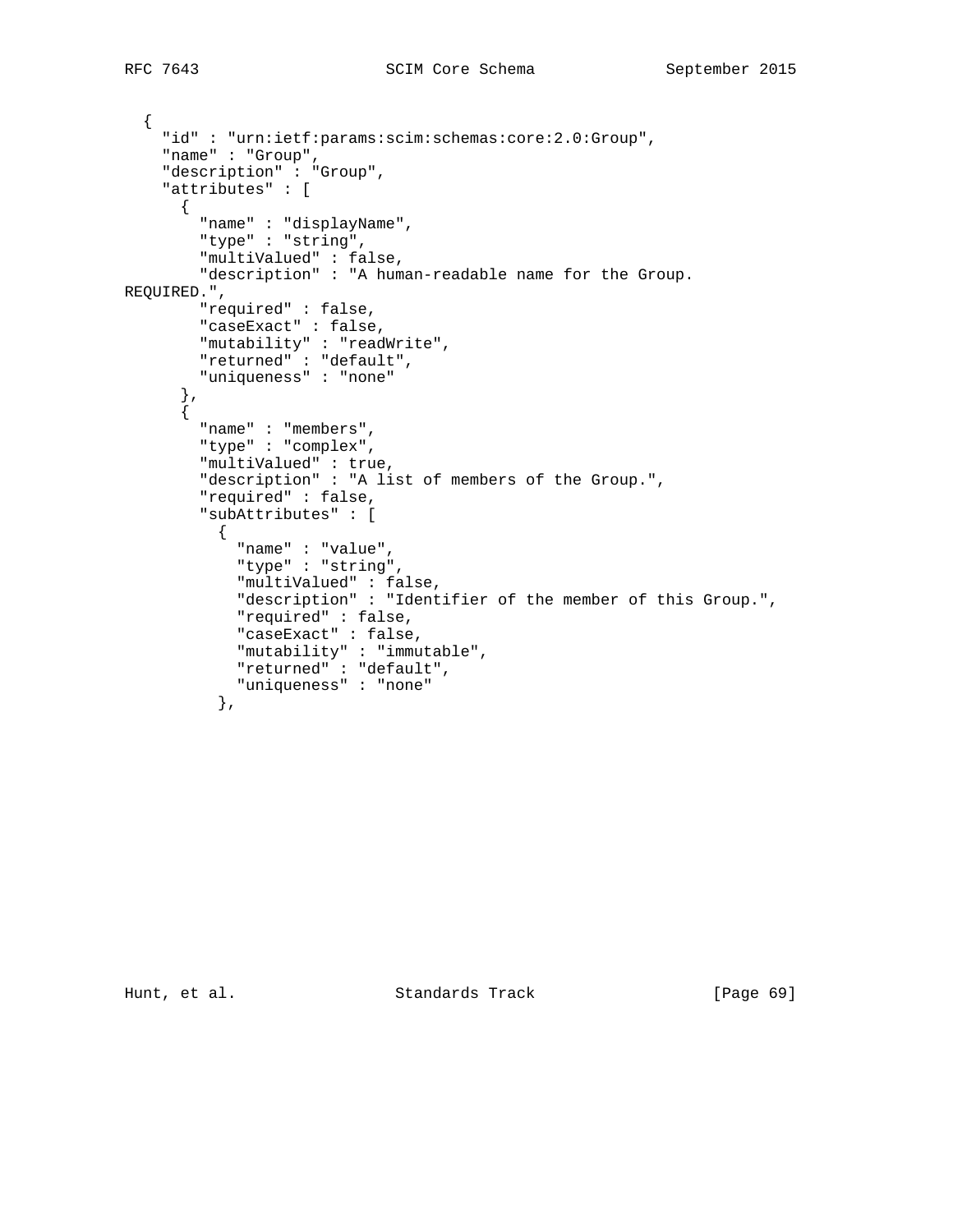```
  {
    "id" : "urn:ietf:params:scim:schemas:core:2.0:Group",
    "name" : "Group",
    "description" : "Group",
    "attributes" : [
      {
        "name" : "displayName",
        "type" : "string",
        "multiValued" : false,
        "description" : "A human-readable name for the Group.
REQUIRED.",
        "required" : false,
        "caseExact" : false,
        "mutability" : "readWrite",
        "returned" : "default",
        "uniqueness" : "none"
      },
      {
        "name" : "members",
        "type" : "complex",
        "multiValued" : true,
        "description" : "A list of members of the Group.",
        "required" : false,
        "subAttributes" : [
          {
            "name" : "value",
            "type" : "string",
            "multiValued" : false,
            "description" : "Identifier of the member of this Group.",
            "required" : false,
            "caseExact" : false,
            "mutability" : "immutable",
            "returned" : "default",
            "uniqueness" : "none"
          },
```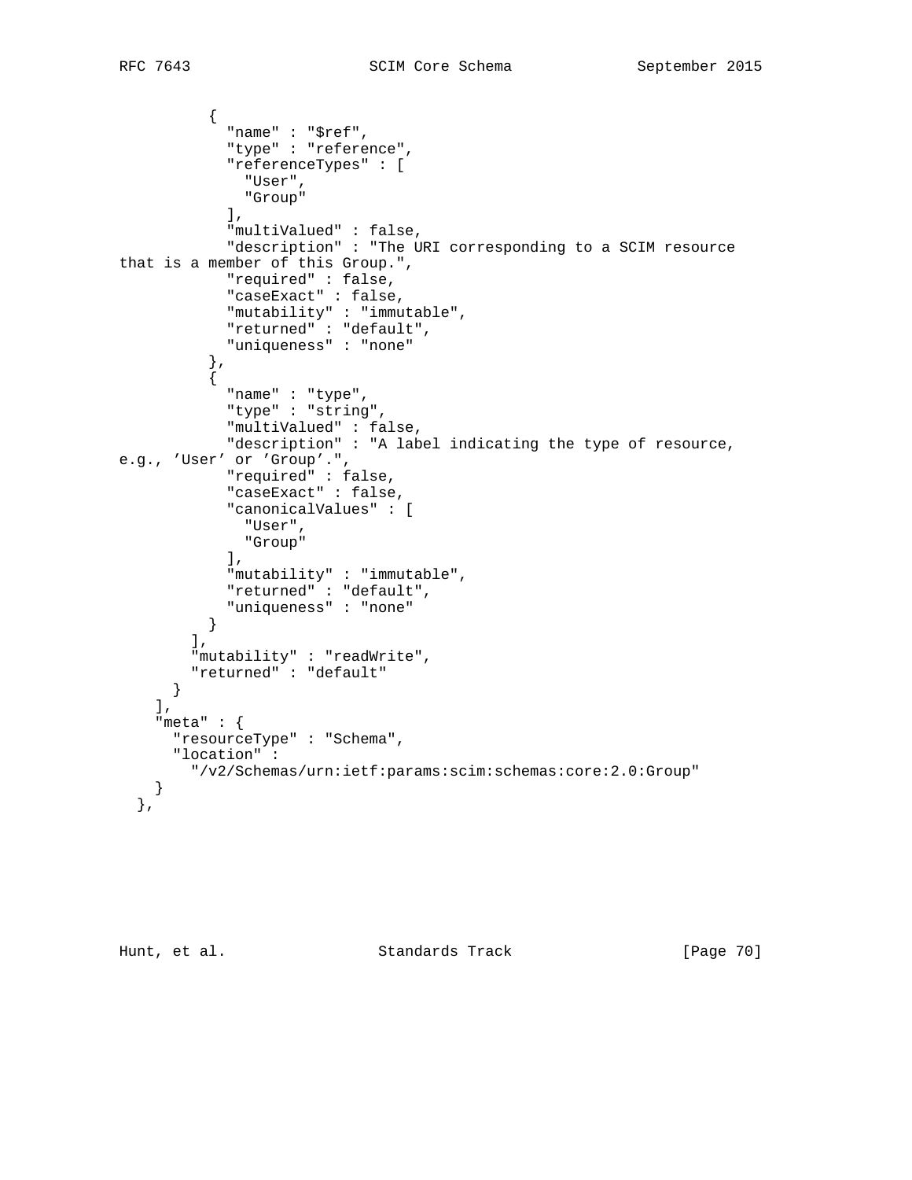```
          {
            "name" : "$ref",
            "type" : "reference",
            "referenceTypes" : [
              "User",
              "Group"
            ],
            "multiValued" : false,
            "description" : "The URI corresponding to a SCIM resource
that is a member of this Group.",
            "required" : false,
            "caseExact" : false,
            "mutability" : "immutable",
            "returned" : "default",
            "uniqueness" : "none"
          },
          {
            "name" : "type",
            "type" : "string",
            "multiValued" : false,
            "description" : "A label indicating the type of resource,
e.g., 'User' or 'Group'.",
            "required" : false,
            "caseExact" : false,
            "canonicalValues" : [
              "User",
              "Group"
            ],
            "mutability" : "immutable",
            "returned" : "default",
            "uniqueness" : "none"
          }
        ],
        "mutability" : "readWrite",
        "returned" : "default"
      }
    ],
    "meta" : {
      "resourceType" : "Schema",
      "location" :
        "/v2/Schemas/urn:ietf:params:scim:schemas:core:2.0:Group"
    }
  },
```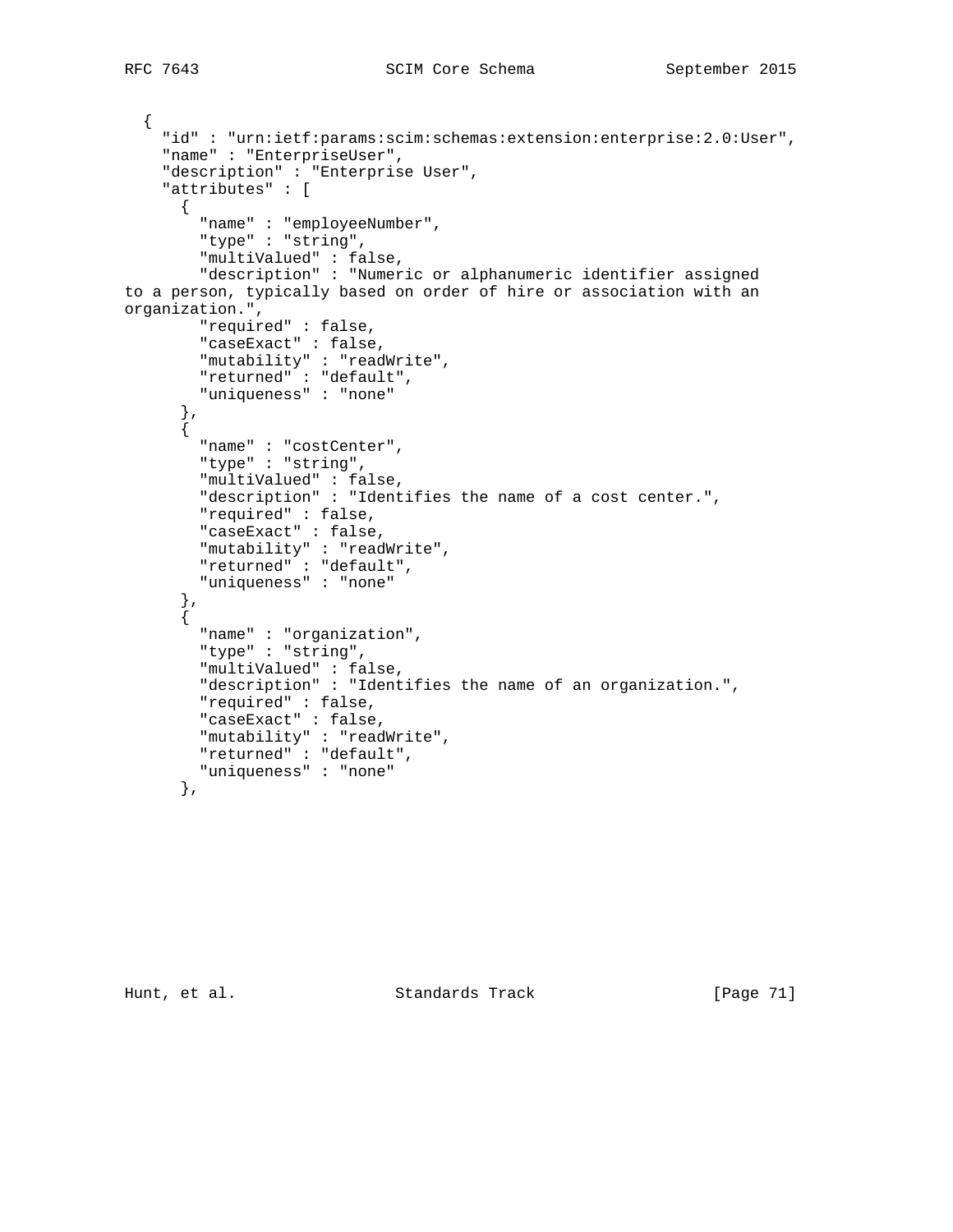```
  {
    "id" : "urn:ietf:params:scim:schemas:extension:enterprise:2.0:User",
    "name" : "EnterpriseUser",
    "description" : "Enterprise User",
    "attributes" : [
      {
        "name" : "employeeNumber",
        "type" : "string",
        "multiValued" : false,
        "description" : "Numeric or alphanumeric identifier assigned
to a person, typically based on order of hire or association with an
organization.",
        "required" : false,
        "caseExact" : false,
        "mutability" : "readWrite",
        "returned" : "default",
        "uniqueness" : "none"
      },
      {
        "name" : "costCenter",
        "type" : "string",
        "multiValued" : false,
        "description" : "Identifies the name of a cost center.",
        "required" : false,
        "caseExact" : false,
        "mutability" : "readWrite",
        "returned" : "default",
        "uniqueness" : "none"
      },
      {
        "name" : "organization",
        "type" : "string",
        "multiValued" : false,
        "description" : "Identifies the name of an organization.",
        "required" : false,
        "caseExact" : false,
        "mutability" : "readWrite",
        "returned" : "default",
        "uniqueness" : "none"
      },
```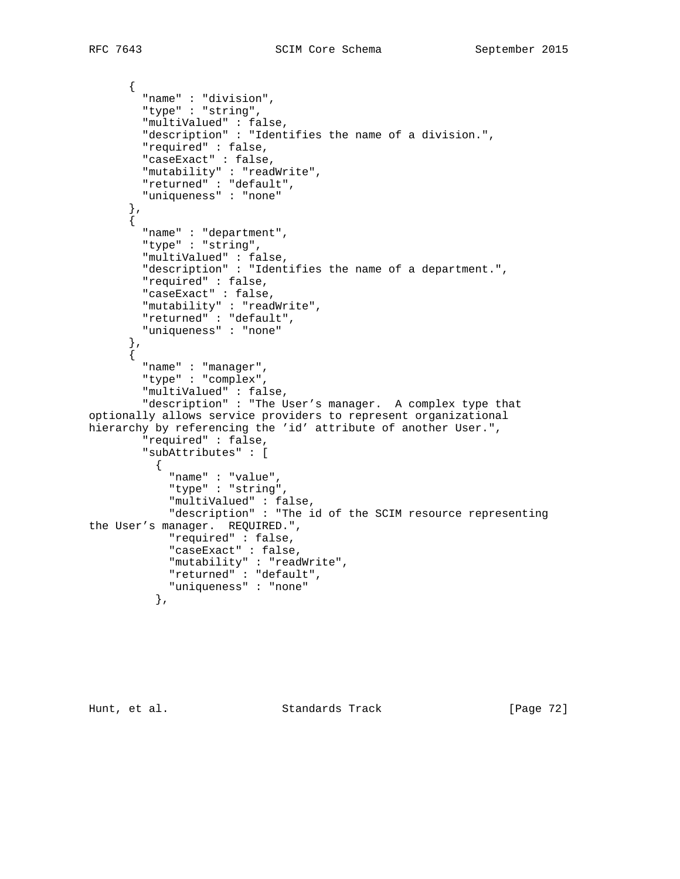```
      {
        "name" : "division",
        "type" : "string",
        "multiValued" : false,
        "description" : "Identifies the name of a division.",
        "required" : false,
        "caseExact" : false,
        "mutability" : "readWrite",
        "returned" : "default",
        "uniqueness" : "none"
      },
      {
        "name" : "department",
        "type" : "string",
        "multiValued" : false,
        "description" : "Identifies the name of a department.",
        "required" : false,
        "caseExact" : false,
        "mutability" : "readWrite",
        "returned" : "default",
        "uniqueness" : "none"
      },
      {
        "name" : "manager",
        "type" : "complex",
        "multiValued" : false,
        "description" : "The User's manager.  A complex type that
optionally allows service providers to represent organizational
hierarchy by referencing the 'id' attribute of another User.",
        "required" : false,
        "subAttributes" : [
          {
            "name" : "value",
            "type" : "string",
            "multiValued" : false,
            "description" : "The id of the SCIM resource representing
the User's manager.  REQUIRED.",
            "required" : false,
            "caseExact" : false,
            "mutability" : "readWrite",
            "returned" : "default",
            "uniqueness" : "none"
          },
```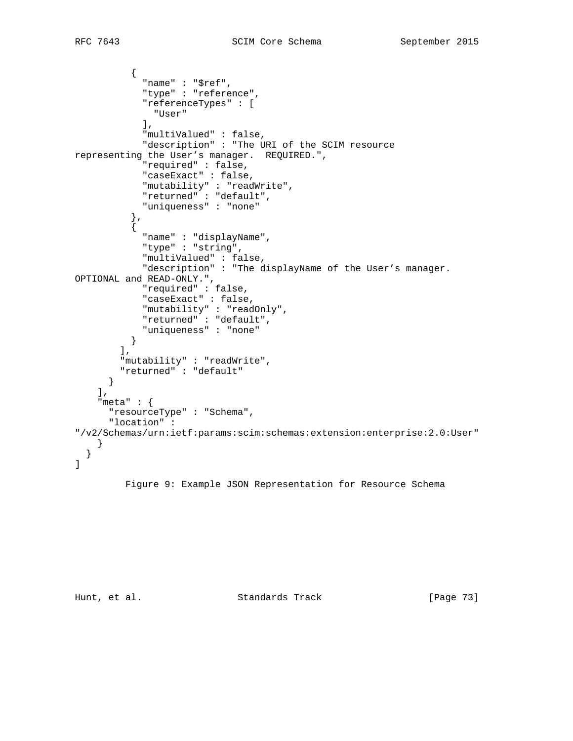```
          {
            "name" : "$ref",
            "type" : "reference",
            "referenceTypes" : [
              "User"
            ],
            "multiValued" : false,
            "description" : "The URI of the SCIM resource
representing the User’s manager.  REQUIRED.",
            "required" : false,
            "caseExact" : false,
            "mutability" : "readWrite",
            "returned" : "default",
            "uniqueness" : "none"
          },
          {
            "name" : "displayName",
            "type" : "string",
            "multiValued" : false,
            "description" : "The displayName of the User’s manager.
OPTIONAL and READ-ONLY.",
            "required" : false,
            "caseExact" : false,
            "mutability" : "readOnly",
            "returned" : "default",
            "uniqueness" : "none"
          }
        ],
        "mutability" : "readWrite",
        "returned" : "default"
      }
    ],
    "meta" : {
      "resourceType" : "Schema",
      "location" :
"/v2/Schemas/urn:ietf:params:scim:schemas:extension:enterprise:2.0:User"
    }
  }
]
```

Figure 9: Example JSON Representation for Resource Schema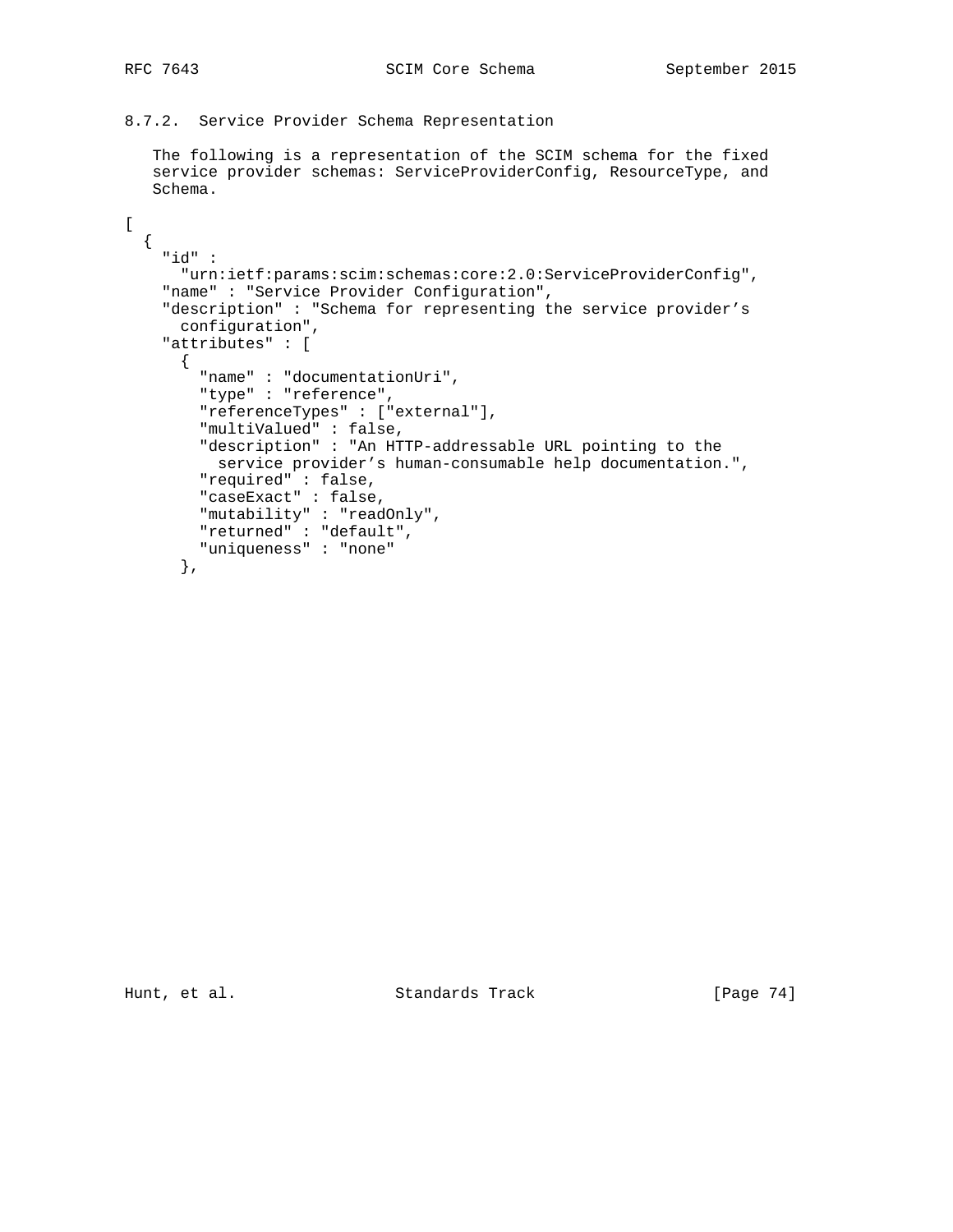### 8.7.2. Service Provider Schema Representation

The following is a representation of the SCIM schema for the fixed service provider schemas: ServiceProviderConfig, ResourceType, and Schema.

```
[
  {
    "id" :
      "urn:ietf:params:scim:schemas:core:2.0:ServiceProviderConfig",
    "name" : "Service Provider Configuration",
    "description" : "Schema for representing the service provider's
      configuration",
    "attributes" : [
      {
        "name" : "documentationUri",
        "type" : "reference",
        "referenceTypes" : ["external"],
        "multiValued" : false,
        "description" : "An HTTP-addressable URL pointing to the
          service provider's human-consumable help documentation.",
        "required" : false,
        "caseExact" : false,
        "mutability" : "readOnly",
        "returned" : "default",
        "uniqueness" : "none"
      },
```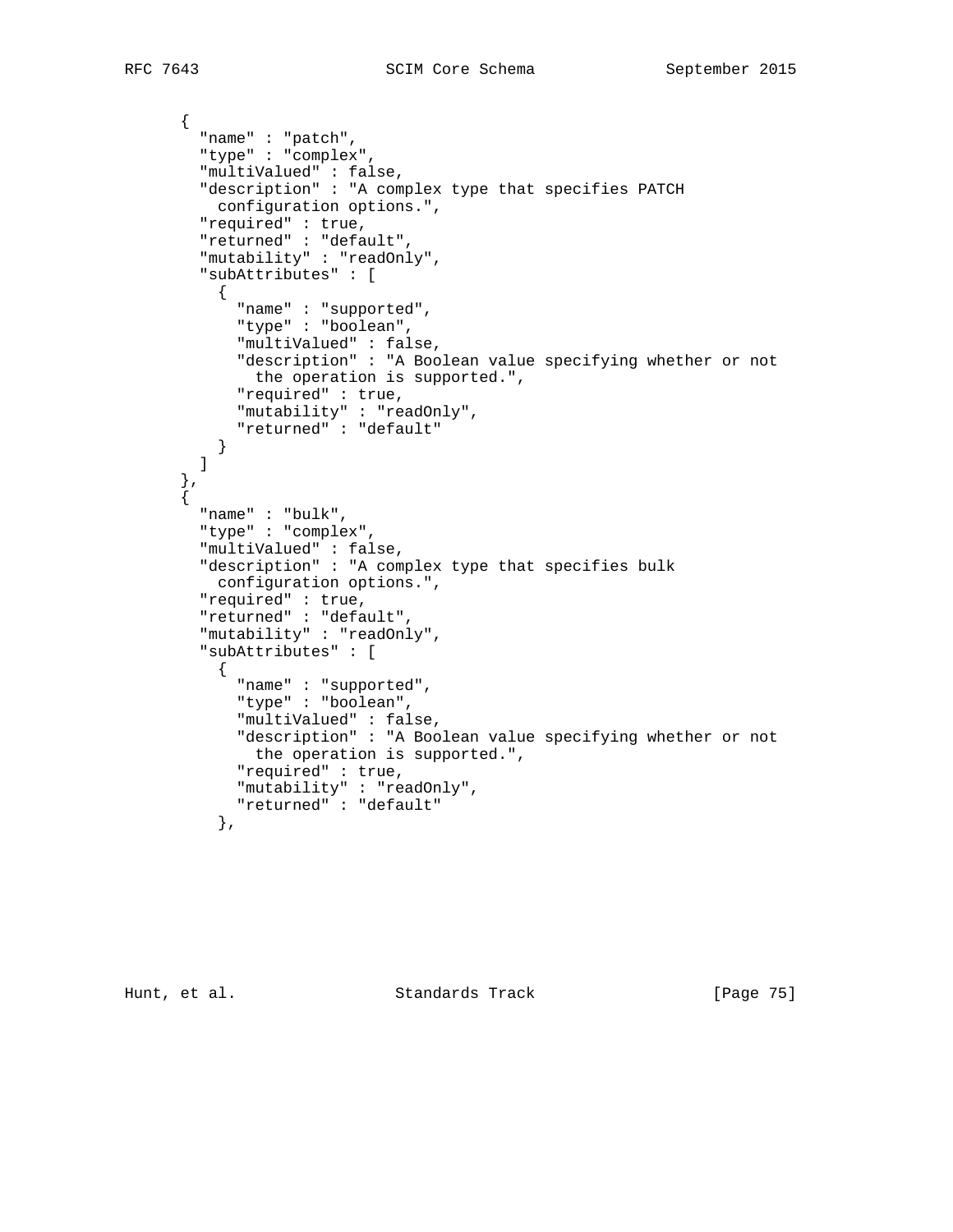```
      {
        "name" : "patch",
        "type" : "complex",
        "multiValued" : false,
        "description" : "A complex type that specifies PATCH
          configuration options.",
        "required" : true,
        "returned" : "default",
        "mutability" : "readOnly",
        "subAttributes" : [
          {
            "name" : "supported",
            "type" : "boolean",
            "multiValued" : false,
            "description" : "A Boolean value specifying whether or not
              the operation is supported.",
            "required" : true,
            "mutability" : "readOnly",
            "returned" : "default"
          }
        ]
      },
      {
        "name" : "bulk",
        "type" : "complex",
        "multiValued" : false,
        "description" : "A complex type that specifies bulk
          configuration options.",
        "required" : true,
        "returned" : "default",
        "mutability" : "readOnly",
        "subAttributes" : [
          {
            "name" : "supported",
            "type" : "boolean",
            "multiValued" : false,
            "description" : "A Boolean value specifying whether or not
              the operation is supported.",
            "required" : true,
            "mutability" : "readOnly",
            "returned" : "default"
          },
```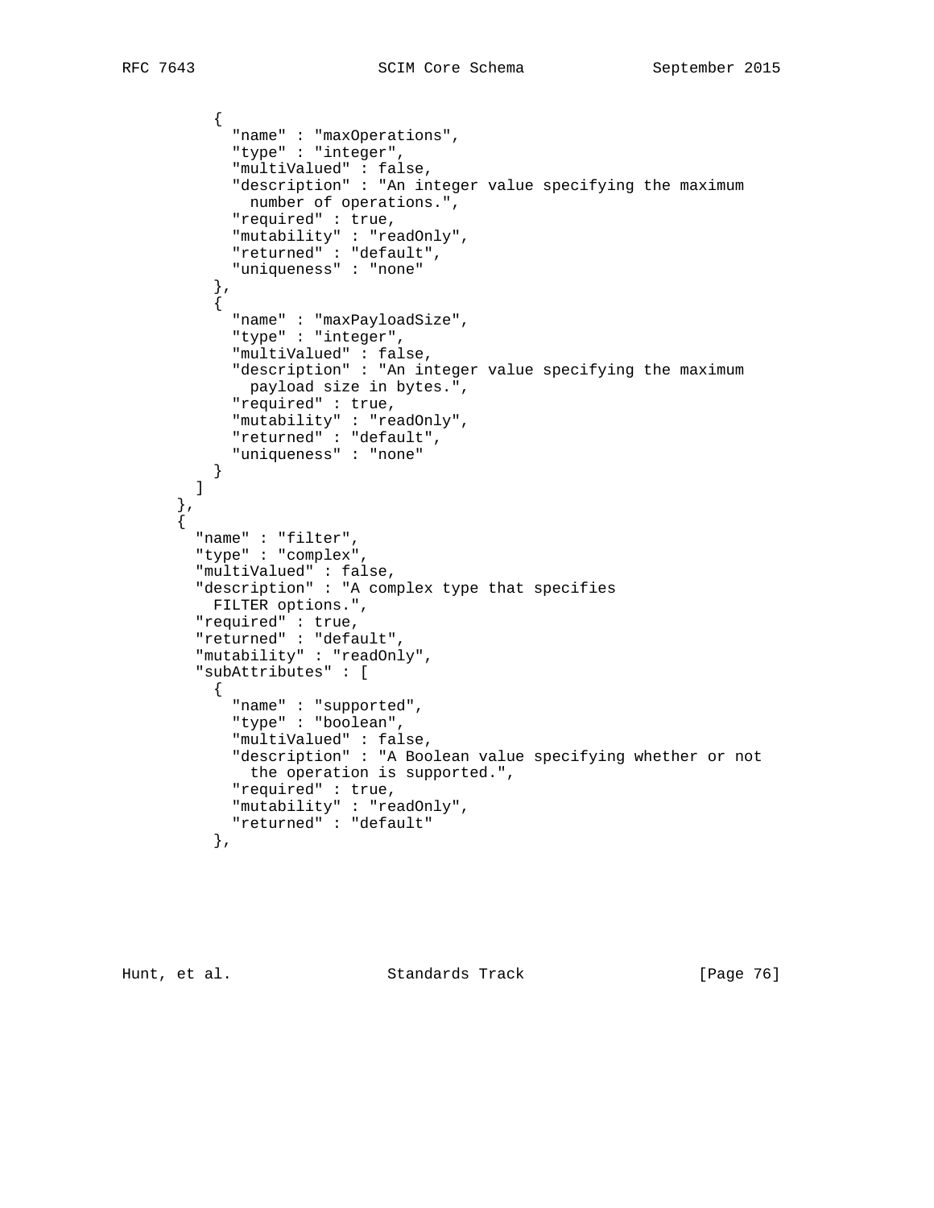```
          {
            "name" : "maxOperations",
            "type" : "integer",
            "multiValued" : false,
            "description" : "An integer value specifying the maximum
              number of operations.",
            "required" : true,
            "mutability" : "readOnly",
            "returned" : "default",
            "uniqueness" : "none"
          },
          {
            "name" : "maxPayloadSize",
            "type" : "integer",
            "multiValued" : false,
            "description" : "An integer value specifying the maximum
              payload size in bytes.",
            "required" : true,
            "mutability" : "readOnly",
            "returned" : "default",
            "uniqueness" : "none"
          }
        ]
      },
      {
        "name" : "filter",
        "type" : "complex",
        "multiValued" : false,
        "description" : "A complex type that specifies
          FILTER options.",
        "required" : true,
        "returned" : "default",
        "mutability" : "readOnly",
        "subAttributes" : [
          {
            "name" : "supported",
            "type" : "boolean",
            "multiValued" : false,
            "description" : "A Boolean value specifying whether or not
              the operation is supported.",
            "required" : true,
            "mutability" : "readOnly",
            "returned" : "default"
          },
```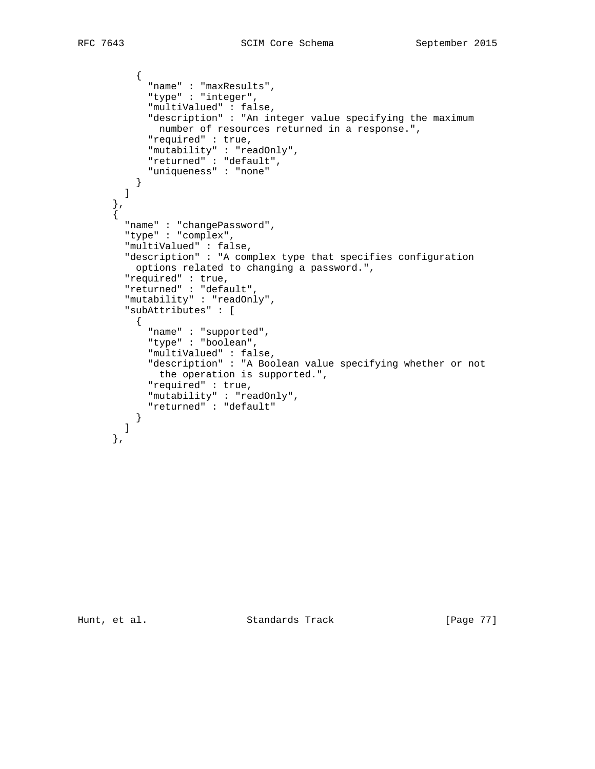```
          {
            "name" : "maxResults",
            "type" : "integer",
            "multiValued" : false,
            "description" : "An integer value specifying the maximum
              number of resources returned in a response.",
            "required" : true,
            "mutability" : "readOnly",
            "returned" : "default",
            "uniqueness" : "none"
          }
        ]
      },
      {
        "name" : "changePassword",
        "type" : "complex",
        "multiValued" : false,
        "description" : "A complex type that specifies configuration
          options related to changing a password.",
        "required" : true,
        "returned" : "default",
        "mutability" : "readOnly",
        "subAttributes" : [
          {
            "name" : "supported",
            "type" : "boolean",
            "multiValued" : false,
            "description" : "A Boolean value specifying whether or not
              the operation is supported.",
            "required" : true,
            "mutability" : "readOnly",
            "returned" : "default"
          }
        ]
      },
```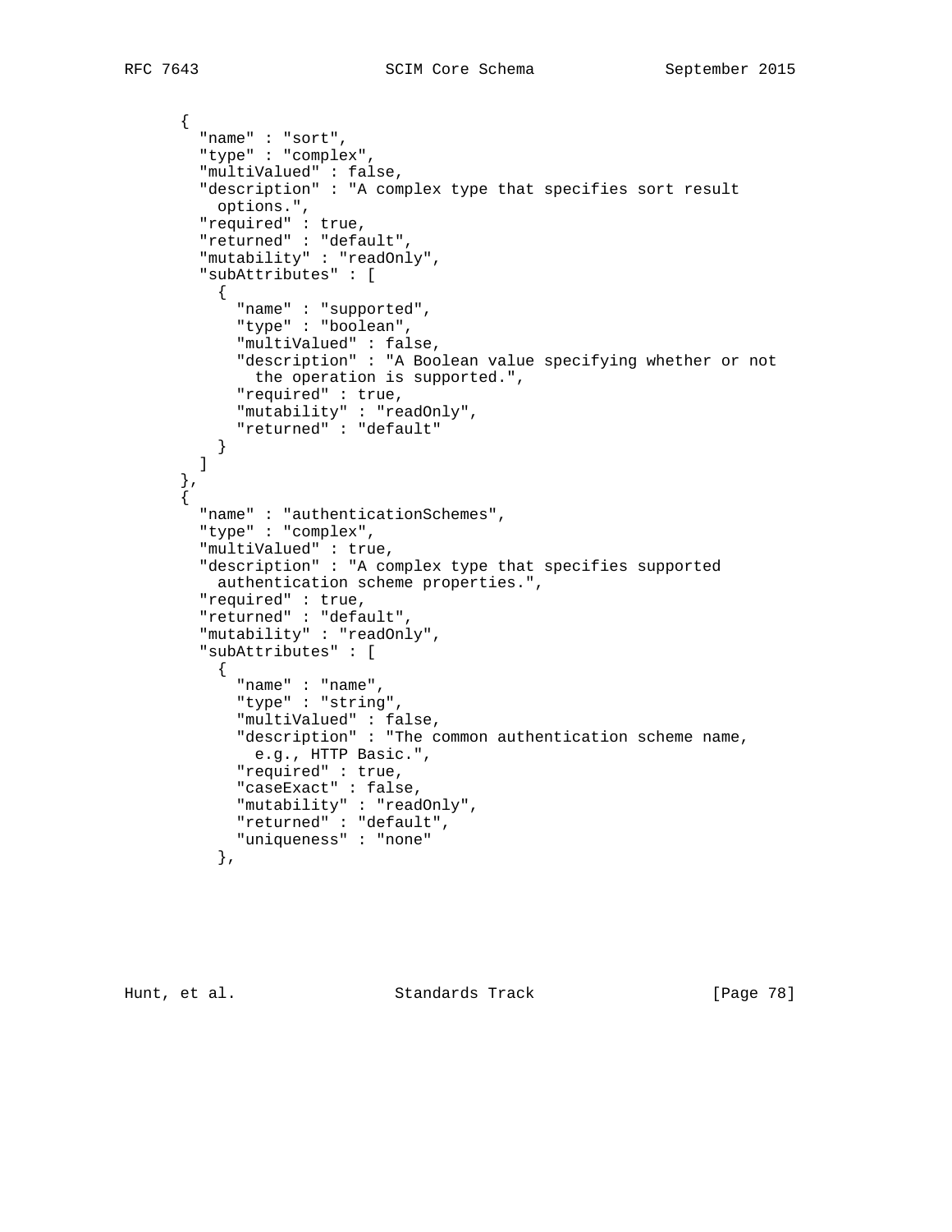```
      {
        "name" : "sort",
        "type" : "complex",
        "multiValued" : false,
        "description" : "A complex type that specifies sort result
          options.",
        "required" : true,
        "returned" : "default",
        "mutability" : "readOnly",
        "subAttributes" : [
          {
            "name" : "supported",
            "type" : "boolean",
            "multiValued" : false,
            "description" : "A Boolean value specifying whether or not
              the operation is supported.",
            "required" : true,
            "mutability" : "readOnly",
            "returned" : "default"
          }
        ]
      },
      {
        "name" : "authenticationSchemes",
        "type" : "complex",
        "multiValued" : true,
        "description" : "A complex type that specifies supported
          authentication scheme properties.",
        "required" : true,
        "returned" : "default",
        "mutability" : "readOnly",
        "subAttributes" : [
          {
            "name" : "name",
            "type" : "string",
            "multiValued" : false,
            "description" : "The common authentication scheme name,
              e.g., HTTP Basic.",
            "required" : true,
            "caseExact" : false,
            "mutability" : "readOnly",
            "returned" : "default",
            "uniqueness" : "none"
          },
```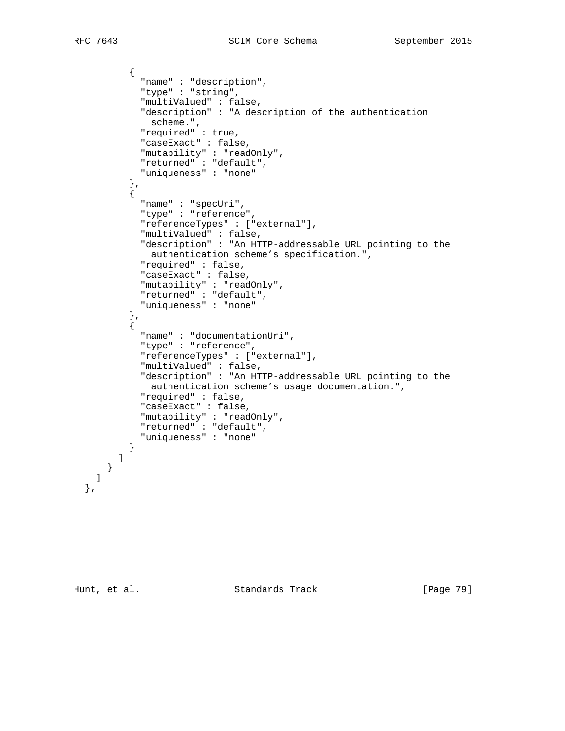```
        {
          "name" : "description",
          "type" : "string",
          "multiValued" : false,
          "description" : "A description of the authentication
            scheme.",
          "required" : true,
          "caseExact" : false,
          "mutability" : "readOnly",
          "returned" : "default",
          "uniqueness" : "none"
        },
        {
          "name" : "specUri",
          "type" : "reference",
          "referenceTypes" : ["external"],
          "multiValued" : false,
          "description" : "An HTTP-addressable URL pointing to the
            authentication scheme’s specification.",
          "required" : false,
          "caseExact" : false,
          "mutability" : "readOnly",
          "returned" : "default",
          "uniqueness" : "none"
        },
        {
          "name" : "documentationUri",
          "type" : "reference",
          "referenceTypes" : ["external"],
          "multiValued" : false,
          "description" : "An HTTP-addressable URL pointing to the
            authentication scheme’s usage documentation.",
          "required" : false,
          "caseExact" : false,
          "mutability" : "readOnly",
          "returned" : "default",
          "uniqueness" : "none"
        }
      ]
    }
  ]
},
```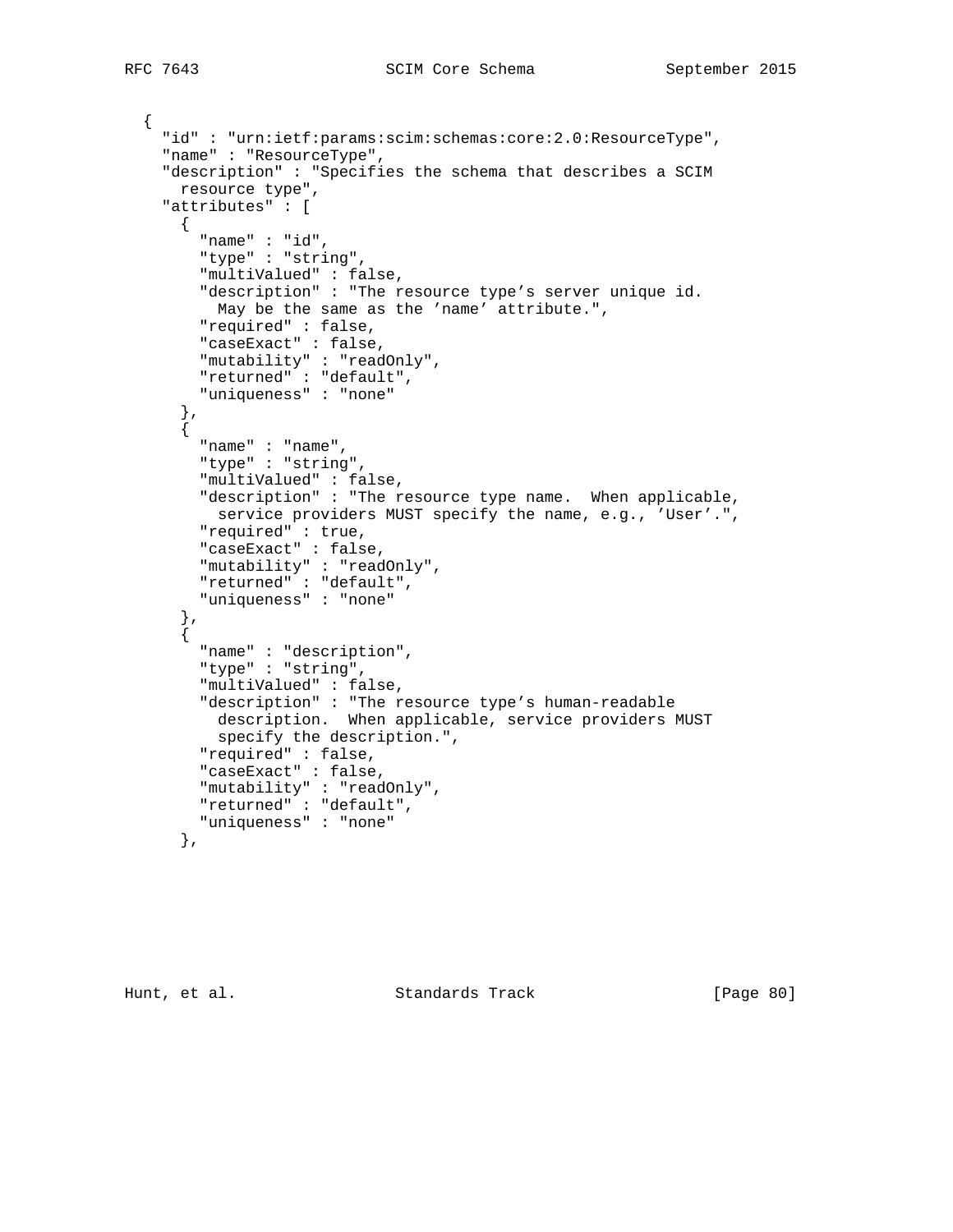```
  {
    "id" : "urn:ietf:params:scim:schemas:core:2.0:ResourceType",
    "name" : "ResourceType",
    "description" : "Specifies the schema that describes a SCIM
      resource type",
    "attributes" : [
      {
        "name" : "id",
        "type" : "string",
        "multiValued" : false,
        "description" : "The resource type's server unique id.
          May be the same as the 'name' attribute.",
        "required" : false,
        "caseExact" : false,
        "mutability" : "readOnly",
        "returned" : "default",
        "uniqueness" : "none"
      },
      {
        "name" : "name",
        "type" : "string",
        "multiValued" : false,
        "description" : "The resource type name.  When applicable,
          service providers MUST specify the name, e.g., 'User'.",
        "required" : true,
        "caseExact" : false,
        "mutability" : "readOnly",
        "returned" : "default",
        "uniqueness" : "none"
      },
      {
        "name" : "description",
        "type" : "string",
        "multiValued" : false,
        "description" : "The resource type's human-readable
          description.  When applicable, service providers MUST
          specify the description.",
        "required" : false,
        "caseExact" : false,
        "mutability" : "readOnly",
        "returned" : "default",
        "uniqueness" : "none"
      },
```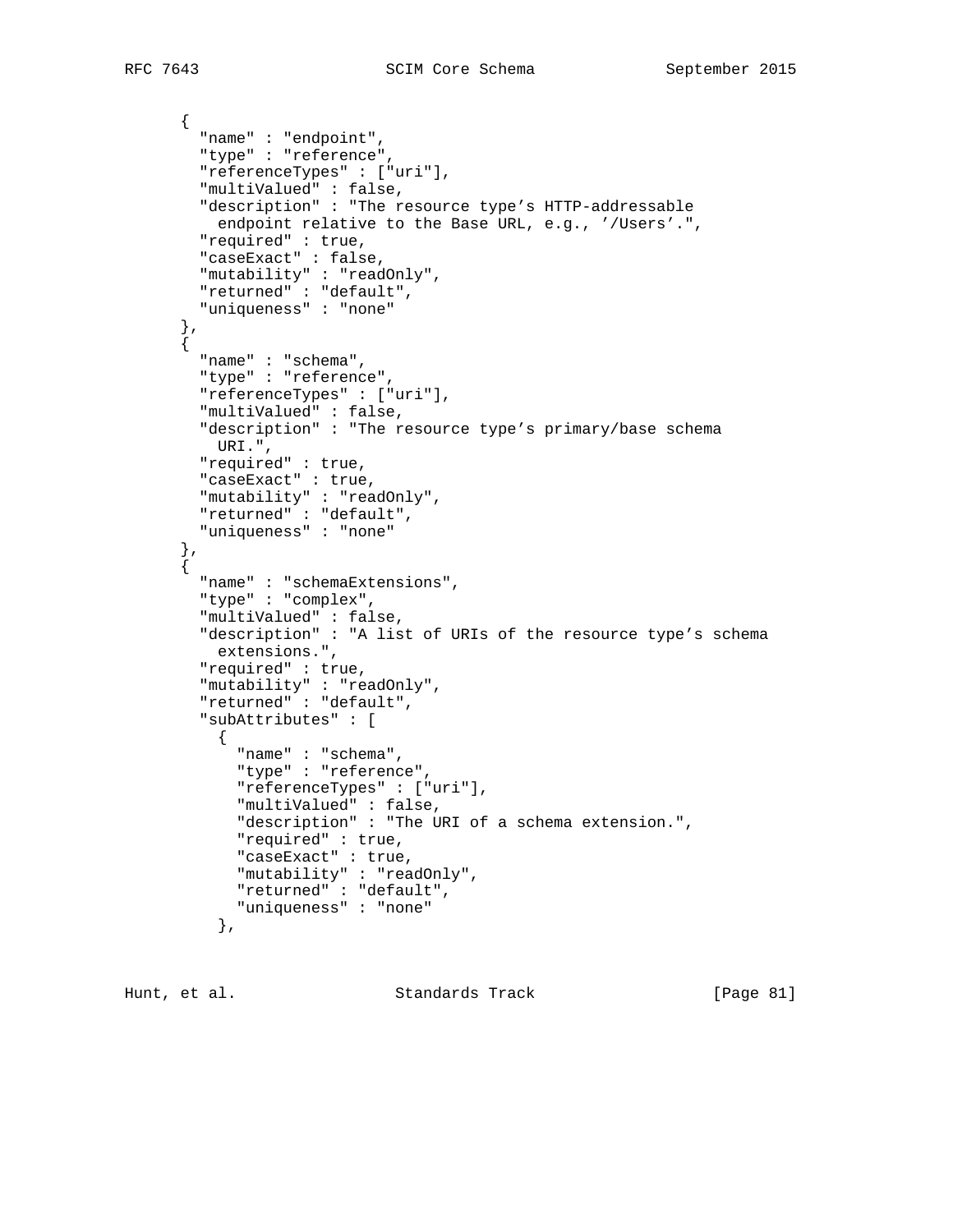```
      {
        "name" : "endpoint",
        "type" : "reference",
        "referenceTypes" : ["uri"],
        "multiValued" : false,
        "description" : "The resource type's HTTP-addressable
          endpoint relative to the Base URL, e.g., '/Users'.",
        "required" : true,
        "caseExact" : false,
        "mutability" : "readOnly",
        "returned" : "default",
        "uniqueness" : "none"
      },
      {
        "name" : "schema",
        "type" : "reference",
        "referenceTypes" : ["uri"],
        "multiValued" : false,
        "description" : "The resource type's primary/base schema
          URI.",
        "required" : true,
        "caseExact" : true,
        "mutability" : "readOnly",
        "returned" : "default",
        "uniqueness" : "none"
      },
      {
        "name" : "schemaExtensions",
        "type" : "complex",
        "multiValued" : false,
        "description" : "A list of URIs of the resource type's schema
          extensions.",
        "required" : true,
        "mutability" : "readOnly",
        "returned" : "default",
        "subAttributes" : [
          {
            "name" : "schema",
            "type" : "reference",
            "referenceTypes" : ["uri"],
            "multiValued" : false,
            "description" : "The URI of a schema extension.",
            "required" : true,
            "caseExact" : true,
            "mutability" : "readOnly",
            "returned" : "default",
            "uniqueness" : "none"
          },
```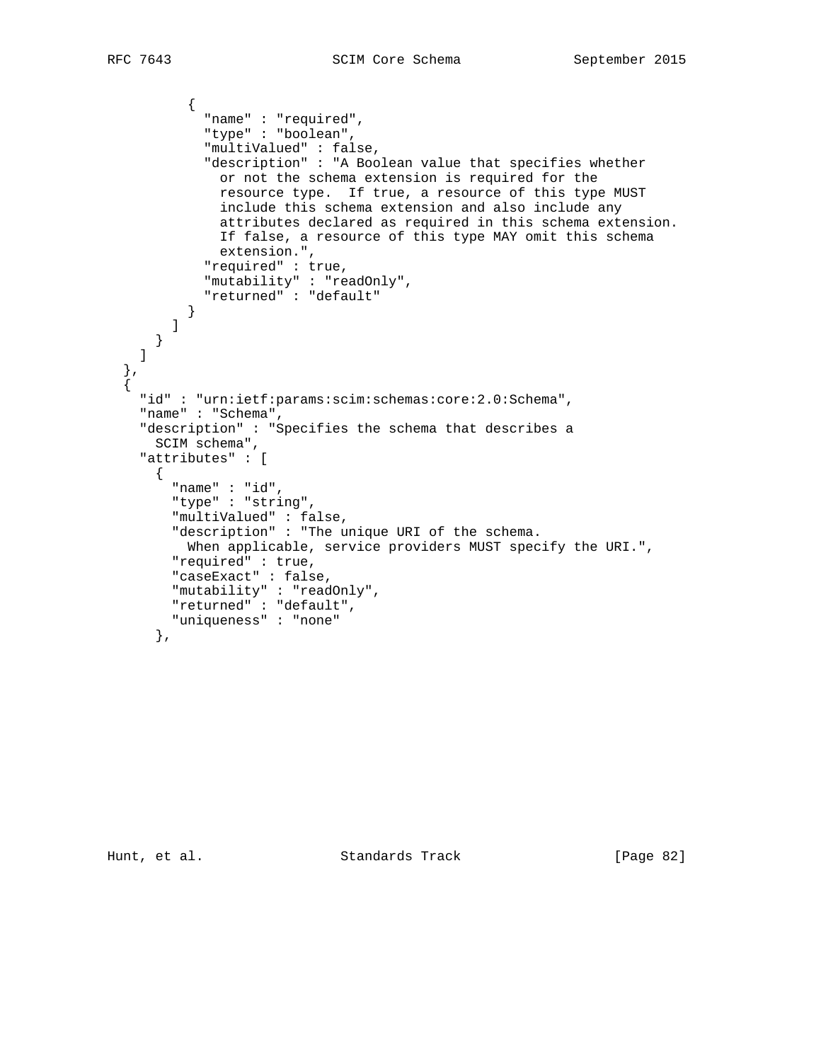```
          {
            "name" : "required",
            "type" : "boolean",
            "multiValued" : false,
            "description" : "A Boolean value that specifies whether
              or not the schema extension is required for the
              resource type.  If true, a resource of this type MUST
              include this schema extension and also include any
              attributes declared as required in this schema extension.
              If false, a resource of this type MAY omit this schema
              extension.",
            "required" : true,
            "mutability" : "readOnly",
            "returned" : "default"
          }
        ]
      }
    ]
  },
  {
    "id" : "urn:ietf:params:scim:schemas:core:2.0:Schema",
    "name" : "Schema",
    "description" : "Specifies the schema that describes a
      SCIM schema",
    "attributes" : [
      {
        "name" : "id",
        "type" : "string",
        "multiValued" : false,
        "description" : "The unique URI of the schema.
          When applicable, service providers MUST specify the URI.",
        "required" : true,
        "caseExact" : false,
        "mutability" : "readOnly",
        "returned" : "default",
        "uniqueness" : "none"
      },
```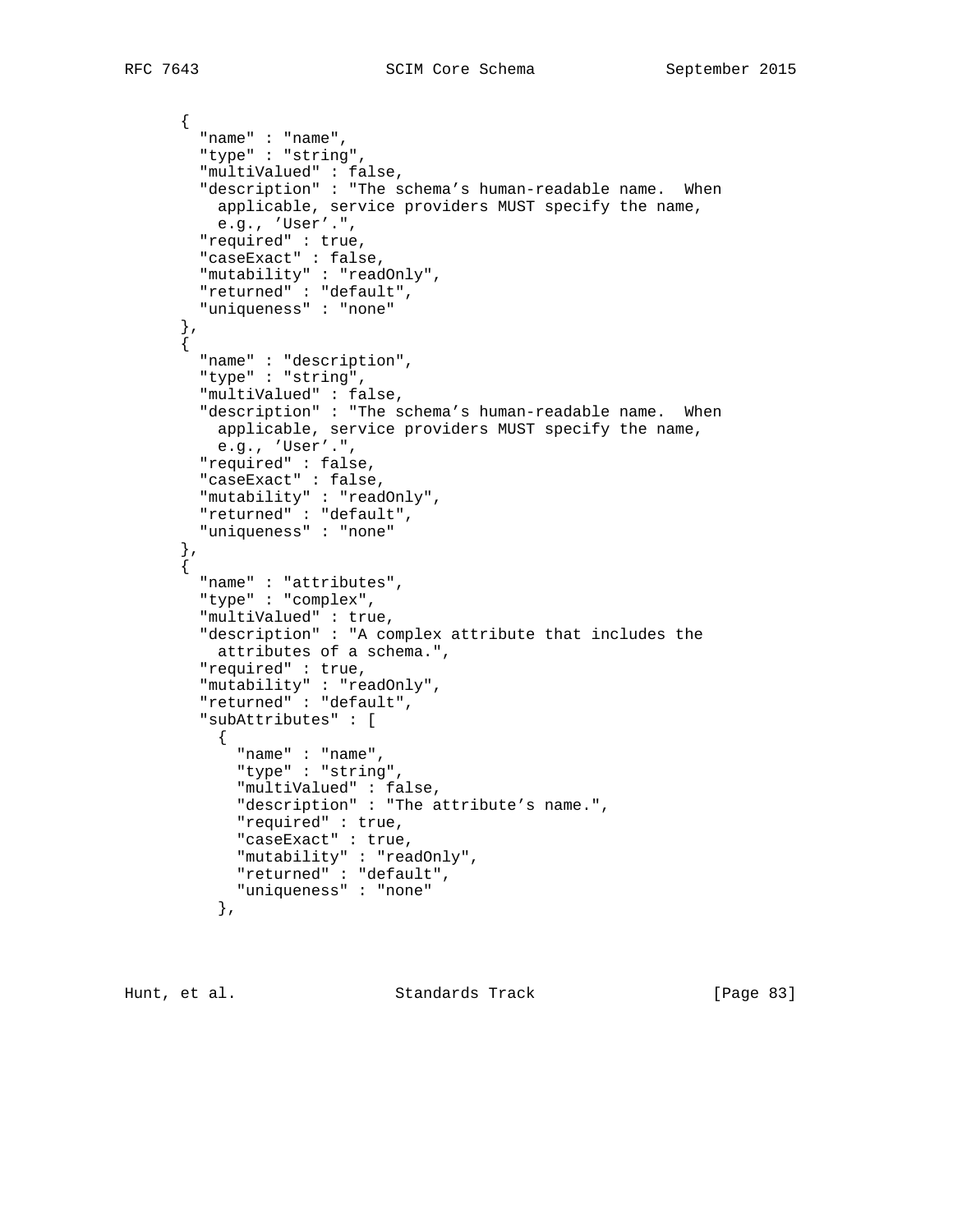```
      {
        "name" : "name",
        "type" : "string",
        "multiValued" : false,
        "description" : "The schema’s human-readable name.  When
          applicable, service providers MUST specify the name,
          e.g., ’User’.",
        "required" : true,
        "caseExact" : false,
        "mutability" : "readOnly",
        "returned" : "default",
        "uniqueness" : "none"
      },
      {
        "name" : "description",
        "type" : "string",
        "multiValued" : false,
        "description" : "The schema’s human-readable name.  When
          applicable, service providers MUST specify the name,
          e.g., ’User’.",
        "required" : false,
        "caseExact" : false,
        "mutability" : "readOnly",
        "returned" : "default",
        "uniqueness" : "none"
      },
      {
        "name" : "attributes",
        "type" : "complex",
        "multiValued" : true,
        "description" : "A complex attribute that includes the
          attributes of a schema.",
        "required" : true,
        "mutability" : "readOnly",
        "returned" : "default",
        "subAttributes" : [
          {
            "name" : "name",
            "type" : "string",
            "multiValued" : false,
            "description" : "The attribute’s name.",
            "required" : true,
            "caseExact" : true,
            "mutability" : "readOnly",
            "returned" : "default",
            "uniqueness" : "none"
          },
```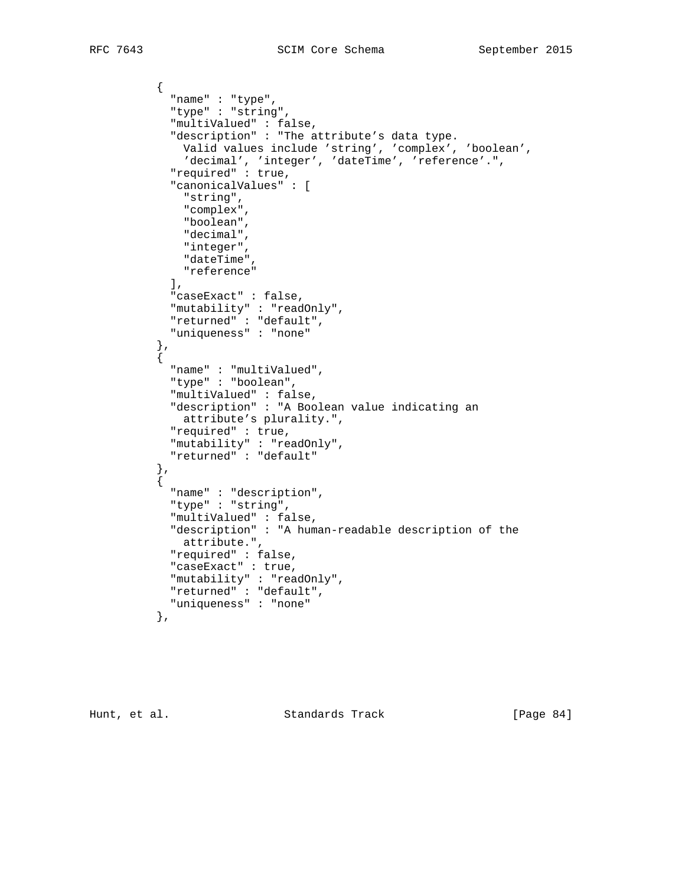```
          {
            "name" : "type",
            "type" : "string",
            "multiValued" : false,
            "description" : "The attribute's data type.
              Valid values include 'string', 'complex', 'boolean',
              'decimal', 'integer', 'dateTime', 'reference'.",
            "required" : true,
            "canonicalValues" : [
              "string",
              "complex",
              "boolean",
              "decimal",
              "integer",
              "dateTime",
              "reference"
            ],
            "caseExact" : false,
            "mutability" : "readOnly",
            "returned" : "default",
            "uniqueness" : "none"
          },
          {
            "name" : "multiValued",
            "type" : "boolean",
            "multiValued" : false,
            "description" : "A Boolean value indicating an
              attribute's plurality.",
            "required" : true,
            "mutability" : "readOnly",
            "returned" : "default"
          },
          {
            "name" : "description",
            "type" : "string",
            "multiValued" : false,
            "description" : "A human-readable description of the
              attribute.",
            "required" : false,
            "caseExact" : true,
            "mutability" : "readOnly",
            "returned" : "default",
            "uniqueness" : "none"
          },
```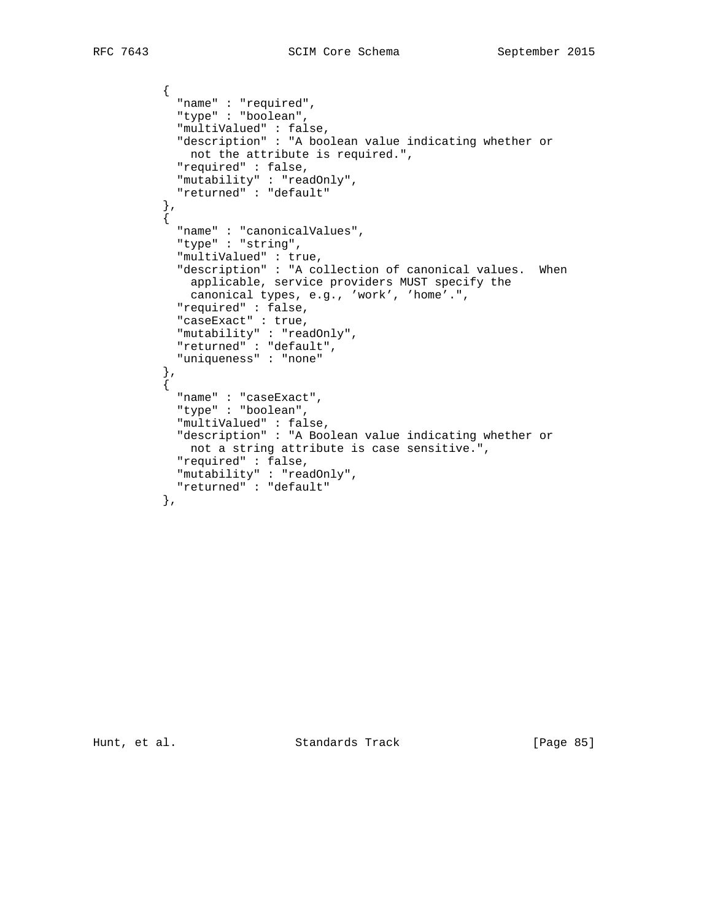```
          {
            "name" : "required",
            "type" : "boolean",
            "multiValued" : false,
            "description" : "A boolean value indicating whether or
              not the attribute is required.",
            "required" : false,
            "mutability" : "readOnly",
            "returned" : "default"
          },
          {
            "name" : "canonicalValues",
            "type" : "string",
            "multiValued" : true,
            "description" : "A collection of canonical values.  When
              applicable, service providers MUST specify the
              canonical types, e.g., 'work', 'home'.",
            "required" : false,
            "caseExact" : true,
            "mutability" : "readOnly",
            "returned" : "default",
            "uniqueness" : "none"
          },
          {
            "name" : "caseExact",
            "type" : "boolean",
            "multiValued" : false,
            "description" : "A Boolean value indicating whether or
              not a string attribute is case sensitive.",
            "required" : false,
            "mutability" : "readOnly",
            "returned" : "default"
          },
```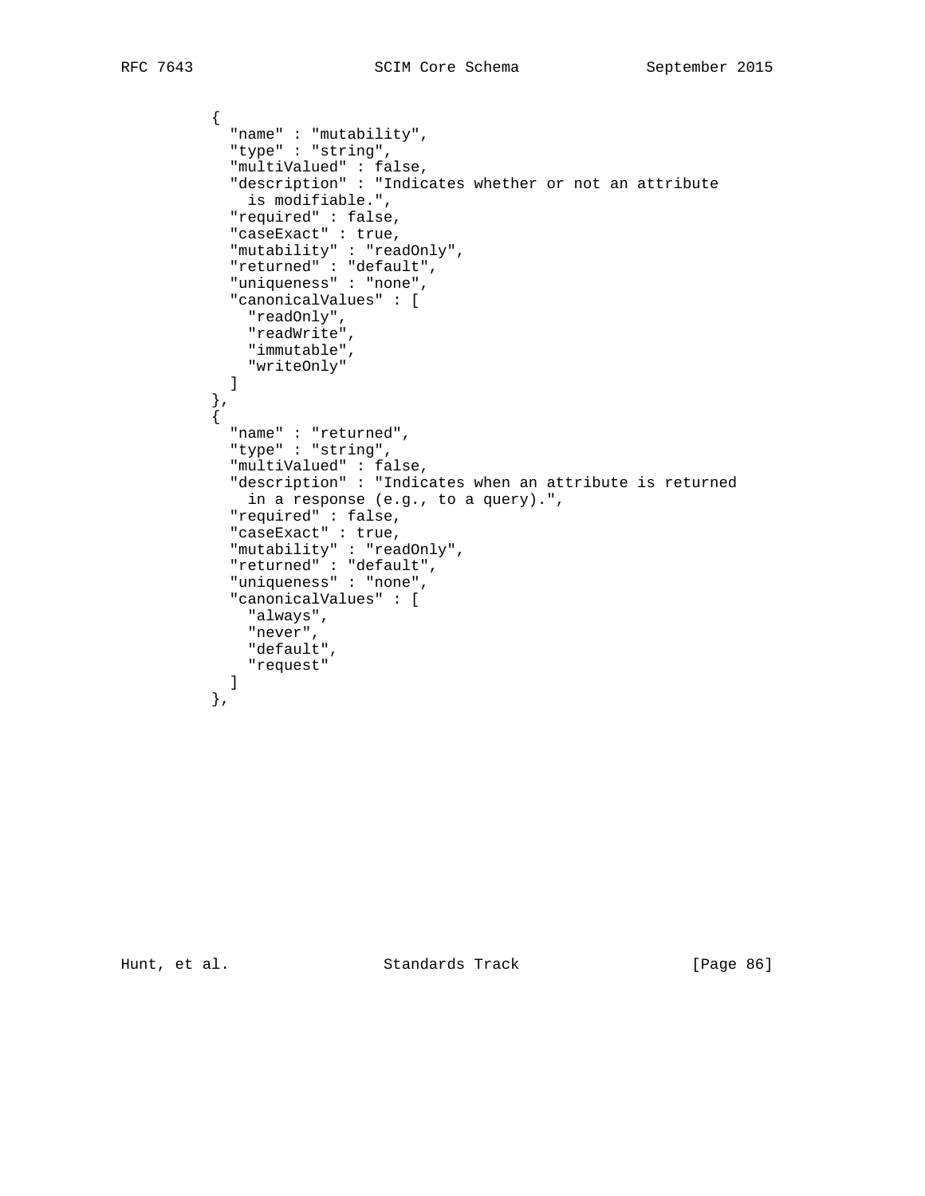```
          {
            "name" : "mutability",
            "type" : "string",
            "multiValued" : false,
            "description" : "Indicates whether or not an attribute
              is modifiable.",
            "required" : false,
            "caseExact" : true,
            "mutability" : "readOnly",
            "returned" : "default",
            "uniqueness" : "none",
            "canonicalValues" : [
              "readOnly",
              "readWrite",
              "immutable",
              "writeOnly"
            ]
          },
          {
            "name" : "returned",
            "type" : "string",
            "multiValued" : false,
            "description" : "Indicates when an attribute is returned
              in a response (e.g., to a query).",
            "required" : false,
            "caseExact" : true,
            "mutability" : "readOnly",
            "returned" : "default",
            "uniqueness" : "none",
            "canonicalValues" : [
              "always",
              "never",
              "default",
              "request"
            ]
          },
```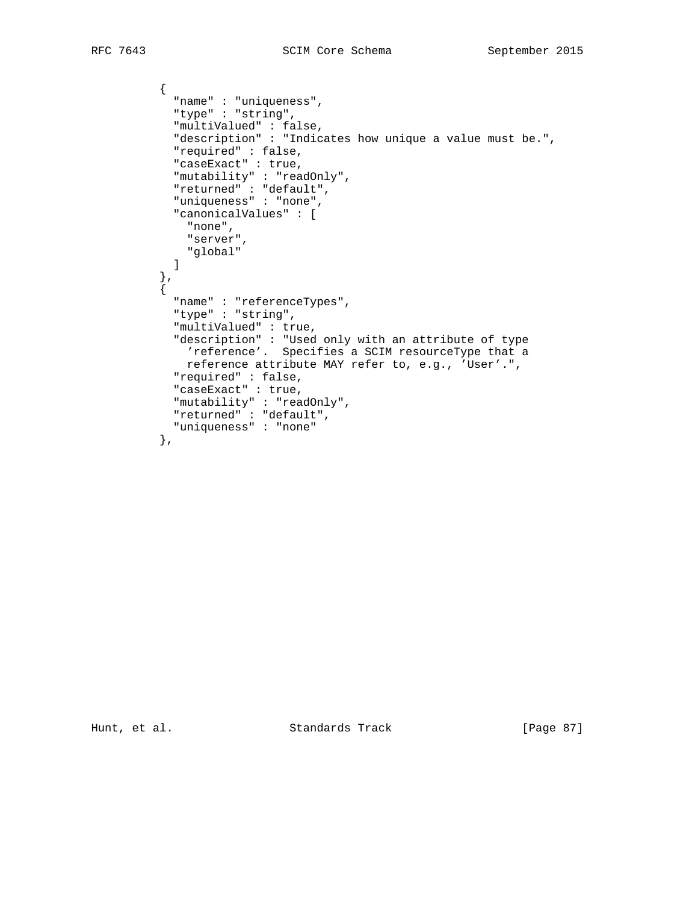```
        {
          "name" : "uniqueness",
          "type" : "string",
          "multiValued" : false,
          "description" : "Indicates how unique a value must be.",
          "required" : false,
          "caseExact" : true,
          "mutability" : "readOnly",
          "returned" : "default",
          "uniqueness" : "none",
          "canonicalValues" : [
            "none",
            "server",
            "global"
          ]
        },
        {
          "name" : "referenceTypes",
          "type" : "string",
          "multiValued" : true,
          "description" : "Used only with an attribute of type
            'reference'.  Specifies a SCIM resourceType that a
            reference attribute MAY refer to, e.g., 'User'.",
          "required" : false,
          "caseExact" : true,
          "mutability" : "readOnly",
          "returned" : "default",
          "uniqueness" : "none"
        },
```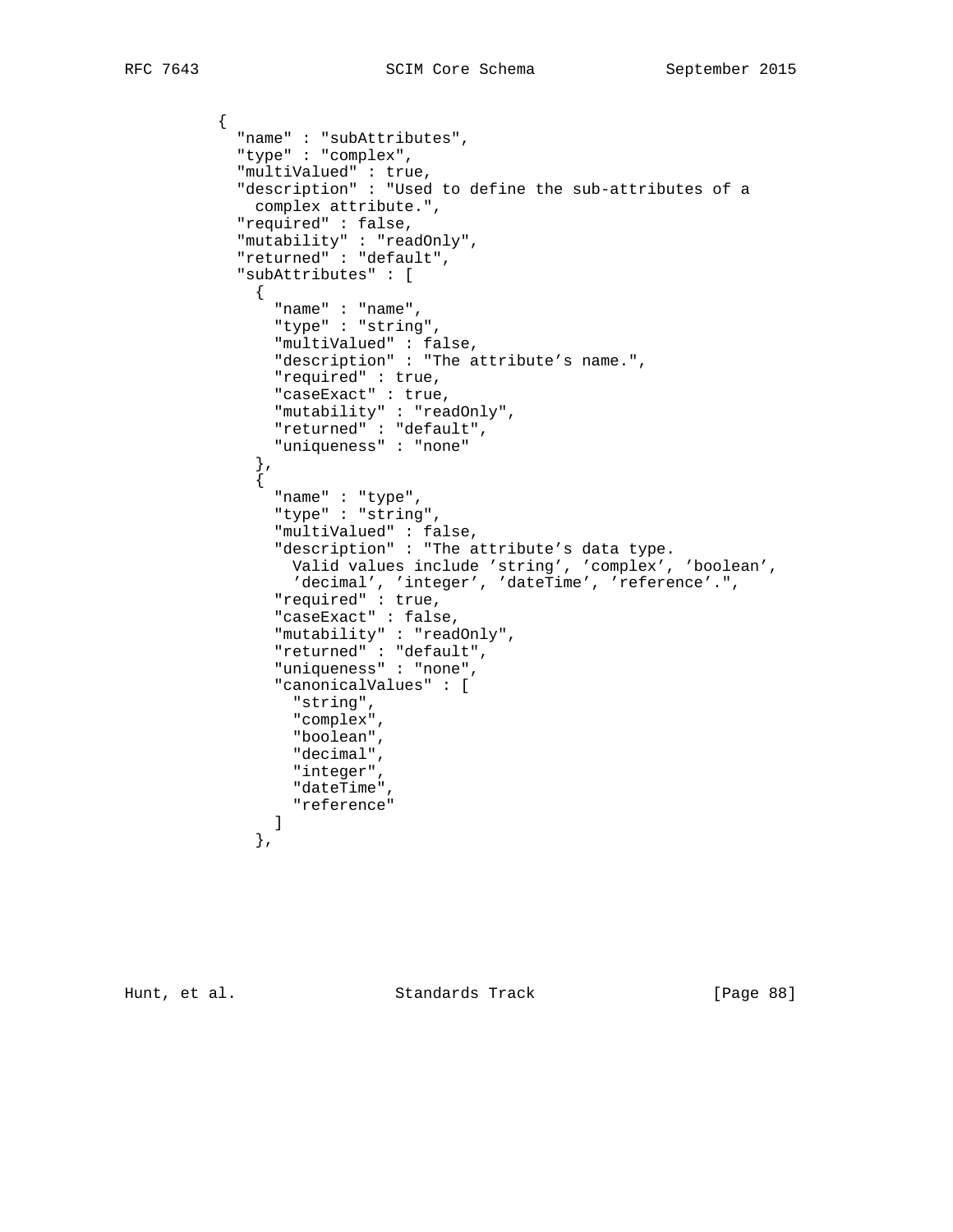```
          {
            "name" : "subAttributes",
            "type" : "complex",
            "multiValued" : true,
            "description" : "Used to define the sub-attributes of a
              complex attribute.",
            "required" : false,
            "mutability" : "readOnly",
            "returned" : "default",
            "subAttributes" : [
              {
                "name" : "name",
                "type" : "string",
                "multiValued" : false,
                "description" : "The attribute's name.",
                "required" : true,
                "caseExact" : true,
                "mutability" : "readOnly",
                "returned" : "default",
                "uniqueness" : "none"
              },
              {
                "name" : "type",
                "type" : "string",
                "multiValued" : false,
                "description" : "The attribute's data type.
                  Valid values include 'string', 'complex', 'boolean',
                  'decimal', 'integer', 'dateTime', 'reference'.",
                "required" : true,
                "caseExact" : false,
                "mutability" : "readOnly",
                "returned" : "default",
                "uniqueness" : "none",
                "canonicalValues" : [
                  "string",
                  "complex",
                  "boolean",
                  "decimal",
                  "integer",
                  "dateTime",
                  "reference"
                ]
              },
```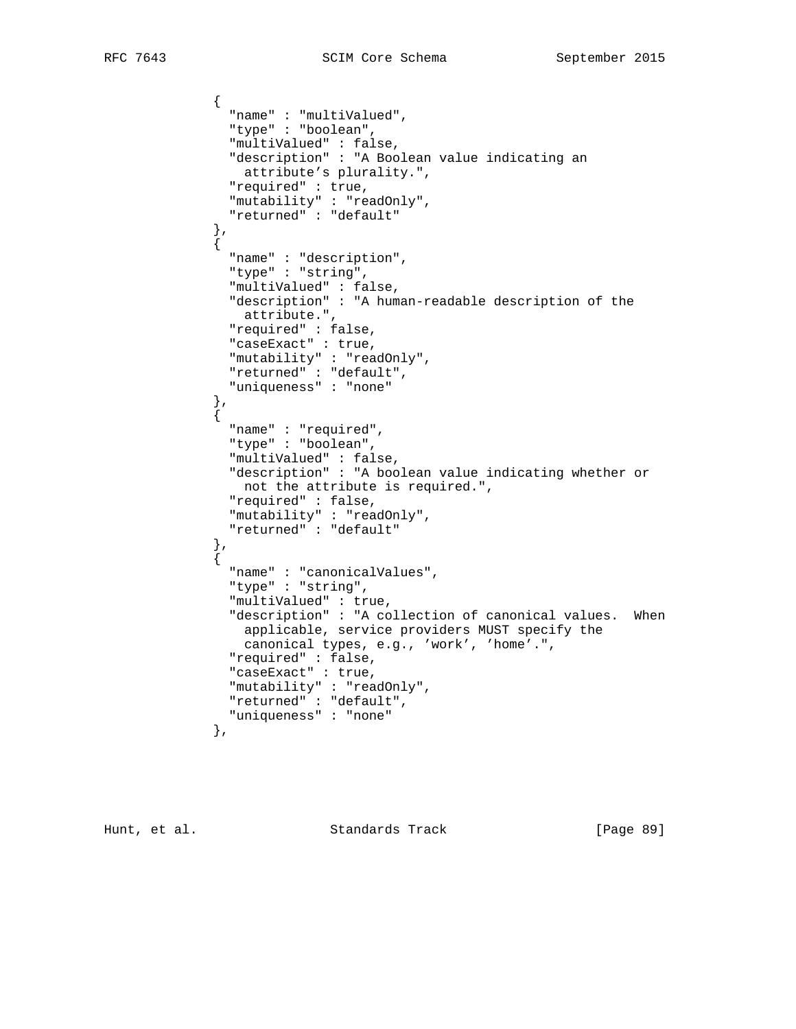```
            {
              "name" : "multiValued",
              "type" : "boolean",
              "multiValued" : false,
              "description" : "A Boolean value indicating an
                attribute’s plurality.",
              "required" : true,
              "mutability" : "readOnly",
              "returned" : "default"
            },
            {
              "name" : "description",
              "type" : "string",
              "multiValued" : false,
              "description" : "A human-readable description of the
                attribute.",
              "required" : false,
              "caseExact" : true,
              "mutability" : "readOnly",
              "returned" : "default",
              "uniqueness" : "none"
            },
            {
              "name" : "required",
              "type" : "boolean",
              "multiValued" : false,
              "description" : "A boolean value indicating whether or
                not the attribute is required.",
              "required" : false,
              "mutability" : "readOnly",
              "returned" : "default"
            },
            {
              "name" : "canonicalValues",
              "type" : "string",
              "multiValued" : true,
              "description" : "A collection of canonical values.  When
                applicable, service providers MUST specify the
                canonical types, e.g., ’work’, ’home’.",
              "required" : false,
              "caseExact" : true,
              "mutability" : "readOnly",
              "returned" : "default",
              "uniqueness" : "none"
            },
```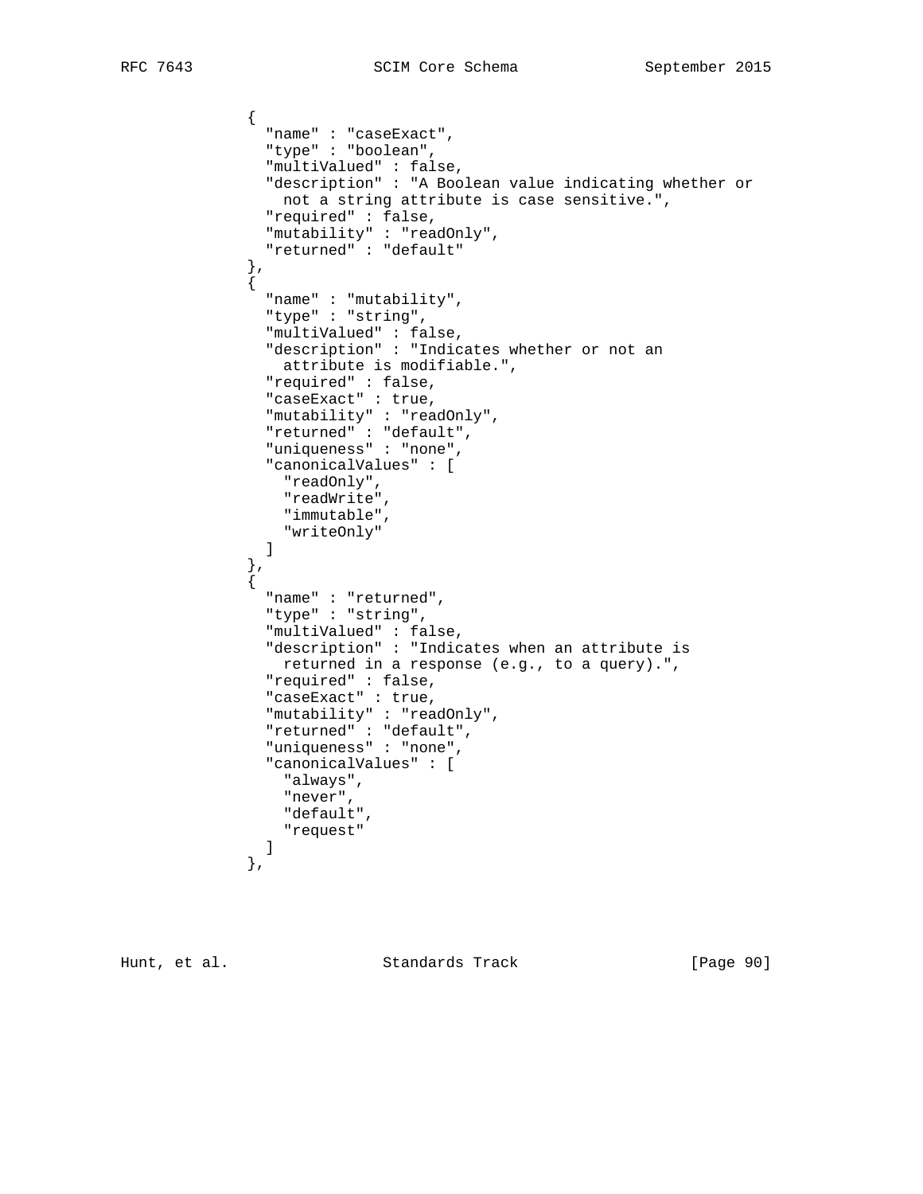```
            {
              "name" : "caseExact",
              "type" : "boolean",
              "multiValued" : false,
              "description" : "A Boolean value indicating whether or
                not a string attribute is case sensitive.",
              "required" : false,
              "mutability" : "readOnly",
              "returned" : "default"
            },
            {
              "name" : "mutability",
              "type" : "string",
              "multiValued" : false,
              "description" : "Indicates whether or not an
                attribute is modifiable.",
              "required" : false,
              "caseExact" : true,
              "mutability" : "readOnly",
              "returned" : "default",
              "uniqueness" : "none",
              "canonicalValues" : [
                "readOnly",
                "readWrite",
                "immutable",
                "writeOnly"
              ]
            },
            {
              "name" : "returned",
              "type" : "string",
              "multiValued" : false,
              "description" : "Indicates when an attribute is
                returned in a response (e.g., to a query).",
              "required" : false,
              "caseExact" : true,
              "mutability" : "readOnly",
              "returned" : "default",
              "uniqueness" : "none",
              "canonicalValues" : [
                "always",
                "never",
                "default",
                "request"
              ]
            },
```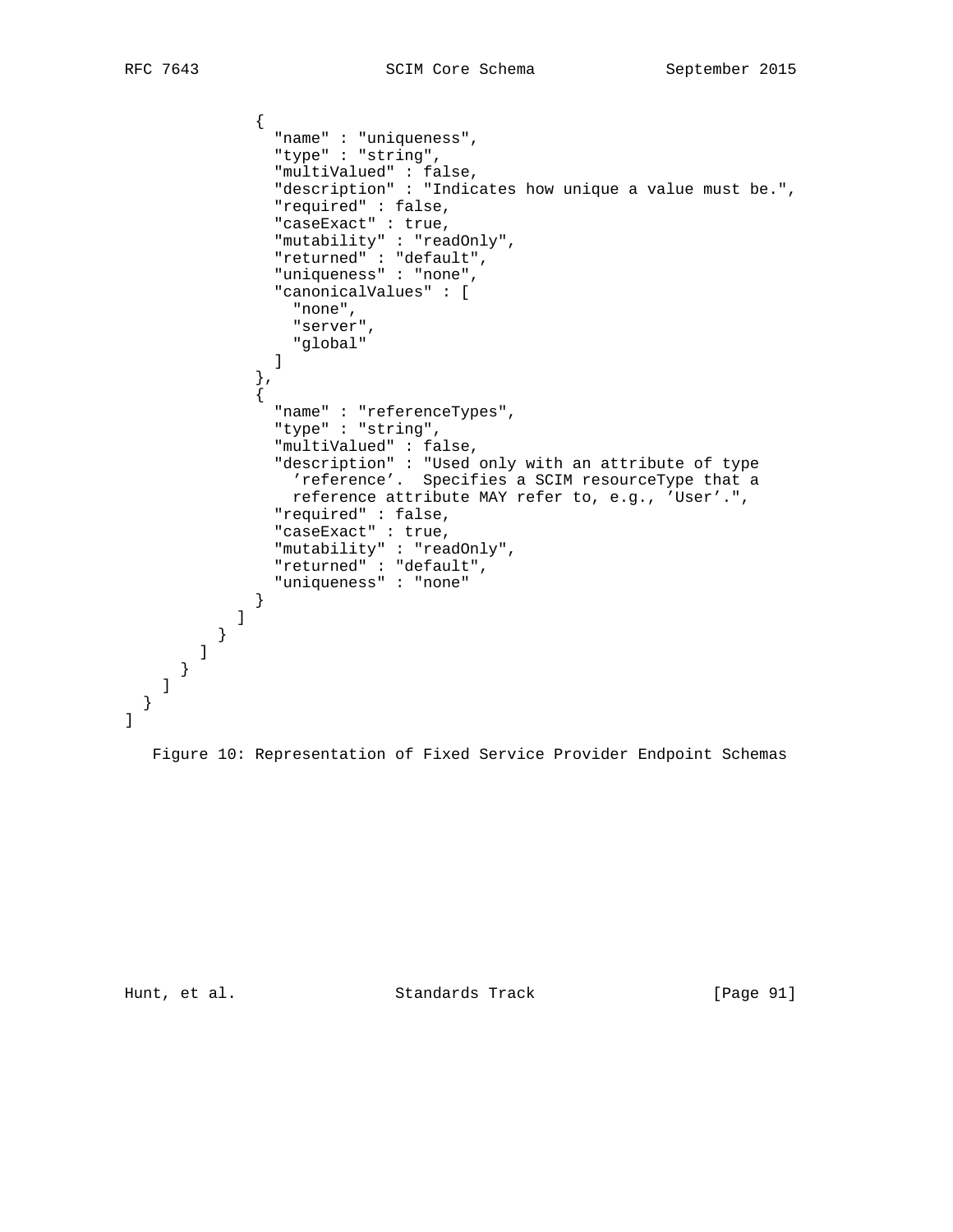```
            {
              "name" : "uniqueness",
              "type" : "string",
              "multiValued" : false,
              "description" : "Indicates how unique a value must be.",
              "required" : false,
              "caseExact" : true,
              "mutability" : "readOnly",
              "returned" : "default",
              "uniqueness" : "none",
              "canonicalValues" : [
                "none",
                "server",
                "global"
              ]
            },
            {
              "name" : "referenceTypes",
              "type" : "string",
              "multiValued" : false,
              "description" : "Used only with an attribute of type
                'reference'.  Specifies a SCIM resourceType that a
                reference attribute MAY refer to, e.g., 'User'.",
              "required" : false,
              "caseExact" : true,
              "mutability" : "readOnly",
              "returned" : "default",
              "uniqueness" : "none"
            }
          ]
        }
      ]
    }
  ]
 }
]
```

Figure 10: Representation of Fixed Service Provider Endpoint Schemas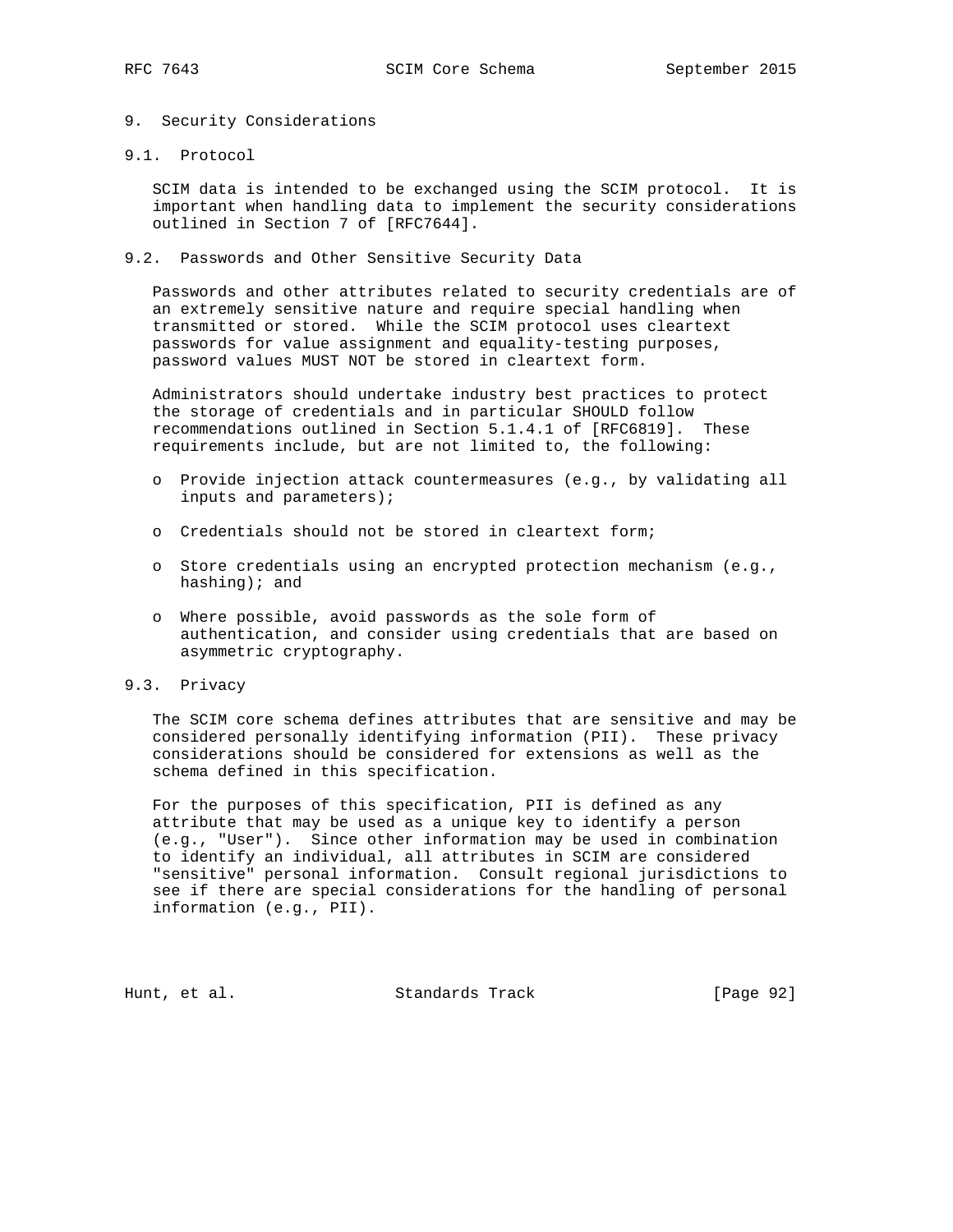# 9. Security Considerations

## 9.1. Protocol

SCIM data is intended to be exchanged using the SCIM protocol. It is important when handling data to implement the security considerations outlined in Section 7 of [RFC7644].

## 9.2. Passwords and Other Sensitive Security Data

Passwords and other attributes related to security credentials are of an extremely sensitive nature and require special handling when transmitted or stored. While the SCIM protocol uses cleartext passwords for value assignment and equality-testing purposes, password values MUST NOT be stored in cleartext form.

Administrators should undertake industry best practices to protect the storage of credentials and in particular SHOULD follow recommendations outlined in Section 5.1.4.1 of [RFC6819]. These requirements include, but are not limited to, the following:

- Provide injection attack countermeasures (e.g., by validating all inputs and parameters);
- Credentials should not be stored in cleartext form;
- Store credentials using an encrypted protection mechanism (e.g., hashing); and
- Where possible, avoid passwords as the sole form of authentication, and consider using credentials that are based on asymmetric cryptography.

## 9.3. Privacy

The SCIM core schema defines attributes that are sensitive and may be considered personally identifying information (PII). These privacy considerations should be considered for extensions as well as the schema defined in this specification.

For the purposes of this specification, PII is defined as any attribute that may be used as a unique key to identify a person (e.g., "User"). Since other information may be used in combination to identify an individual, all attributes in SCIM are considered "sensitive" personal information. Consult regional jurisdictions to see if there are special considerations for the handling of personal information (e.g., PII).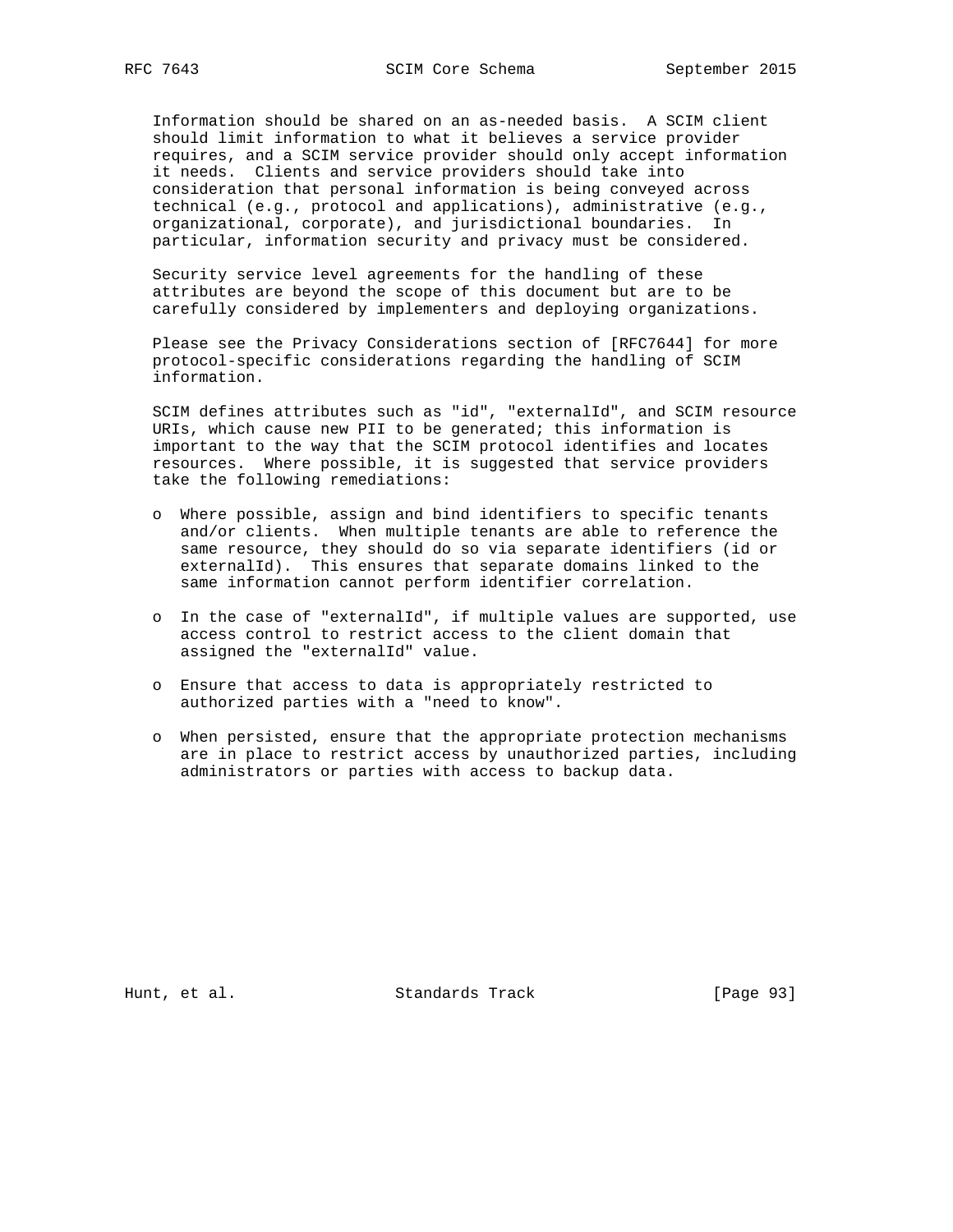Information should be shared on an as-needed basis. A SCIM client should limit information to what it believes a service provider requires, and a SCIM service provider should only accept information it needs. Clients and service providers should take into consideration that personal information is being conveyed across technical (e.g., protocol and applications), administrative (e.g., organizational, corporate), and jurisdictional boundaries. In particular, information security and privacy must be considered.

Security service level agreements for the handling of these attributes are beyond the scope of this document but are to be carefully considered by implementers and deploying organizations.

Please see the Privacy Considerations section of [RFC7644] for more protocol-specific considerations regarding the handling of SCIM information.

SCIM defines attributes such as "id", "externalId", and SCIM resource URIs, which cause new PII to be generated; this information is important to the way that the SCIM protocol identifies and locates resources. Where possible, it is suggested that service providers take the following remediations:

- Where possible, assign and bind identifiers to specific tenants and/or clients. When multiple tenants are able to reference the same resource, they should do so via separate identifiers (id or externalId). This ensures that separate domains linked to the same information cannot perform identifier correlation.
- In the case of "externalId", if multiple values are supported, use access control to restrict access to the client domain that assigned the "externalId" value.
- Ensure that access to data is appropriately restricted to authorized parties with a "need to know".
- When persisted, ensure that the appropriate protection mechanisms are in place to restrict access by unauthorized parties, including administrators or parties with access to backup data.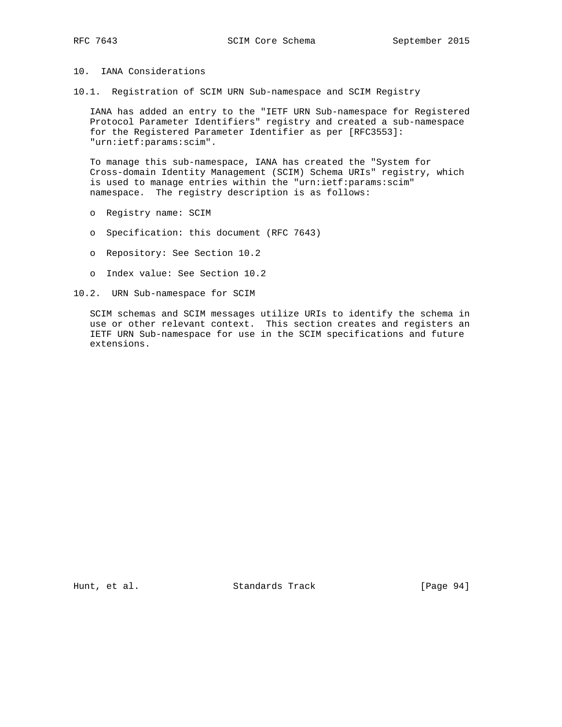## 10. IANA Considerations

### 10.1. Registration of SCIM URN Sub-namespace and SCIM Registry

IANA has added an entry to the "IETF URN Sub-namespace for Registered Protocol Parameter Identifiers" registry and created a sub-namespace for the Registered Parameter Identifier as per [RFC3553]: "urn:ietf:params:scim".

To manage this sub-namespace, IANA has created the "System for Cross-domain Identity Management (SCIM) Schema URIs" registry, which is used to manage entries within the "urn:ietf:params:scim" namespace. The registry description is as follows:

- Registry name: SCIM
- Specification: this document (RFC 7643)
- Repository: See Section 10.2
- Index value: See Section 10.2

### 10.2. URN Sub-namespace for SCIM

SCIM schemas and SCIM messages utilize URIs to identify the schema in use or other relevant context. This section creates and registers an IETF URN Sub-namespace for use in the SCIM specifications and future extensions.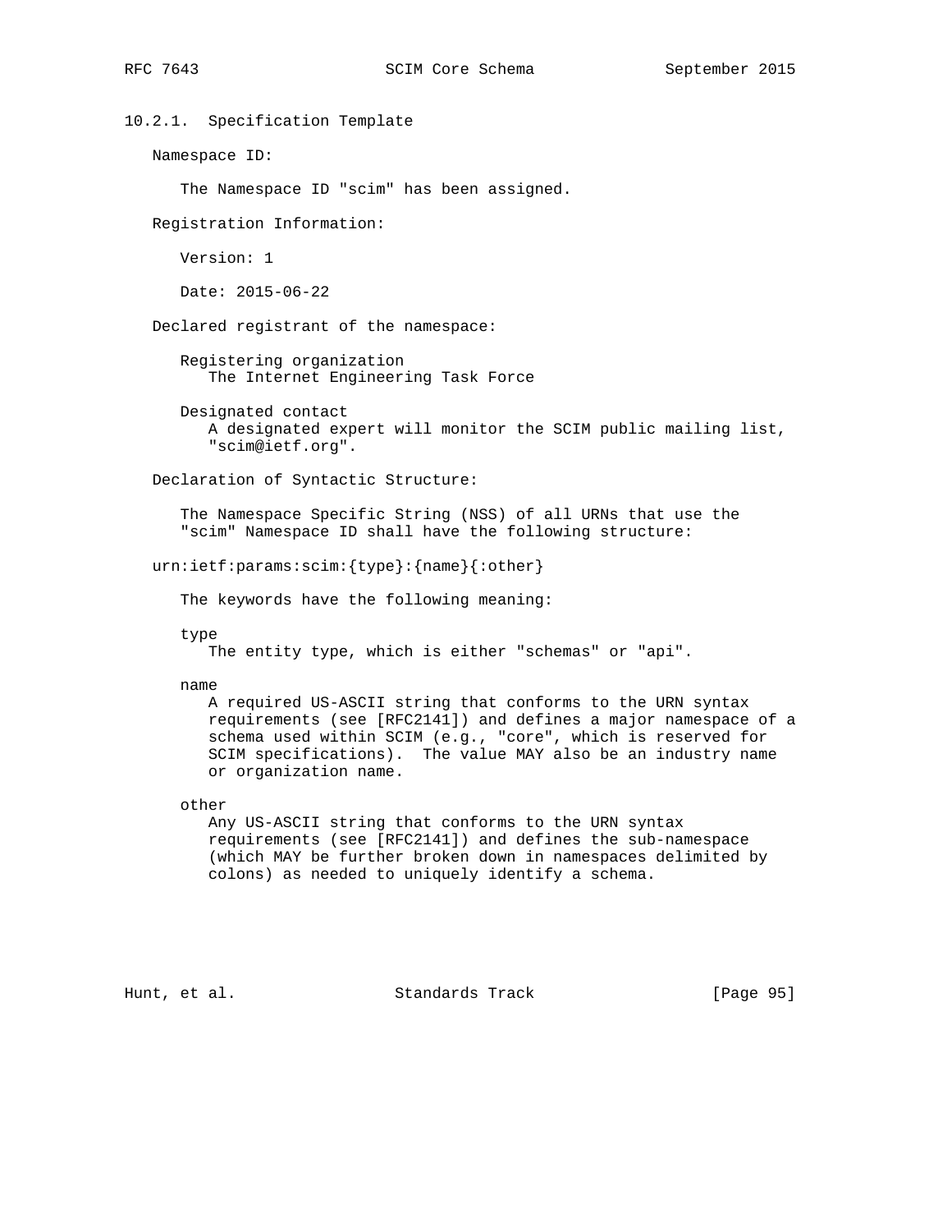#### 10.2.1. Specification Template

Namespace ID:

The Namespace ID "scim" has been assigned.

Registration Information:

Version: 1

Date: 2015-06-22

Declared registrant of the namespace:

Registering organization
The Internet Engineering Task Force

Designated contact
A designated expert will monitor the SCIM public mailing list, "scim@ietf.org".

Declaration of Syntactic Structure:

The Namespace Specific String (NSS) of all URNs that use the "scim" Namespace ID shall have the following structure:

```
urn:ietf:params:scim:{type}:{name}{:other}
```

The keywords have the following meaning:

type
The entity type, which is either "schemas" or "api".

name
A required US-ASCII string that conforms to the URN syntax requirements (see [RFC2141]) and defines a major namespace of a schema used within SCIM (e.g., "core", which is reserved for SCIM specifications). The value MAY also be an industry name or organization name.

other
Any US-ASCII string that conforms to the URN syntax requirements (see [RFC2141]) and defines the sub-namespace (which MAY be further broken down in namespaces delimited by colons) as needed to uniquely identify a schema.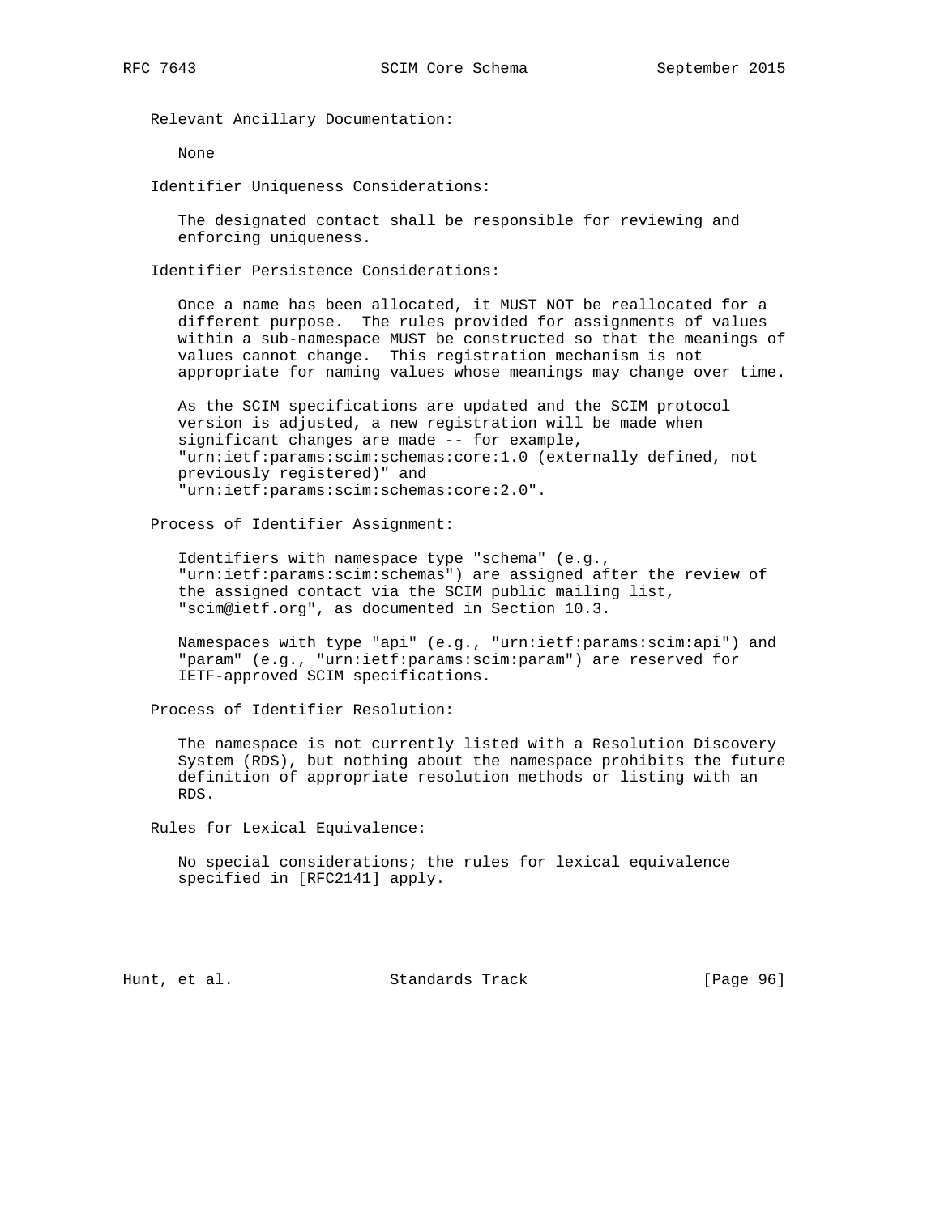Relevant Ancillary Documentation:

None

Identifier Uniqueness Considerations:

The designated contact shall be responsible for reviewing and enforcing uniqueness.

Identifier Persistence Considerations:

Once a name has been allocated, it MUST NOT be reallocated for a different purpose. The rules provided for assignments of values within a sub-namespace MUST be constructed so that the meanings of values cannot change. This registration mechanism is not appropriate for naming values whose meanings may change over time.

As the SCIM specifications are updated and the SCIM protocol version is adjusted, a new registration will be made when significant changes are made -- for example, "urn:ietf:params:scim:schemas:core:1.0 (externally defined, not previously registered)" and "urn:ietf:params:scim:schemas:core:2.0".

Process of Identifier Assignment:

Identifiers with namespace type "schema" (e.g., "urn:ietf:params:scim:schemas") are assigned after the review of the assigned contact via the SCIM public mailing list, "scim@ietf.org", as documented in Section 10.3.

Namespaces with type "api" (e.g., "urn:ietf:params:scim:api") and "param" (e.g., "urn:ietf:params:scim:param") are reserved for IETF-approved SCIM specifications.

Process of Identifier Resolution:

The namespace is not currently listed with a Resolution Discovery System (RDS), but nothing about the namespace prohibits the future definition of appropriate resolution methods or listing with an RDS.

Rules for Lexical Equivalence:

No special considerations; the rules for lexical equivalence specified in [RFC2141] apply.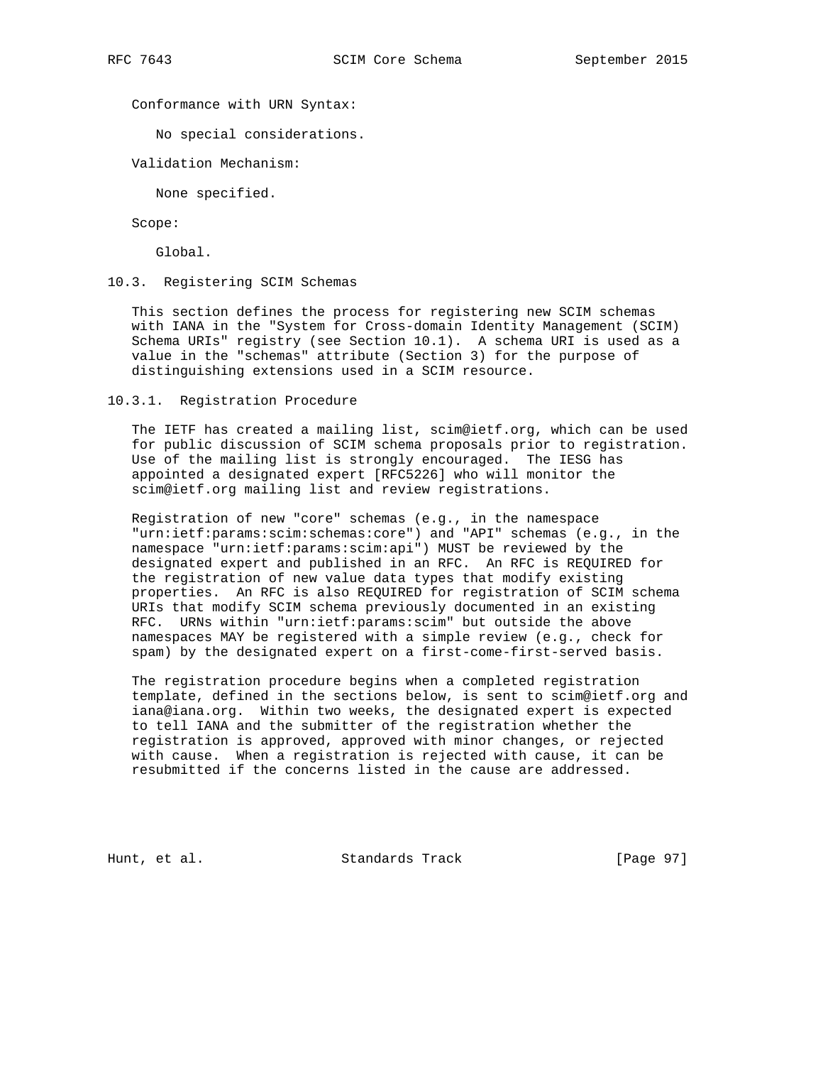Conformance with URN Syntax:

No special considerations.

Validation Mechanism:

None specified.

Scope:

Global.

### 10.3. Registering SCIM Schemas

This section defines the process for registering new SCIM schemas with IANA in the "System for Cross-domain Identity Management (SCIM) Schema URIs" registry (see Section 10.1). A schema URI is used as a value in the "schemas" attribute (Section 3) for the purpose of distinguishing extensions used in a SCIM resource.

#### 10.3.1. Registration Procedure

The IETF has created a mailing list, scim@ietf.org, which can be used for public discussion of SCIM schema proposals prior to registration. Use of the mailing list is strongly encouraged. The IESG has appointed a designated expert [RFC5226] who will monitor the scim@ietf.org mailing list and review registrations.

Registration of new "core" schemas (e.g., in the namespace "urn:ietf:params:scim:schemas:core") and "API" schemas (e.g., in the namespace "urn:ietf:params:scim:api") MUST be reviewed by the designated expert and published in an RFC. An RFC is REQUIRED for the registration of new value data types that modify existing properties. An RFC is also REQUIRED for registration of SCIM schema URIs that modify SCIM schema previously documented in an existing RFC. URNs within "urn:ietf:params:scim" but outside the above namespaces MAY be registered with a simple review (e.g., check for spam) by the designated expert on a first-come-first-served basis.

The registration procedure begins when a completed registration template, defined in the sections below, is sent to scim@ietf.org and iana@iana.org. Within two weeks, the designated expert is expected to tell IANA and the submitter of the registration whether the registration is approved, approved with minor changes, or rejected with cause. When a registration is rejected with cause, it can be resubmitted if the concerns listed in the cause are addressed.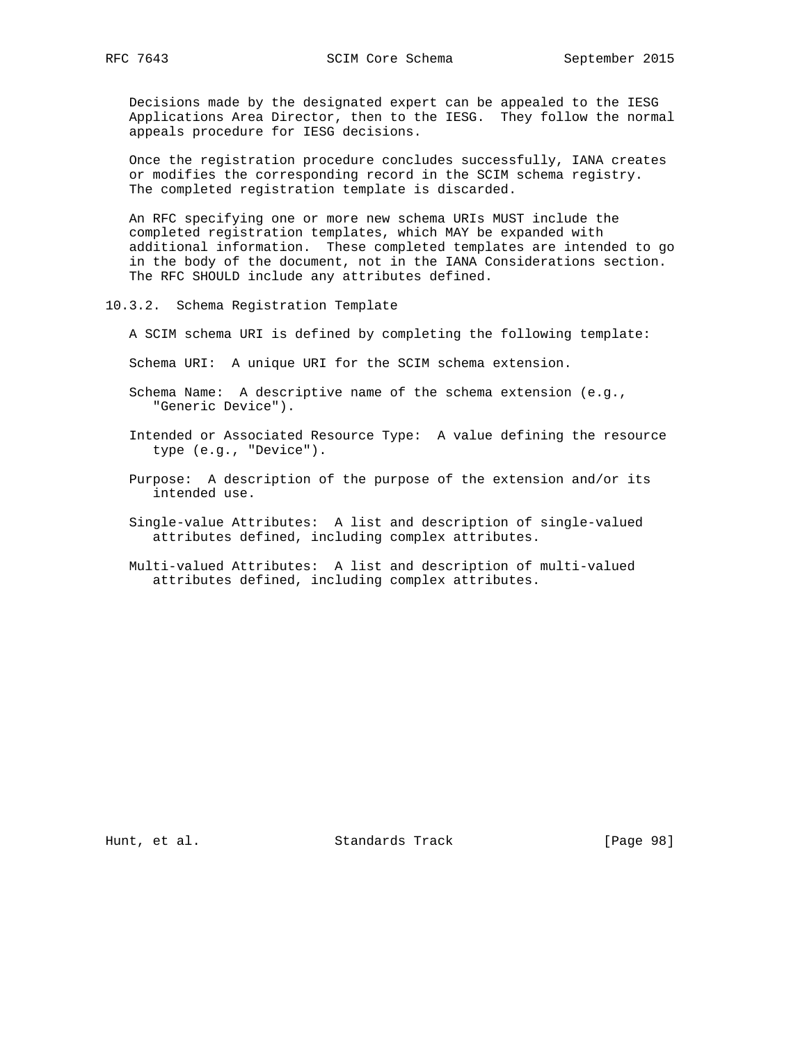Decisions made by the designated expert can be appealed to the IESG Applications Area Director, then to the IESG. They follow the normal appeals procedure for IESG decisions.

Once the registration procedure concludes successfully, IANA creates or modifies the corresponding record in the SCIM schema registry. The completed registration template is discarded.

An RFC specifying one or more new schema URIs MUST include the completed registration templates, which MAY be expanded with additional information. These completed templates are intended to go in the body of the document, not in the IANA Considerations section. The RFC SHOULD include any attributes defined.

### 10.3.2. Schema Registration Template

A SCIM schema URI is defined by completing the following template:

Schema URI: A unique URI for the SCIM schema extension.

Schema Name: A descriptive name of the schema extension (e.g., "Generic Device").

Intended or Associated Resource Type: A value defining the resource type (e.g., "Device").

Purpose: A description of the purpose of the extension and/or its intended use.

Single-value Attributes: A list and description of single-valued attributes defined, including complex attributes.

Multi-valued Attributes: A list and description of multi-valued attributes defined, including complex attributes.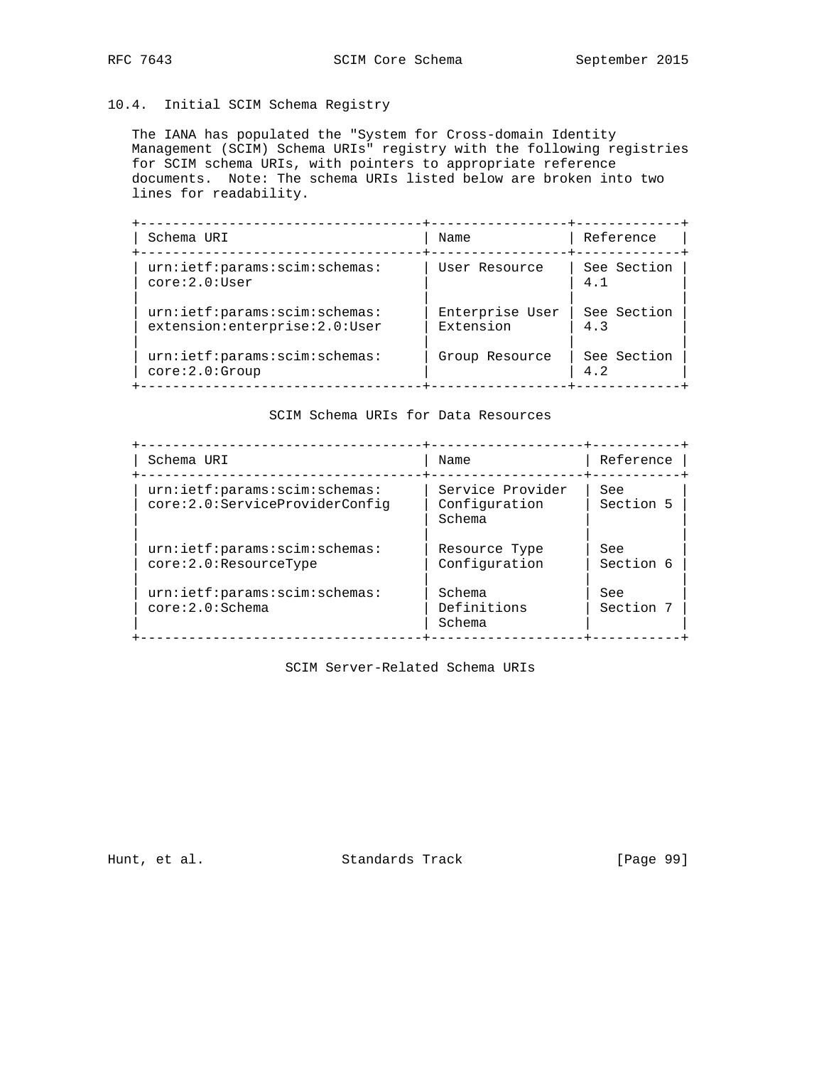## 10.4. Initial SCIM Schema Registry

The IANA has populated the "System for Cross-domain Identity Management (SCIM) Schema URIs" registry with the following registries for SCIM schema URIs, with pointers to appropriate reference documents. Note: The schema URIs listed below are broken into two lines for readability.

| Schema URI | Name | Reference |
|---|---|---|
| urn:ietf:params:scim:schemas: core:2.0:User | User Resource | See Section 4.1 |
| urn:ietf:params:scim:schemas: extension:enterprise:2.0:User | Enterprise User Extension | See Section 4.3 |
| urn:ietf:params:scim:schemas: core:2.0:Group | Group Resource | See Section 4.2 |

SCIM Schema URIs for Data Resources

| Schema URI | Name | Reference |
|---|---|---|
| urn:ietf:params:scim:schemas: core:2.0:ServiceProviderConfig | Service Provider Configuration Schema | See Section 5 |
| urn:ietf:params:scim:schemas: core:2.0:ResourceType | Resource Type Configuration | See Section 6 |
| urn:ietf:params:scim:schemas: core:2.0:Schema | Schema Definitions Schema | See Section 7 |

SCIM Server-Related Schema URIs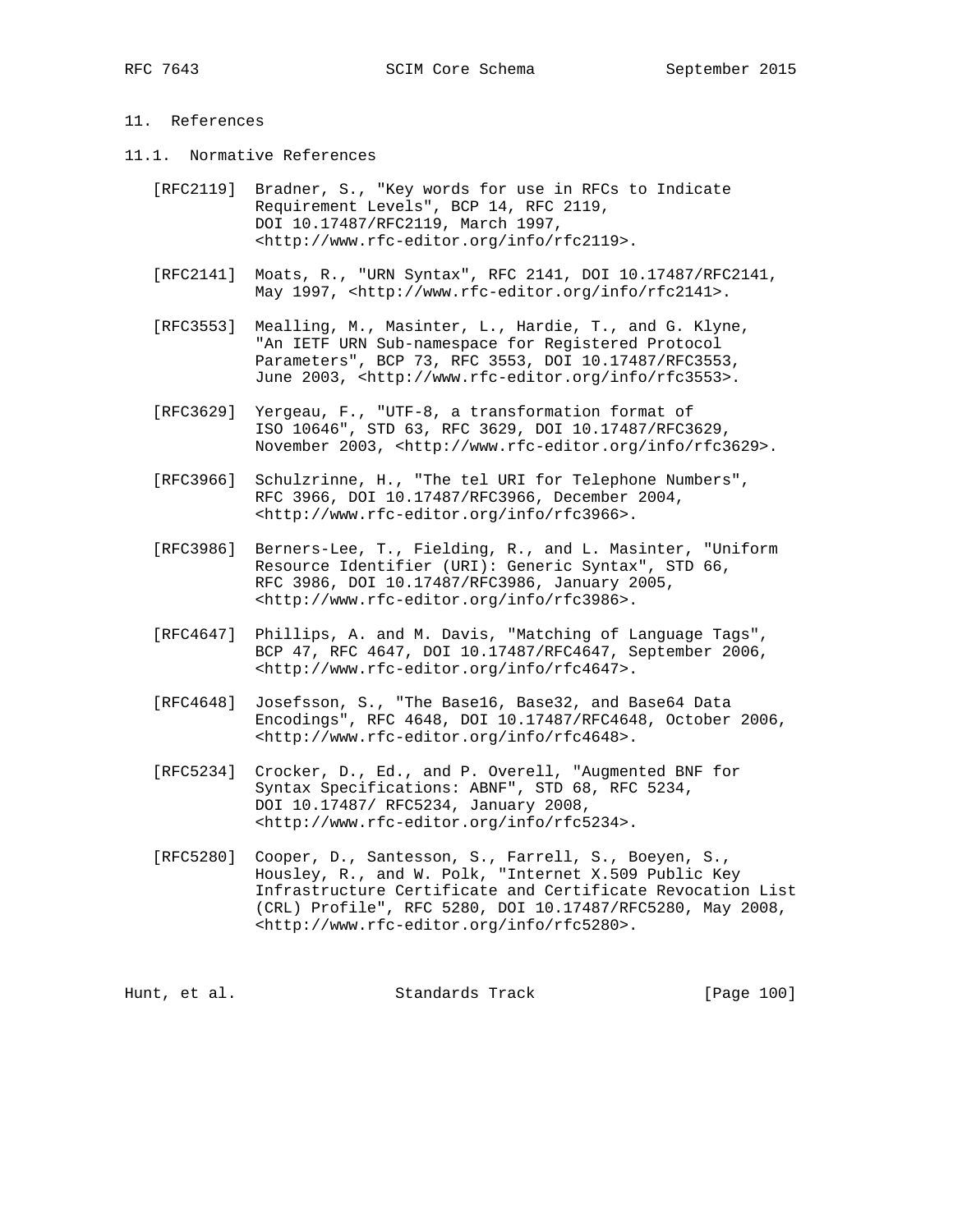## 11. References

### 11.1. Normative References

[RFC2119] Bradner, S., "Key words for use in RFCs to Indicate Requirement Levels", BCP 14, RFC 2119, DOI 10.17487/RFC2119, March 1997, <http://www.rfc-editor.org/info/rfc2119>.

[RFC2141] Moats, R., "URN Syntax", RFC 2141, DOI 10.17487/RFC2141, May 1997, <http://www.rfc-editor.org/info/rfc2141>.

[RFC3553] Mealling, M., Masinter, L., Hardie, T., and G. Klyne, "An IETF URN Sub-namespace for Registered Protocol Parameters", BCP 73, RFC 3553, DOI 10.17487/RFC3553, June 2003, <http://www.rfc-editor.org/info/rfc3553>.

[RFC3629] Yergeau, F., "UTF-8, a transformation format of ISO 10646", STD 63, RFC 3629, DOI 10.17487/RFC3629, November 2003, <http://www.rfc-editor.org/info/rfc3629>.

[RFC3966] Schulzrinne, H., "The tel URI for Telephone Numbers", RFC 3966, DOI 10.17487/RFC3966, December 2004, <http://www.rfc-editor.org/info/rfc3966>.

[RFC3986] Berners-Lee, T., Fielding, R., and L. Masinter, "Uniform Resource Identifier (URI): Generic Syntax", STD 66, RFC 3986, DOI 10.17487/RFC3986, January 2005, <http://www.rfc-editor.org/info/rfc3986>.

[RFC4647] Phillips, A. and M. Davis, "Matching of Language Tags", BCP 47, RFC 4647, DOI 10.17487/RFC4647, September 2006, <http://www.rfc-editor.org/info/rfc4647>.

[RFC4648] Josefsson, S., "The Base16, Base32, and Base64 Data Encodings", RFC 4648, DOI 10.17487/RFC4648, October 2006, <http://www.rfc-editor.org/info/rfc4648>.

[RFC5234] Crocker, D., Ed., and P. Overell, "Augmented BNF for Syntax Specifications: ABNF", STD 68, RFC 5234, DOI 10.17487/ RFC5234, January 2008, <http://www.rfc-editor.org/info/rfc5234>.

[RFC5280] Cooper, D., Santesson, S., Farrell, S., Boeyen, S., Housley, R., and W. Polk, "Internet X.509 Public Key Infrastructure Certificate and Certificate Revocation List (CRL) Profile", RFC 5280, DOI 10.17487/RFC5280, May 2008, <http://www.rfc-editor.org/info/rfc5280>.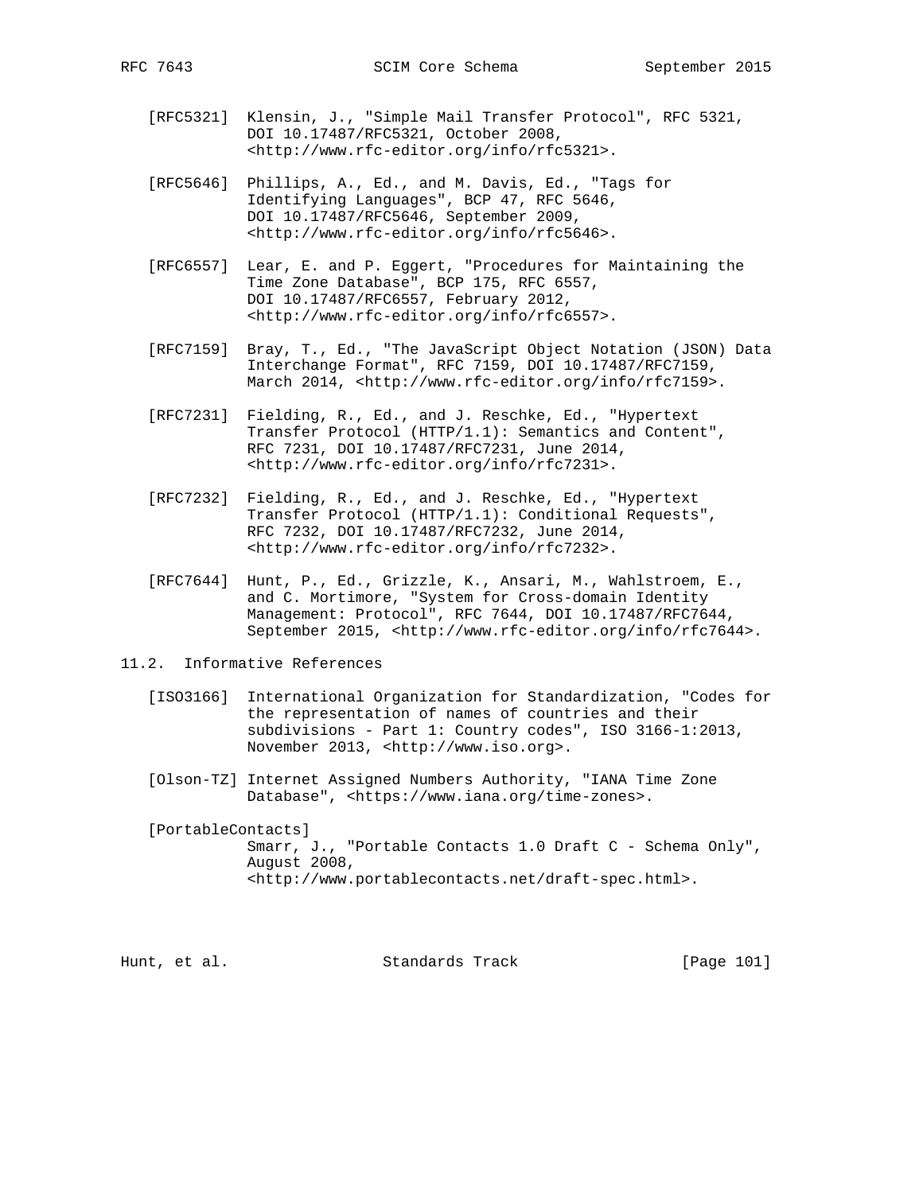[RFC5321] Klensin, J., "Simple Mail Transfer Protocol", RFC 5321, DOI 10.17487/RFC5321, October 2008, <http://www.rfc-editor.org/info/rfc5321>.

[RFC5646] Phillips, A., Ed., and M. Davis, Ed., "Tags for Identifying Languages", BCP 47, RFC 5646, DOI 10.17487/RFC5646, September 2009, <http://www.rfc-editor.org/info/rfc5646>.

[RFC6557] Lear, E. and P. Eggert, "Procedures for Maintaining the Time Zone Database", BCP 175, RFC 6557, DOI 10.17487/RFC6557, February 2012, <http://www.rfc-editor.org/info/rfc6557>.

[RFC7159] Bray, T., Ed., "The JavaScript Object Notation (JSON) Data Interchange Format", RFC 7159, DOI 10.17487/RFC7159, March 2014, <http://www.rfc-editor.org/info/rfc7159>.

[RFC7231] Fielding, R., Ed., and J. Reschke, Ed., "Hypertext Transfer Protocol (HTTP/1.1): Semantics and Content", RFC 7231, DOI 10.17487/RFC7231, June 2014, <http://www.rfc-editor.org/info/rfc7231>.

[RFC7232] Fielding, R., Ed., and J. Reschke, Ed., "Hypertext Transfer Protocol (HTTP/1.1): Conditional Requests", RFC 7232, DOI 10.17487/RFC7232, June 2014, <http://www.rfc-editor.org/info/rfc7232>.

[RFC7644] Hunt, P., Ed., Grizzle, K., Ansari, M., Wahlstroem, E., and C. Mortimore, "System for Cross-domain Identity Management: Protocol", RFC 7644, DOI 10.17487/RFC7644, September 2015, <http://www.rfc-editor.org/info/rfc7644>.

## 11.2. Informative References

[ISO3166] International Organization for Standardization, "Codes for the representation of names of countries and their subdivisions - Part 1: Country codes", ISO 3166-1:2013, November 2013, <http://www.iso.org>.

[Olson-TZ] Internet Assigned Numbers Authority, "IANA Time Zone Database", <https://www.iana.org/time-zones>.

[PortableContacts] Smarr, J., "Portable Contacts 1.0 Draft C - Schema Only", August 2008, <http://www.portablecontacts.net/draft-spec.html>.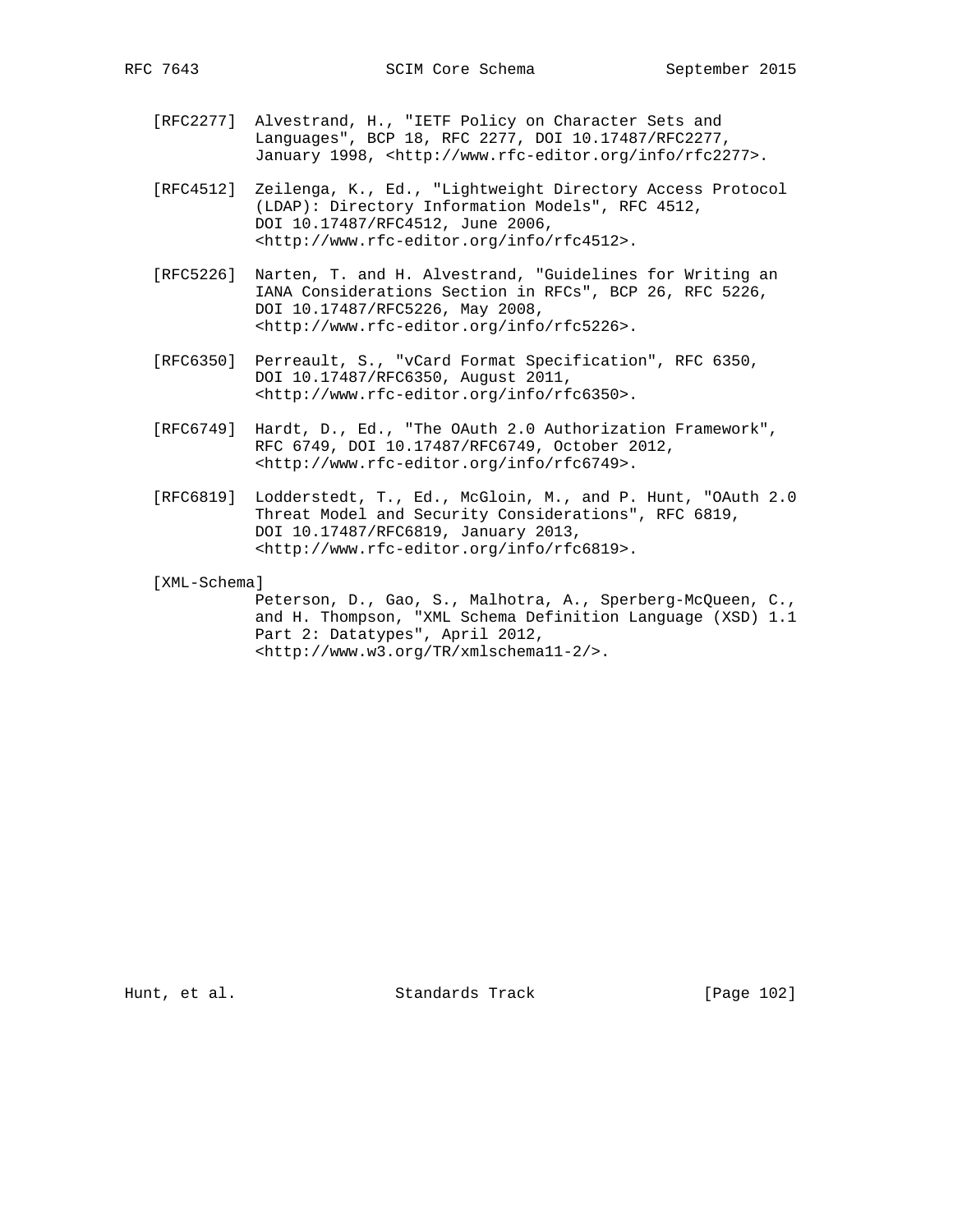[RFC2277] Alvestrand, H., "IETF Policy on Character Sets and Languages", BCP 18, RFC 2277, DOI 10.17487/RFC2277, January 1998, <http://www.rfc-editor.org/info/rfc2277>.

[RFC4512] Zeilenga, K., Ed., "Lightweight Directory Access Protocol (LDAP): Directory Information Models", RFC 4512, DOI 10.17487/RFC4512, June 2006, <http://www.rfc-editor.org/info/rfc4512>.

[RFC5226] Narten, T. and H. Alvestrand, "Guidelines for Writing an IANA Considerations Section in RFCs", BCP 26, RFC 5226, DOI 10.17487/RFC5226, May 2008, <http://www.rfc-editor.org/info/rfc5226>.

[RFC6350] Perreault, S., "vCard Format Specification", RFC 6350, DOI 10.17487/RFC6350, August 2011, <http://www.rfc-editor.org/info/rfc6350>.

[RFC6749] Hardt, D., Ed., "The OAuth 2.0 Authorization Framework", RFC 6749, DOI 10.17487/RFC6749, October 2012, <http://www.rfc-editor.org/info/rfc6749>.

[RFC6819] Lodderstedt, T., Ed., McGloin, M., and P. Hunt, "OAuth 2.0 Threat Model and Security Considerations", RFC 6819, DOI 10.17487/RFC6819, January 2013, <http://www.rfc-editor.org/info/rfc6819>.

[XML-Schema]
Peterson, D., Gao, S., Malhotra, A., Sperberg-McQueen, C., and H. Thompson, "XML Schema Definition Language (XSD) 1.1 Part 2: Datatypes", April 2012, <http://www.w3.org/TR/xmlschema11-2/>.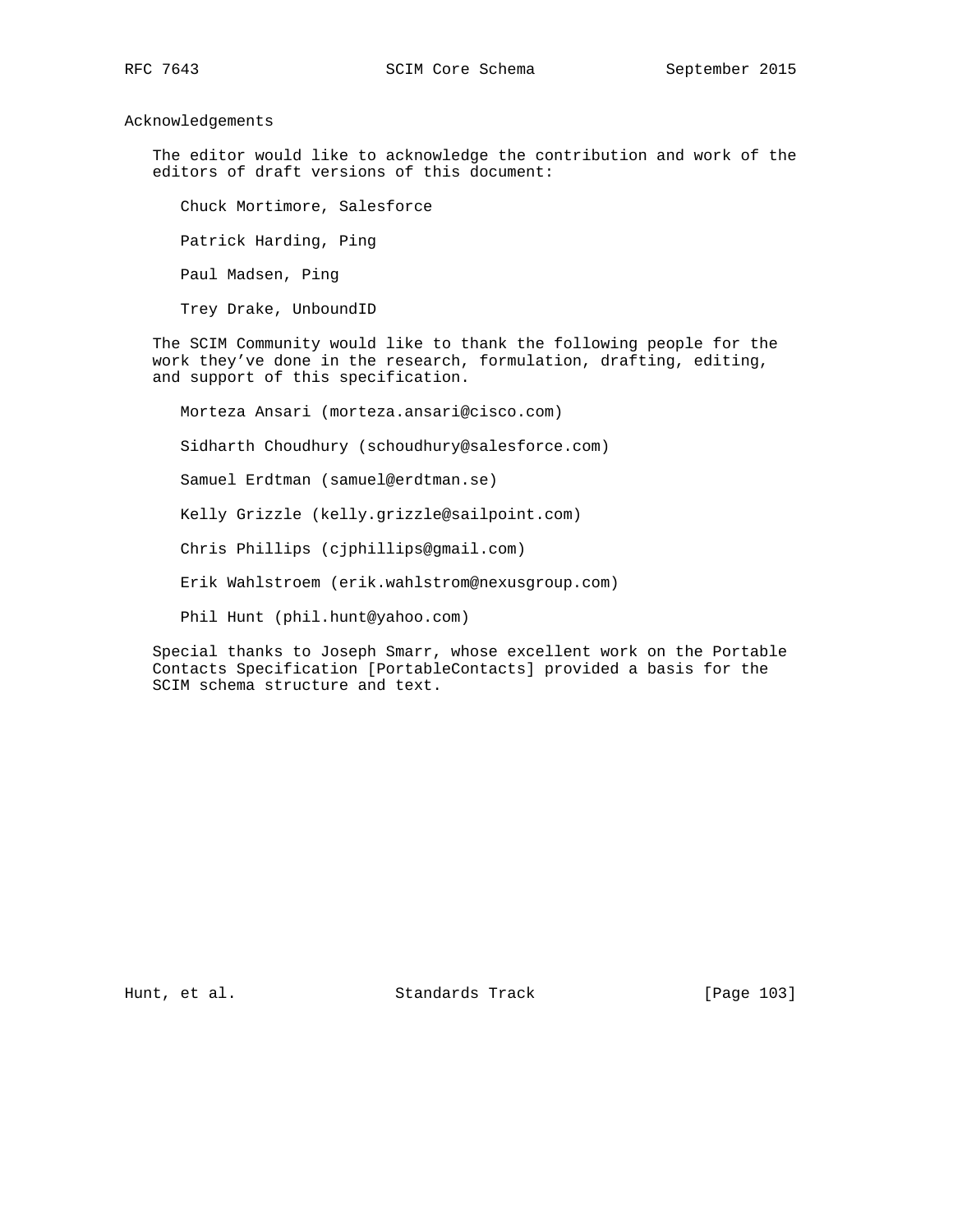## Acknowledgements

The editor would like to acknowledge the contribution and work of the editors of draft versions of this document:

Chuck Mortimore, Salesforce

Patrick Harding, Ping

Paul Madsen, Ping

Trey Drake, UnboundID

The SCIM Community would like to thank the following people for the work they've done in the research, formulation, drafting, editing, and support of this specification.

Morteza Ansari (morteza.ansari@cisco.com)

Sidharth Choudhury (schoudhury@salesforce.com)

Samuel Erdtman (samuel@erdtman.se)

Kelly Grizzle (kelly.grizzle@sailpoint.com)

Chris Phillips (cjphillips@gmail.com)

Erik Wahlstroem (erik.wahlstrom@nexusgroup.com)

Phil Hunt (phil.hunt@yahoo.com)

Special thanks to Joseph Smarr, whose excellent work on the Portable Contacts Specification [PortableContacts] provided a basis for the SCIM schema structure and text.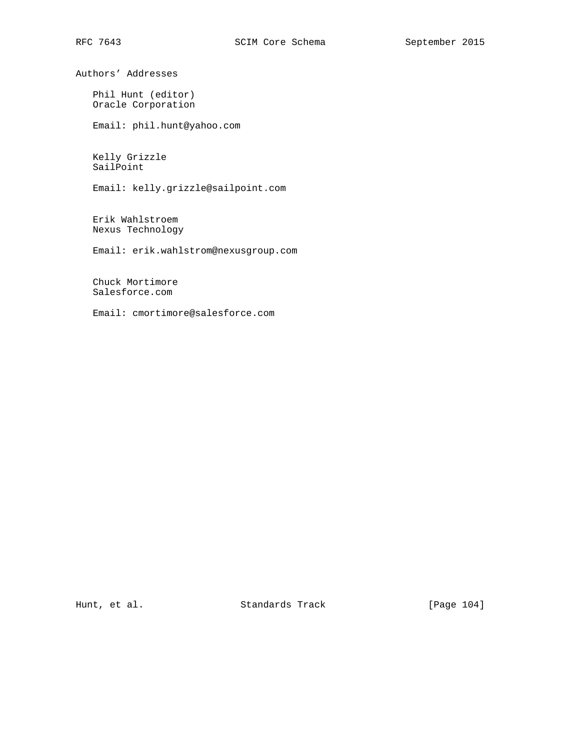## Authors' Addresses

Phil Hunt (editor)
Oracle Corporation

Email: phil.hunt@yahoo.com

Kelly Grizzle
SailPoint

Email: kelly.grizzle@sailpoint.com

Erik Wahlstroem
Nexus Technology

Email: erik.wahlstrom@nexusgroup.com

Chuck Mortimore
Salesforce.com

Email: cmortimore@salesforce.com